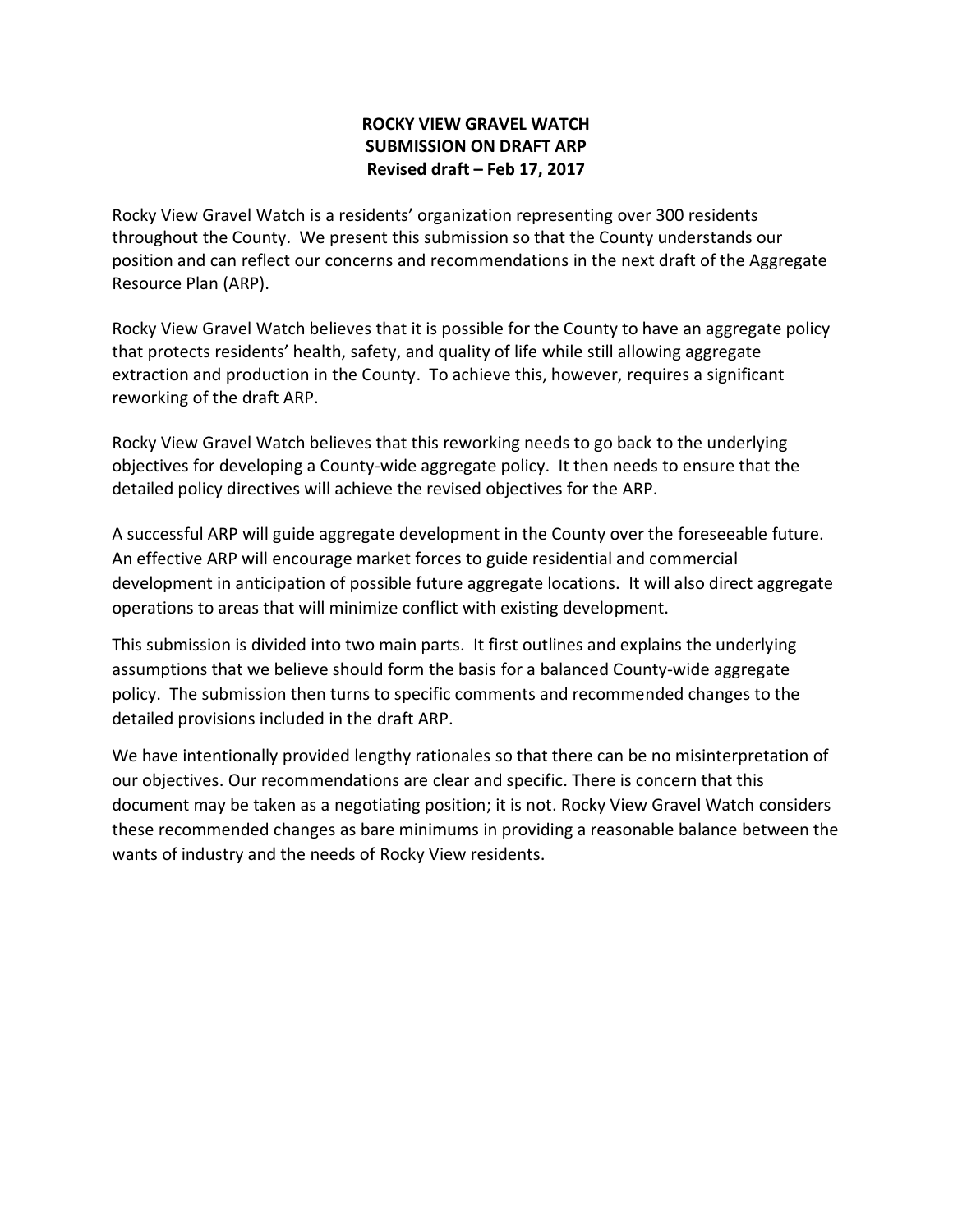# ROCKY VIEW GRAVEL WATCH
## SUBMISSION ON DRAFT ARP
### Revised draft – Feb 17, 2017

Rocky View Gravel Watch is a residents' organization representing over 300 residents throughout the County. We present this submission so that the County understands our position and can reflect our concerns and recommendations in the next draft of the Aggregate Resource Plan (ARP).

Rocky View Gravel Watch believes that it is possible for the County to have an aggregate policy that protects residents' health, safety, and quality of life while still allowing aggregate extraction and production in the County. To achieve this, however, requires a significant reworking of the draft ARP.

Rocky View Gravel Watch believes that this reworking needs to go back to the underlying objectives for developing a County-wide aggregate policy. It then needs to ensure that the detailed policy directives will achieve the revised objectives for the ARP.

A successful ARP will guide aggregate development in the County over the foreseeable future. An effective ARP will encourage market forces to guide residential and commercial development in anticipation of possible future aggregate locations. It will also direct aggregate operations to areas that will minimize conflict with existing development.

This submission is divided into two main parts. It first outlines and explains the underlying assumptions that we believe should form the basis for a balanced County-wide aggregate policy. The submission then turns to specific comments and recommended changes to the detailed provisions included in the draft ARP.

We have intentionally provided lengthy rationales so that there can be no misinterpretation of our objectives. Our recommendations are clear and specific. There is concern that this document may be taken as a negotiating position; it is not. Rocky View Gravel Watch considers these recommended changes as bare minimums in providing a reasonable balance between the wants of industry and the needs of Rocky View residents.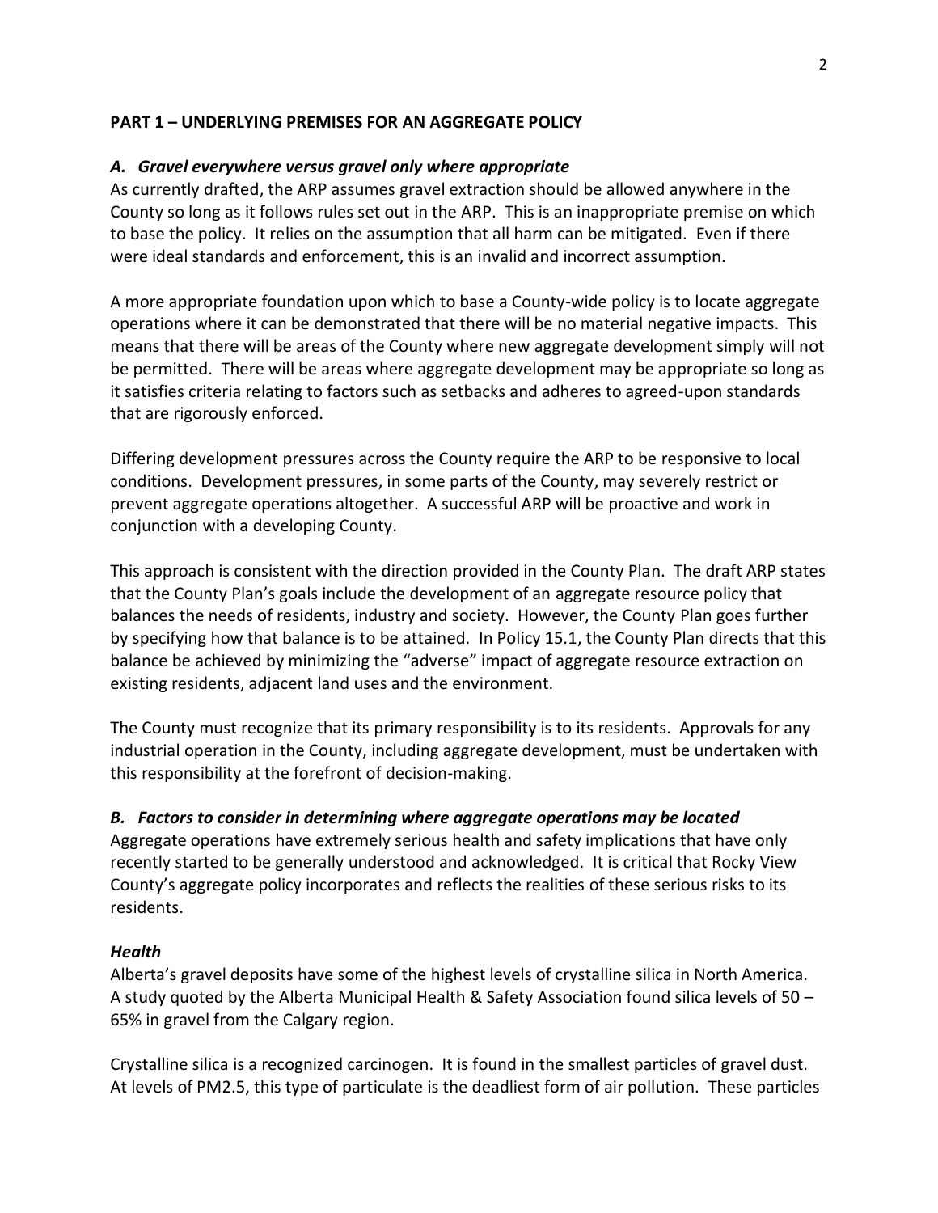## PART 1 – UNDERLYING PREMISES FOR AN AGGREGATE POLICY

### *A. Gravel everywhere versus gravel only where appropriate*

As currently drafted, the ARP assumes gravel extraction should be allowed anywhere in the County so long as it follows rules set out in the ARP. This is an inappropriate premise on which to base the policy. It relies on the assumption that all harm can be mitigated. Even if there were ideal standards and enforcement, this is an invalid and incorrect assumption.

A more appropriate foundation upon which to base a County-wide policy is to locate aggregate operations where it can be demonstrated that there will be no material negative impacts. This means that there will be areas of the County where new aggregate development simply will not be permitted. There will be areas where aggregate development may be appropriate so long as it satisfies criteria relating to factors such as setbacks and adheres to agreed-upon standards that are rigorously enforced.

Differing development pressures across the County require the ARP to be responsive to local conditions. Development pressures, in some parts of the County, may severely restrict or prevent aggregate operations altogether. A successful ARP will be proactive and work in conjunction with a developing County.

This approach is consistent with the direction provided in the County Plan. The draft ARP states that the County Plan's goals include the development of an aggregate resource policy that balances the needs of residents, industry and society. However, the County Plan goes further by specifying how that balance is to be attained. In Policy 15.1, the County Plan directs that this balance be achieved by minimizing the "adverse" impact of aggregate resource extraction on existing residents, adjacent land uses and the environment.

The County must recognize that its primary responsibility is to its residents. Approvals for any industrial operation in the County, including aggregate development, must be undertaken with this responsibility at the forefront of decision-making.

### *B. Factors to consider in determining where aggregate operations may be located*

Aggregate operations have extremely serious health and safety implications that have only recently started to be generally understood and acknowledged. It is critical that Rocky View County's aggregate policy incorporates and reflects the realities of these serious risks to its residents.

#### *Health*

Alberta's gravel deposits have some of the highest levels of crystalline silica in North America. A study quoted by the Alberta Municipal Health & Safety Association found silica levels of 50 – 65% in gravel from the Calgary region.

Crystalline silica is a recognized carcinogen. It is found in the smallest particles of gravel dust. At levels of PM2.5, this type of particulate is the deadliest form of air pollution. These particles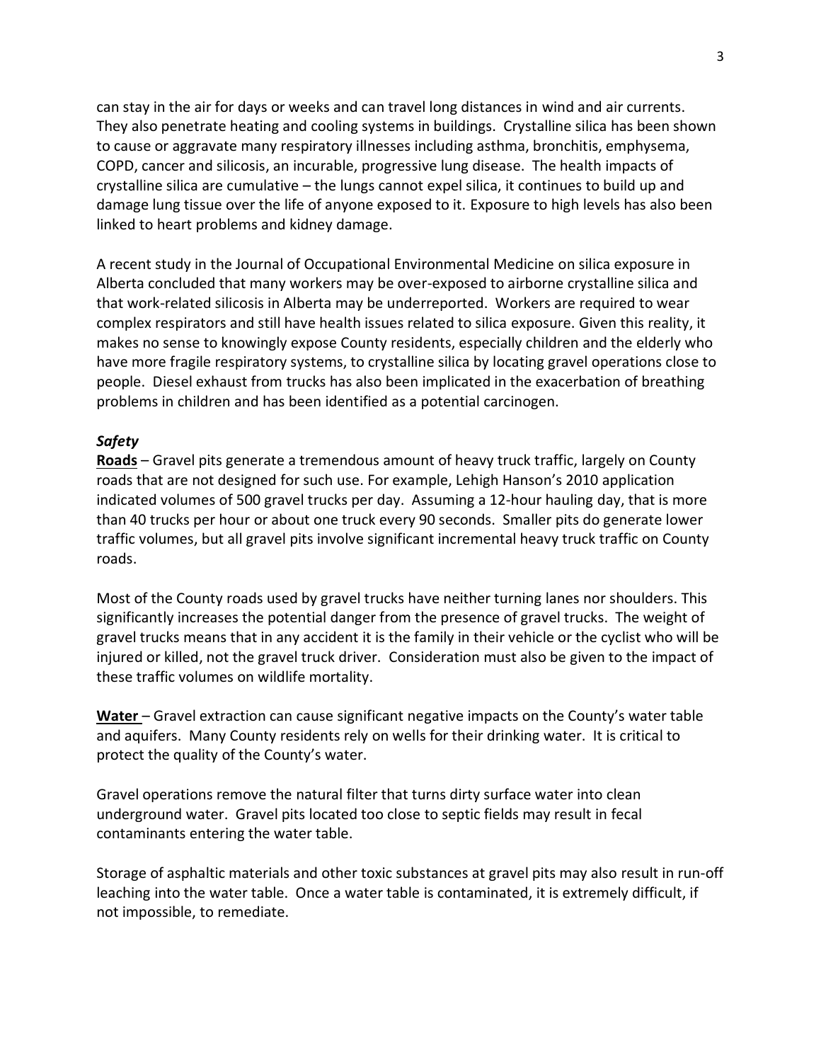can stay in the air for days or weeks and can travel long distances in wind and air currents. They also penetrate heating and cooling systems in buildings. Crystalline silica has been shown to cause or aggravate many respiratory illnesses including asthma, bronchitis, emphysema, COPD, cancer and silicosis, an incurable, progressive lung disease. The health impacts of crystalline silica are cumulative – the lungs cannot expel silica, it continues to build up and damage lung tissue over the life of anyone exposed to it. Exposure to high levels has also been linked to heart problems and kidney damage.

A recent study in the Journal of Occupational Environmental Medicine on silica exposure in Alberta concluded that many workers may be over-exposed to airborne crystalline silica and that work-related silicosis in Alberta may be underreported. Workers are required to wear complex respirators and still have health issues related to silica exposure. Given this reality, it makes no sense to knowingly expose County residents, especially children and the elderly who have more fragile respiratory systems, to crystalline silica by locating gravel operations close to people. Diesel exhaust from trucks has also been implicated in the exacerbation of breathing problems in children and has been identified as a potential carcinogen.

***Safety***

**Roads** – Gravel pits generate a tremendous amount of heavy truck traffic, largely on County roads that are not designed for such use. For example, Lehigh Hanson's 2010 application indicated volumes of 500 gravel trucks per day. Assuming a 12-hour hauling day, that is more than 40 trucks per hour or about one truck every 90 seconds. Smaller pits do generate lower traffic volumes, but all gravel pits involve significant incremental heavy truck traffic on County roads.

Most of the County roads used by gravel trucks have neither turning lanes nor shoulders. This significantly increases the potential danger from the presence of gravel trucks. The weight of gravel trucks means that in any accident it is the family in their vehicle or the cyclist who will be injured or killed, not the gravel truck driver. Consideration must also be given to the impact of these traffic volumes on wildlife mortality.

**Water** – Gravel extraction can cause significant negative impacts on the County's water table and aquifers. Many County residents rely on wells for their drinking water. It is critical to protect the quality of the County's water.

Gravel operations remove the natural filter that turns dirty surface water into clean underground water. Gravel pits located too close to septic fields may result in fecal contaminants entering the water table.

Storage of asphaltic materials and other toxic substances at gravel pits may also result in run-off leaching into the water table. Once a water table is contaminated, it is extremely difficult, if not impossible, to remediate.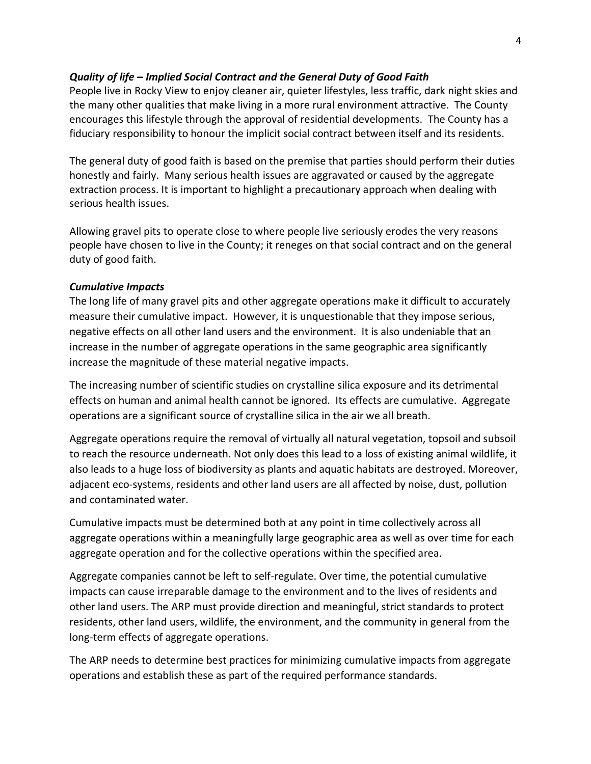***Quality of life – Implied Social Contract and the General Duty of Good Faith***

People live in Rocky View to enjoy cleaner air, quieter lifestyles, less traffic, dark night skies and the many other qualities that make living in a more rural environment attractive. The County encourages this lifestyle through the approval of residential developments. The County has a fiduciary responsibility to honour the implicit social contract between itself and its residents.

The general duty of good faith is based on the premise that parties should perform their duties honestly and fairly. Many serious health issues are aggravated or caused by the aggregate extraction process. It is important to highlight a precautionary approach when dealing with serious health issues.

Allowing gravel pits to operate close to where people live seriously erodes the very reasons people have chosen to live in the County; it reneges on that social contract and on the general duty of good faith.

***Cumulative Impacts***

The long life of many gravel pits and other aggregate operations make it difficult to accurately measure their cumulative impact. However, it is unquestionable that they impose serious, negative effects on all other land users and the environment. It is also undeniable that an increase in the number of aggregate operations in the same geographic area significantly increase the magnitude of these material negative impacts.

The increasing number of scientific studies on crystalline silica exposure and its detrimental effects on human and animal health cannot be ignored. Its effects are cumulative. Aggregate operations are a significant source of crystalline silica in the air we all breath.

Aggregate operations require the removal of virtually all natural vegetation, topsoil and subsoil to reach the resource underneath. Not only does this lead to a loss of existing animal wildlife, it also leads to a huge loss of biodiversity as plants and aquatic habitats are destroyed. Moreover, adjacent eco-systems, residents and other land users are all affected by noise, dust, pollution and contaminated water.

Cumulative impacts must be determined both at any point in time collectively across all aggregate operations within a meaningfully large geographic area as well as over time for each aggregate operation and for the collective operations within the specified area.

Aggregate companies cannot be left to self-regulate. Over time, the potential cumulative impacts can cause irreparable damage to the environment and to the lives of residents and other land users. The ARP must provide direction and meaningful, strict standards to protect residents, other land users, wildlife, the environment, and the community in general from the long-term effects of aggregate operations.

The ARP needs to determine best practices for minimizing cumulative impacts from aggregate operations and establish these as part of the required performance standards.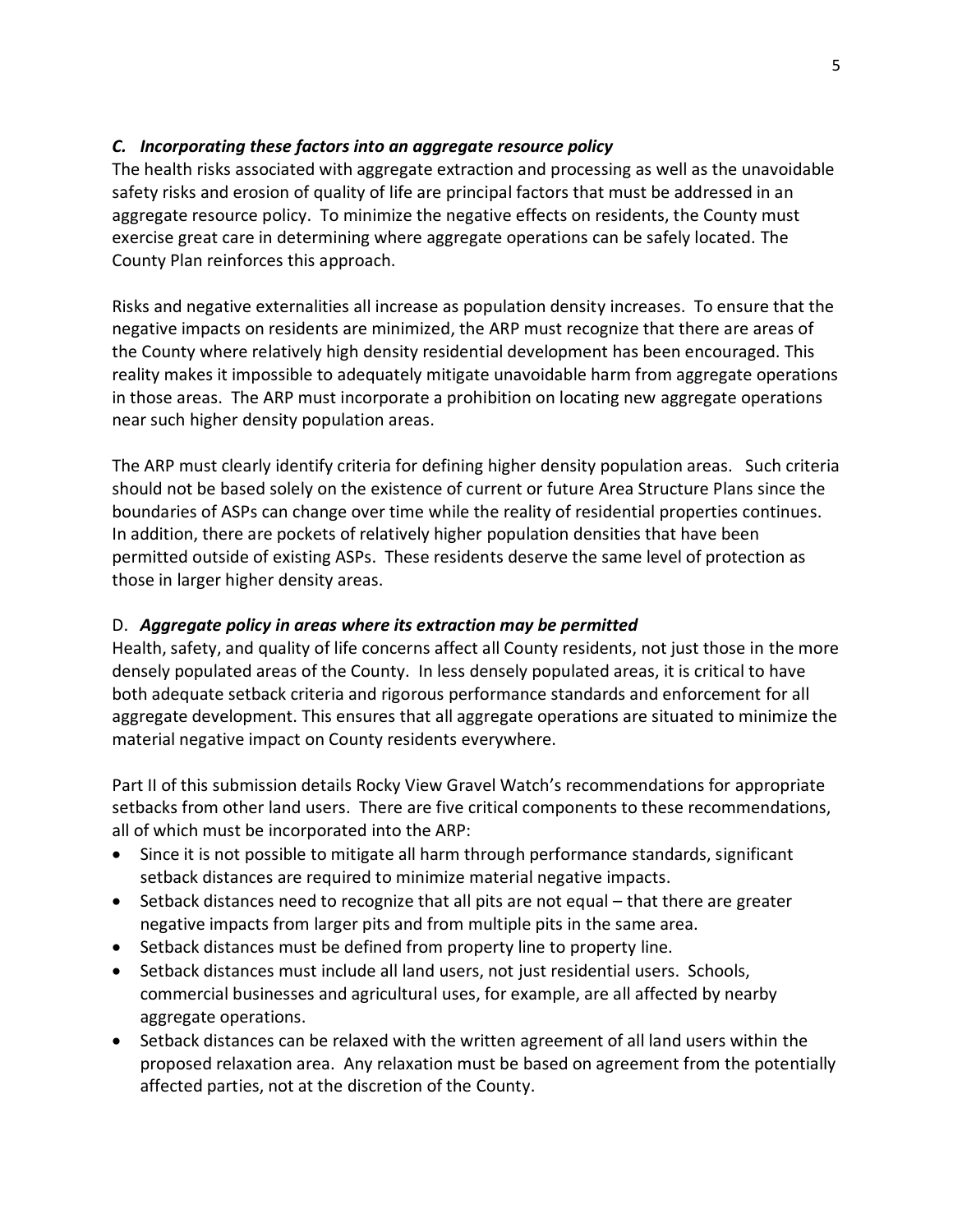### *C. Incorporating these factors into an aggregate resource policy*

The health risks associated with aggregate extraction and processing as well as the unavoidable safety risks and erosion of quality of life are principal factors that must be addressed in an aggregate resource policy. To minimize the negative effects on residents, the County must exercise great care in determining where aggregate operations can be safely located. The County Plan reinforces this approach.

Risks and negative externalities all increase as population density increases. To ensure that the negative impacts on residents are minimized, the ARP must recognize that there are areas of the County where relatively high density residential development has been encouraged. This reality makes it impossible to adequately mitigate unavoidable harm from aggregate operations in those areas. The ARP must incorporate a prohibition on locating new aggregate operations near such higher density population areas.

The ARP must clearly identify criteria for defining higher density population areas. Such criteria should not be based solely on the existence of current or future Area Structure Plans since the boundaries of ASPs can change over time while the reality of residential properties continues. In addition, there are pockets of relatively higher population densities that have been permitted outside of existing ASPs. These residents deserve the same level of protection as those in larger higher density areas.

### D. *Aggregate policy in areas where its extraction may be permitted*

Health, safety, and quality of life concerns affect all County residents, not just those in the more densely populated areas of the County. In less densely populated areas, it is critical to have both adequate setback criteria and rigorous performance standards and enforcement for all aggregate development. This ensures that all aggregate operations are situated to minimize the material negative impact on County residents everywhere.

Part II of this submission details Rocky View Gravel Watch's recommendations for appropriate setbacks from other land users. There are five critical components to these recommendations, all of which must be incorporated into the ARP:

- Since it is not possible to mitigate all harm through performance standards, significant setback distances are required to minimize material negative impacts.
- Setback distances need to recognize that all pits are not equal – that there are greater negative impacts from larger pits and from multiple pits in the same area.
- Setback distances must be defined from property line to property line.
- Setback distances must include all land users, not just residential users. Schools, commercial businesses and agricultural uses, for example, are all affected by nearby aggregate operations.
- Setback distances can be relaxed with the written agreement of all land users within the proposed relaxation area. Any relaxation must be based on agreement from the potentially affected parties, not at the discretion of the County.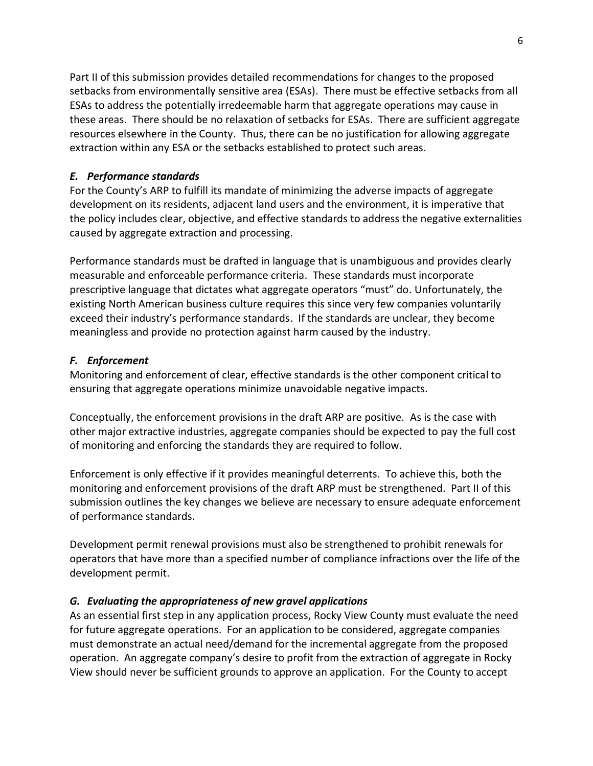Part II of this submission provides detailed recommendations for changes to the proposed setbacks from environmentally sensitive area (ESAs). There must be effective setbacks from all ESAs to address the potentially irredeemable harm that aggregate operations may cause in these areas. There should be no relaxation of setbacks for ESAs. There are sufficient aggregate resources elsewhere in the County. Thus, there can be no justification for allowing aggregate extraction within any ESA or the setbacks established to protect such areas.

### *E. Performance standards*

For the County's ARP to fulfill its mandate of minimizing the adverse impacts of aggregate development on its residents, adjacent land users and the environment, it is imperative that the policy includes clear, objective, and effective standards to address the negative externalities caused by aggregate extraction and processing.

Performance standards must be drafted in language that is unambiguous and provides clearly measurable and enforceable performance criteria. These standards must incorporate prescriptive language that dictates what aggregate operators "must" do. Unfortunately, the existing North American business culture requires this since very few companies voluntarily exceed their industry's performance standards. If the standards are unclear, they become meaningless and provide no protection against harm caused by the industry.

### *F. Enforcement*

Monitoring and enforcement of clear, effective standards is the other component critical to ensuring that aggregate operations minimize unavoidable negative impacts.

Conceptually, the enforcement provisions in the draft ARP are positive. As is the case with other major extractive industries, aggregate companies should be expected to pay the full cost of monitoring and enforcing the standards they are required to follow.

Enforcement is only effective if it provides meaningful deterrents. To achieve this, both the monitoring and enforcement provisions of the draft ARP must be strengthened. Part II of this submission outlines the key changes we believe are necessary to ensure adequate enforcement of performance standards.

Development permit renewal provisions must also be strengthened to prohibit renewals for operators that have more than a specified number of compliance infractions over the life of the development permit.

### *G. Evaluating the appropriateness of new gravel applications*

As an essential first step in any application process, Rocky View County must evaluate the need for future aggregate operations. For an application to be considered, aggregate companies must demonstrate an actual need/demand for the incremental aggregate from the proposed operation. An aggregate company's desire to profit from the extraction of aggregate in Rocky View should never be sufficient grounds to approve an application. For the County to accept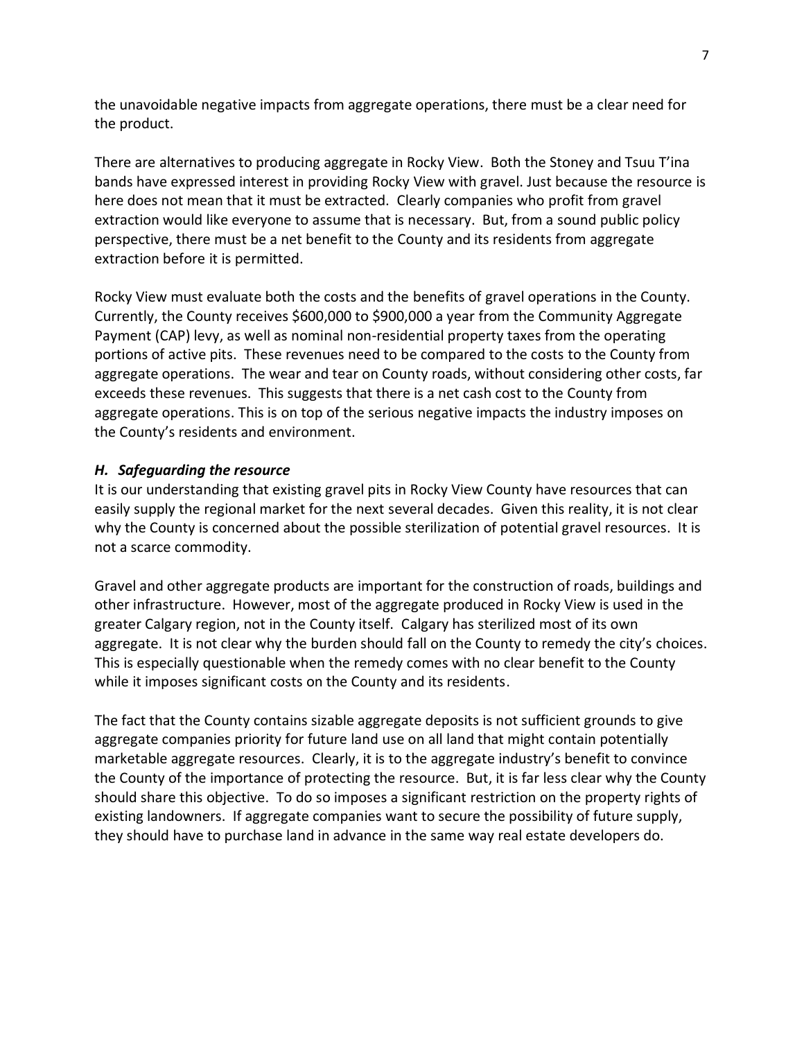the unavoidable negative impacts from aggregate operations, there must be a clear need for the product.

There are alternatives to producing aggregate in Rocky View. Both the Stoney and Tsuu T'ina bands have expressed interest in providing Rocky View with gravel. Just because the resource is here does not mean that it must be extracted. Clearly companies who profit from gravel extraction would like everyone to assume that is necessary. But, from a sound public policy perspective, there must be a net benefit to the County and its residents from aggregate extraction before it is permitted.

Rocky View must evaluate both the costs and the benefits of gravel operations in the County. Currently, the County receives \$600,000 to \$900,000 a year from the Community Aggregate Payment (CAP) levy, as well as nominal non-residential property taxes from the operating portions of active pits. These revenues need to be compared to the costs to the County from aggregate operations. The wear and tear on County roads, without considering other costs, far exceeds these revenues. This suggests that there is a net cash cost to the County from aggregate operations. This is on top of the serious negative impacts the industry imposes on the County's residents and environment.

### *H. Safeguarding the resource*

It is our understanding that existing gravel pits in Rocky View County have resources that can easily supply the regional market for the next several decades. Given this reality, it is not clear why the County is concerned about the possible sterilization of potential gravel resources. It is not a scarce commodity.

Gravel and other aggregate products are important for the construction of roads, buildings and other infrastructure. However, most of the aggregate produced in Rocky View is used in the greater Calgary region, not in the County itself. Calgary has sterilized most of its own aggregate. It is not clear why the burden should fall on the County to remedy the city's choices. This is especially questionable when the remedy comes with no clear benefit to the County while it imposes significant costs on the County and its residents.

The fact that the County contains sizable aggregate deposits is not sufficient grounds to give aggregate companies priority for future land use on all land that might contain potentially marketable aggregate resources. Clearly, it is to the aggregate industry's benefit to convince the County of the importance of protecting the resource. But, it is far less clear why the County should share this objective. To do so imposes a significant restriction on the property rights of existing landowners. If aggregate companies want to secure the possibility of future supply, they should have to purchase land in advance in the same way real estate developers do.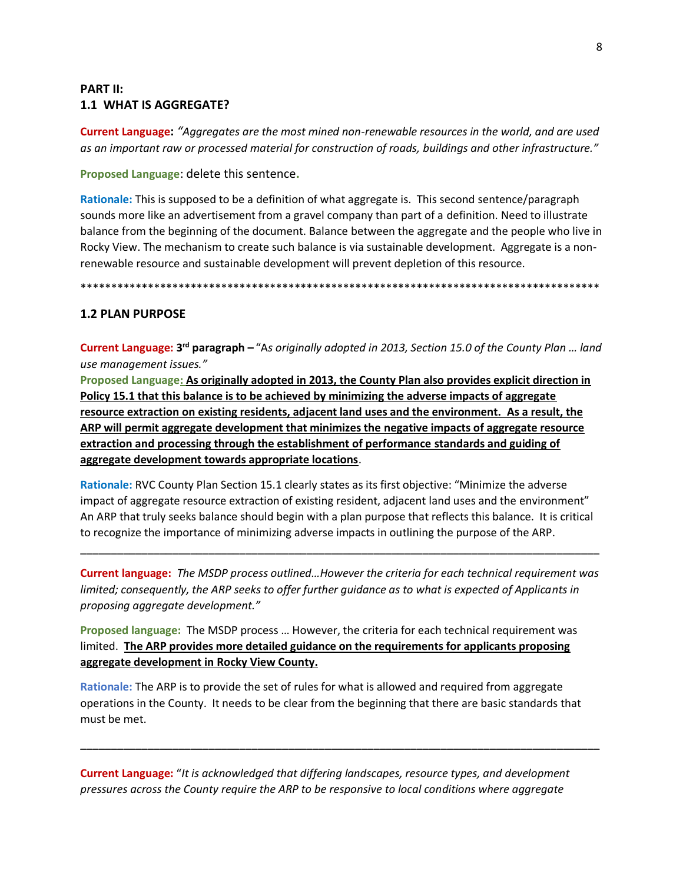**PART II:**
**1.1 WHAT IS AGGREGATE?**

**Current Language:** *"Aggregates are the most mined non-renewable resources in the world, and are used as an important raw or processed material for construction of roads, buildings and other infrastructure."*

**Proposed Language**: delete this sentence.

**Rationale:** This is supposed to be a definition of what aggregate is. This second sentence/paragraph sounds more like an advertisement from a gravel company than part of a definition. Need to illustrate balance from the beginning of the document. Balance between the aggregate and the people who live in Rocky View. The mechanism to create such balance is via sustainable development. Aggregate is a non-renewable resource and sustainable development will prevent depletion of this resource.

*************************************************************************************

**1.2 PLAN PURPOSE**

**Current Language: 3rd paragraph –** "A*s originally adopted in 2013, Section 15.0 of the County Plan … land use management issues."*

**Proposed Language: <u>As originally adopted in 2013, the County Plan also provides explicit direction in Policy 15.1 that this balance is to be achieved by minimizing the adverse impacts of aggregate resource extraction on existing residents, adjacent land uses and the environment. As a result, the ARP will permit aggregate development that minimizes the negative impacts of aggregate resource extraction and processing through the establishment of performance standards and guiding of aggregate development towards appropriate locations</u>**.

**Rationale:** RVC County Plan Section 15.1 clearly states as its first objective: "Minimize the adverse impact of aggregate resource extraction of existing resident, adjacent land uses and the environment" An ARP that truly seeks balance should begin with a plan purpose that reflects this balance. It is critical to recognize the importance of minimizing adverse impacts in outlining the purpose of the ARP.

---

**Current language:** *The MSDP process outlined…However the criteria for each technical requirement was limited; consequently, the ARP seeks to offer further guidance as to what is expected of Applicants in proposing aggregate development."*

**Proposed language:** The MSDP process … However, the criteria for each technical requirement was limited. **<u>The ARP provides more detailed guidance on the requirements for applicants proposing aggregate development in Rocky View County.</u>**

**Rationale:** The ARP is to provide the set of rules for what is allowed and required from aggregate operations in the County. It needs to be clear from the beginning that there are basic standards that must be met.

---

**Current Language:** "*It is acknowledged that differing landscapes, resource types, and development pressures across the County require the ARP to be responsive to local conditions where aggregate*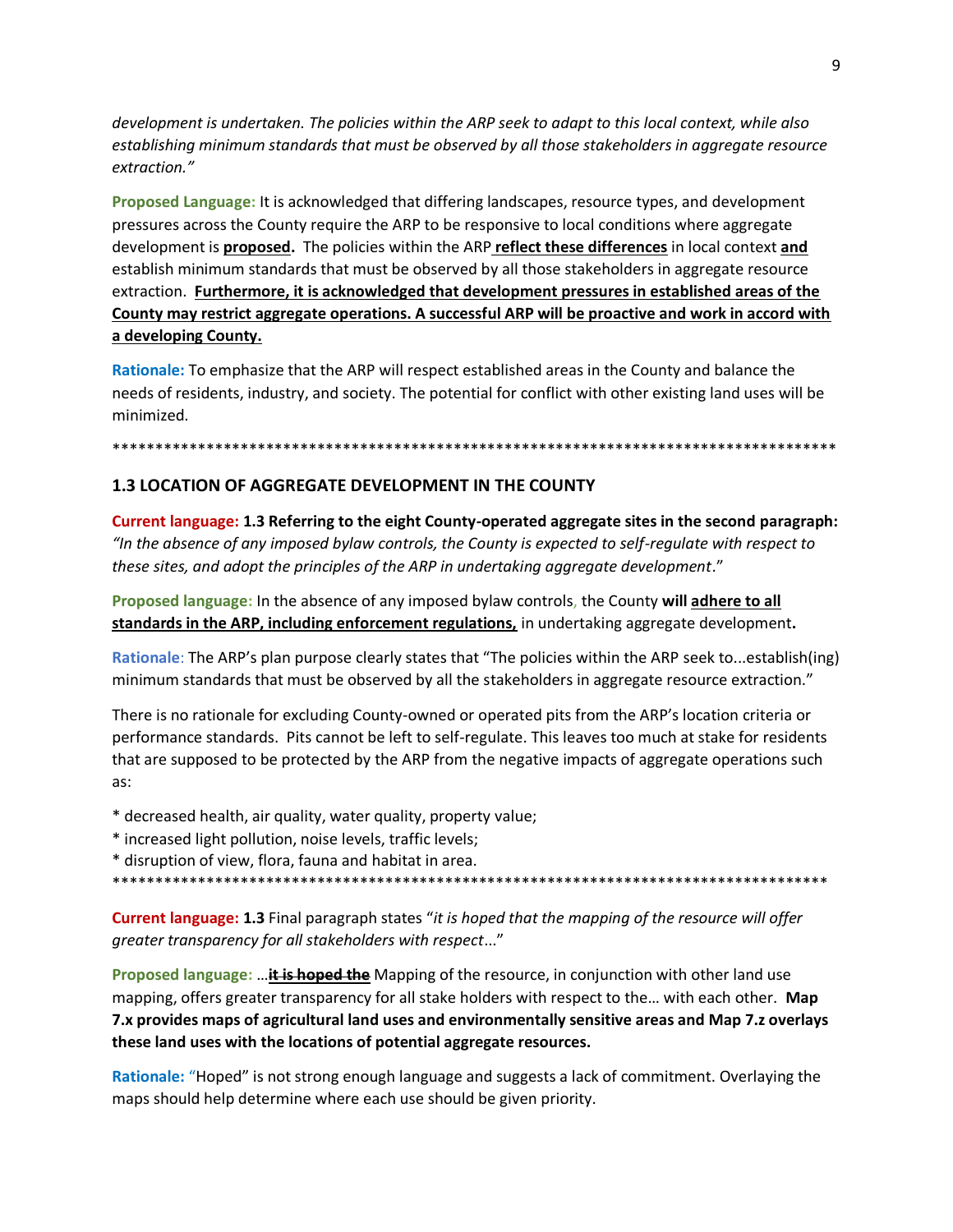*development is undertaken. The policies within the ARP seek to adapt to this local context, while also establishing minimum standards that must be observed by all those stakeholders in aggregate resource extraction."*

**Proposed Language:** It is acknowledged that differing landscapes, resource types, and development pressures across the County require the ARP to be responsive to local conditions where aggregate development is **<u>proposed</u>.** The policies within the ARP **<u>reflect these differences</u>** in local context **<u>and</u>** establish minimum standards that must be observed by all those stakeholders in aggregate resource extraction. **<u>Furthermore, it is acknowledged that development pressures in established areas of the County may restrict aggregate operations. A successful ARP will be proactive and work in accord with a developing County.</u>**

**Rationale:** To emphasize that the ARP will respect established areas in the County and balance the needs of residents, industry, and society. The potential for conflict with other existing land uses will be minimized.

******************************************************************************************

## 1.3 LOCATION OF AGGREGATE DEVELOPMENT IN THE COUNTY

**Current language: 1.3 Referring to the eight County-operated aggregate sites in the second paragraph:** *"In the absence of any imposed bylaw controls, the County is expected to self-regulate with respect to these sites, and adopt the principles of the ARP in undertaking aggregate development*."

**Proposed language:** In the absence of any imposed bylaw controls, the County **will <u>adhere to all standards in the ARP, including enforcement regulations,</u>** in undertaking aggregate development**.**

**Rationale**: The ARP's plan purpose clearly states that "The policies within the ARP seek to...establish(ing) minimum standards that must be observed by all the stakeholders in aggregate resource extraction."

There is no rationale for excluding County-owned or operated pits from the ARP's location criteria or performance standards. Pits cannot be left to self-regulate. This leaves too much at stake for residents that are supposed to be protected by the ARP from the negative impacts of aggregate operations such as:

* decreased health, air quality, water quality, property value;
* increased light pollution, noise levels, traffic levels;
* disruption of view, flora, fauna and habitat in area.

******************************************************************************************

**Current language: 1.3** Final paragraph states "*it is hoped that the mapping of the resource will offer greater transparency for all stakeholders with respect*..."

**Proposed language:** …**~~<u>it is hoped the</u>~~** Mapping of the resource, in conjunction with other land use mapping, offers greater transparency for all stake holders with respect to the… with each other. **Map 7.x provides maps of agricultural land uses and environmentally sensitive areas and Map 7.z overlays these land uses with the locations of potential aggregate resources.**

**Rationale:** "Hoped" is not strong enough language and suggests a lack of commitment. Overlaying the maps should help determine where each use should be given priority.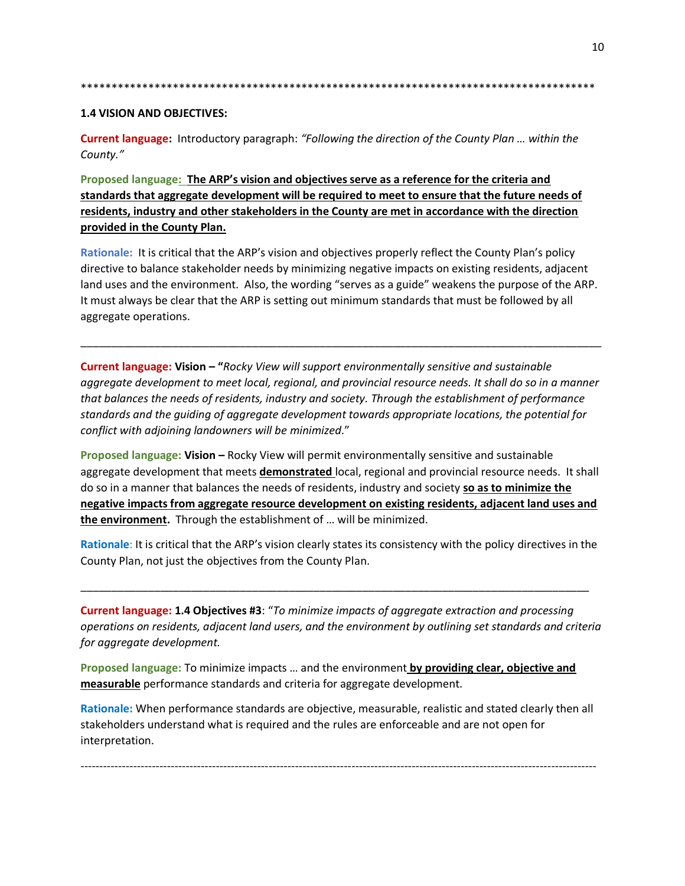*************************************************************************************

**1.4 VISION AND OBJECTIVES:**

**Current language:** Introductory paragraph: *"Following the direction of the County Plan … within the County."*

**Proposed language:** **<u>The ARP's vision and objectives serve as a reference for the criteria and standards that aggregate development will be required to meet to ensure that the future needs of residents, industry and other stakeholders in the County are met in accordance with the direction provided in the County Plan.</u>**

**Rationale:** It is critical that the ARP's vision and objectives properly reflect the County Plan's policy directive to balance stakeholder needs by minimizing negative impacts on existing residents, adjacent land uses and the environment. Also, the wording "serves as a guide" weakens the purpose of the ARP. It must always be clear that the ARP is setting out minimum standards that must be followed by all aggregate operations.

---

**Current language:** **Vision – "***Rocky View will support environmentally sensitive and sustainable aggregate development to meet local, regional, and provincial resource needs. It shall do so in a manner that balances the needs of residents, industry and society. Through the establishment of performance standards and the guiding of aggregate development towards appropriate locations, the potential for conflict with adjoining landowners will be minimized.*"

**Proposed language:** **Vision –** Rocky View will permit environmentally sensitive and sustainable aggregate development that meets **<u>demonstrated</u>** local, regional and provincial resource needs. It shall do so in a manner that balances the needs of residents, industry and society **<u>so as to minimize the negative impacts from aggregate resource development on existing residents, adjacent land uses and the environment</u>.** Through the establishment of … will be minimized.

**Rationale**: It is critical that the ARP's vision clearly states its consistency with the policy directives in the County Plan, not just the objectives from the County Plan.

---

**Current language:** **1.4 Objectives #3**: "*To minimize impacts of aggregate extraction and processing operations on residents, adjacent land users, and the environment by outlining set standards and criteria for aggregate development.*

**Proposed language:** To minimize impacts … and the environment **<u>by providing clear, objective and measurable</u>** performance standards and criteria for aggregate development.

**Rationale:** When performance standards are objective, measurable, realistic and stated clearly then all stakeholders understand what is required and the rules are enforceable and are not open for interpretation.

---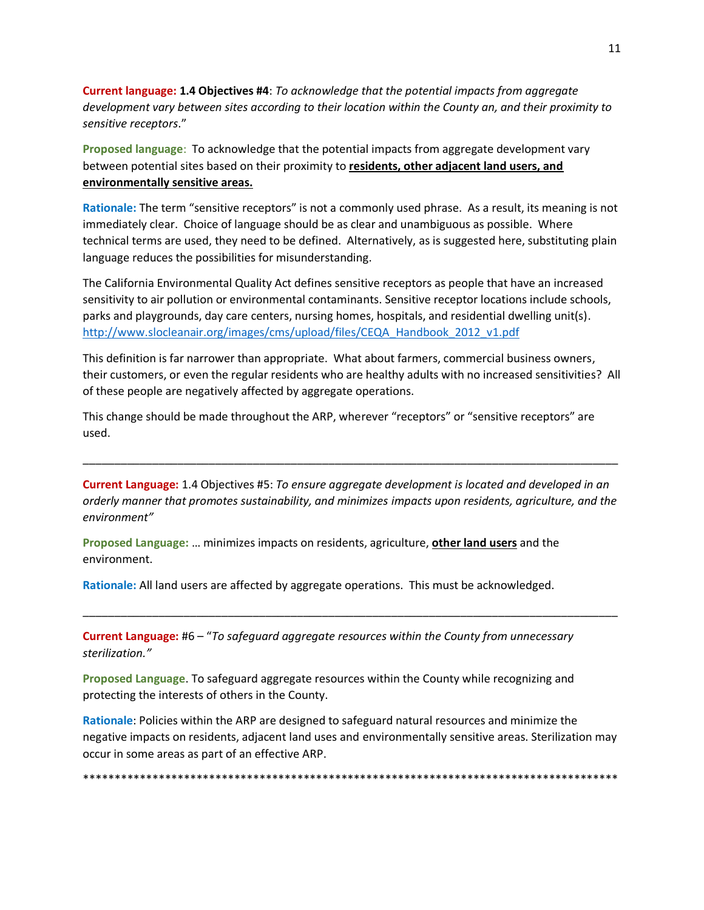**Current language:** **1.4 Objectives #4**: *To acknowledge that the potential impacts from aggregate development vary between sites according to their location within the County an, and their proximity to sensitive receptors*."

**Proposed language**: To acknowledge that the potential impacts from aggregate development vary between potential sites based on their proximity to **residents, other adjacent land users, and environmentally sensitive areas.**

**Rationale:** The term "sensitive receptors" is not a commonly used phrase. As a result, its meaning is not immediately clear. Choice of language should be as clear and unambiguous as possible. Where technical terms are used, they need to be defined. Alternatively, as is suggested here, substituting plain language reduces the possibilities for misunderstanding.

The California Environmental Quality Act defines sensitive receptors as people that have an increased sensitivity to air pollution or environmental contaminants. Sensitive receptor locations include schools, parks and playgrounds, day care centers, nursing homes, hospitals, and residential dwelling unit(s). http://www.slocleanair.org/images/cms/upload/files/CEQA_Handbook_2012_v1.pdf

This definition is far narrower than appropriate. What about farmers, commercial business owners, their customers, or even the regular residents who are healthy adults with no increased sensitivities? All of these people are negatively affected by aggregate operations.

This change should be made throughout the ARP, wherever "receptors" or "sensitive receptors" are used.

---

**Current Language:** 1.4 Objectives #5: *To ensure aggregate development is located and developed in an orderly manner that promotes sustainability, and minimizes impacts upon residents, agriculture, and the environment"*

**Proposed Language:** … minimizes impacts on residents, agriculture, **other land users** and the environment.

**Rationale:** All land users are affected by aggregate operations. This must be acknowledged.

---

**Current Language:** #6 – "*To safeguard aggregate resources within the County from unnecessary sterilization."*

**Proposed Language**. To safeguard aggregate resources within the County while recognizing and protecting the interests of others in the County.

**Rationale**: Policies within the ARP are designed to safeguard natural resources and minimize the negative impacts on residents, adjacent land uses and environmentally sensitive areas. Sterilization may occur in some areas as part of an effective ARP.

*****************************************************************************************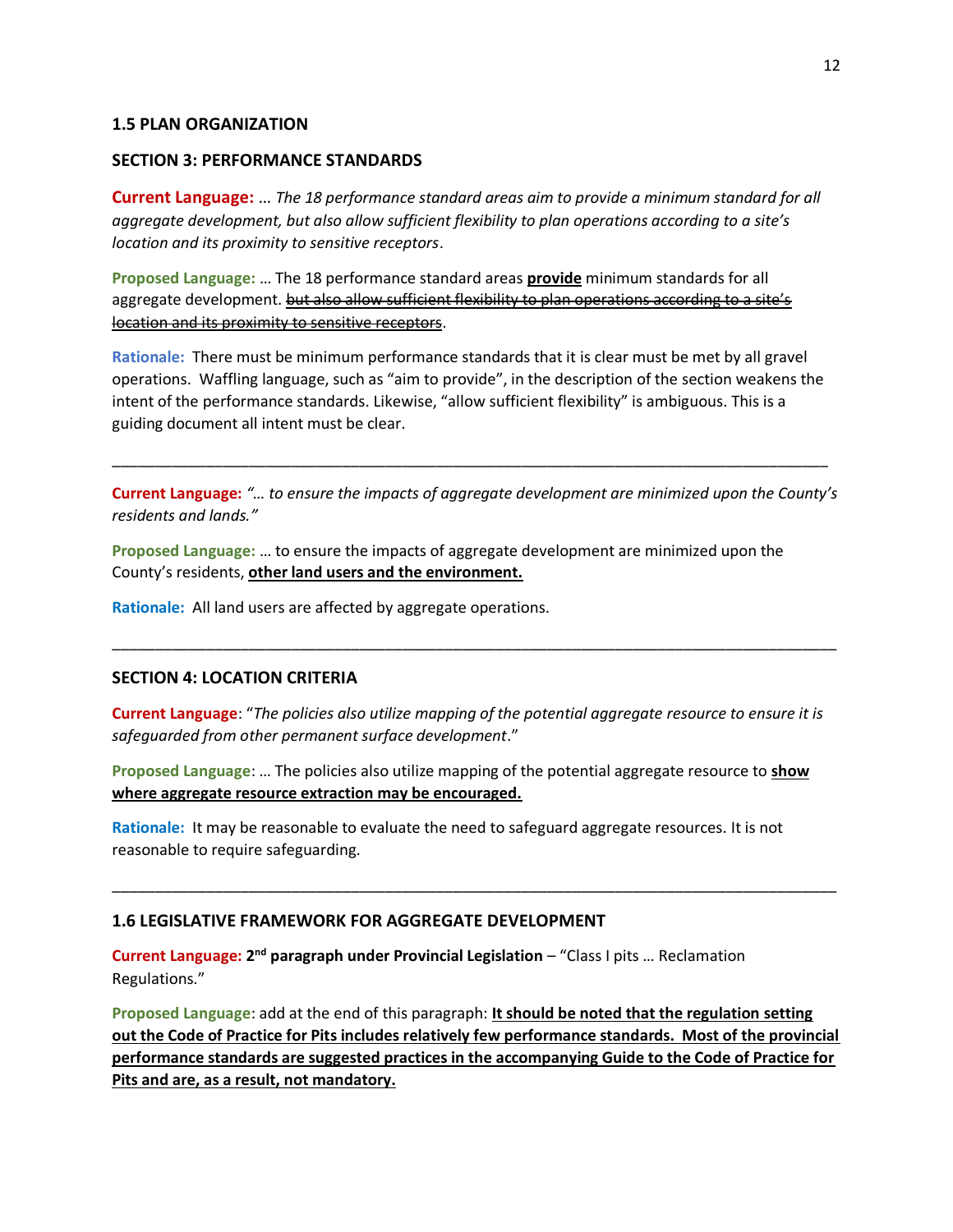### 1.5 PLAN ORGANIZATION

### SECTION 3: PERFORMANCE STANDARDS

**Current Language:** … *The 18 performance standard areas aim to provide a minimum standard for all aggregate development, but also allow sufficient flexibility to plan operations according to a site's location and its proximity to sensitive receptors*.

**Proposed Language:** … The 18 performance standard areas **provide** minimum standards for all aggregate development. ~~but also allow sufficient flexibility to plan operations according to a site's location and its proximity to sensitive receptors~~.

**Rationale:** There must be minimum performance standards that it is clear must be met by all gravel operations. Waffling language, such as "aim to provide", in the description of the section weakens the intent of the performance standards. Likewise, "allow sufficient flexibility" is ambiguous. This is a guiding document all intent must be clear.

---

**Current Language:** *"… to ensure the impacts of aggregate development are minimized upon the County's residents and lands."*

**Proposed Language:** … to ensure the impacts of aggregate development are minimized upon the County's residents, **other land users and the environment.**

**Rationale:** All land users are affected by aggregate operations.

---

### SECTION 4: LOCATION CRITERIA

**Current Language**: "*The policies also utilize mapping of the potential aggregate resource to ensure it is safeguarded from other permanent surface development*."

**Proposed Language**: … The policies also utilize mapping of the potential aggregate resource to **show where aggregate resource extraction may be encouraged.**

**Rationale:** It may be reasonable to evaluate the need to safeguard aggregate resources. It is not reasonable to require safeguarding.

---

### 1.6 LEGISLATIVE FRAMEWORK FOR AGGREGATE DEVELOPMENT

**Current Language: 2nd paragraph under Provincial Legislation** – "Class I pits … Reclamation Regulations."

**Proposed Language**: add at the end of this paragraph: **It should be noted that the regulation setting out the Code of Practice for Pits includes relatively few performance standards. Most of the provincial performance standards are suggested practices in the accompanying Guide to the Code of Practice for Pits and are, as a result, not mandatory.**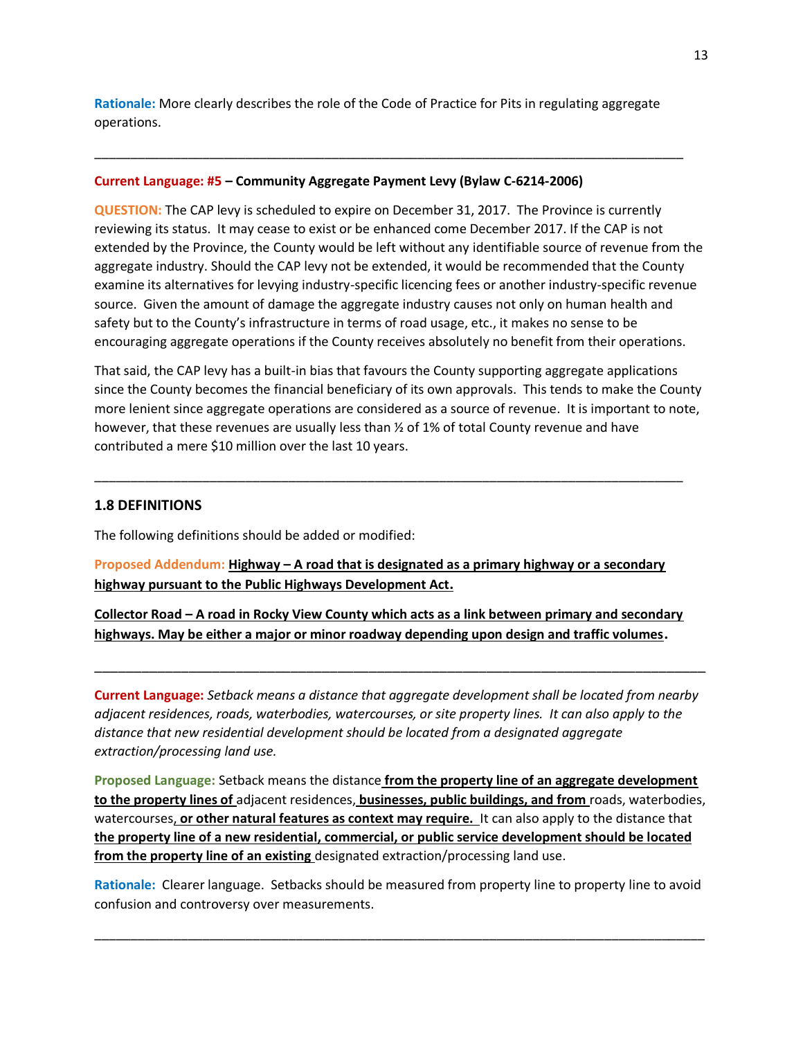**Rationale:** More clearly describes the role of the Code of Practice for Pits in regulating aggregate operations.

---

**Current Language: #5 – Community Aggregate Payment Levy (Bylaw C-6214-2006)**

**QUESTION:** The CAP levy is scheduled to expire on December 31, 2017. The Province is currently reviewing its status. It may cease to exist or be enhanced come December 2017. If the CAP is not extended by the Province, the County would be left without any identifiable source of revenue from the aggregate industry. Should the CAP levy not be extended, it would be recommended that the County examine its alternatives for levying industry-specific licencing fees or another industry-specific revenue source. Given the amount of damage the aggregate industry causes not only on human health and safety but to the County's infrastructure in terms of road usage, etc., it makes no sense to be encouraging aggregate operations if the County receives absolutely no benefit from their operations.

That said, the CAP levy has a built-in bias that favours the County supporting aggregate applications since the County becomes the financial beneficiary of its own approvals. This tends to make the County more lenient since aggregate operations are considered as a source of revenue. It is important to note, however, that these revenues are usually less than ½ of 1% of total County revenue and have contributed a mere $10 million over the last 10 years.

---

### 1.8 DEFINITIONS

The following definitions should be added or modified:

**Proposed Addendum:** <u>**Highway – A road that is designated as a primary highway or a secondary highway pursuant to the Public Highways Development Act.**</u>

<u>**Collector Road – A road in Rocky View County which acts as a link between primary and secondary highways. May be either a major or minor roadway depending upon design and traffic volumes**</u>**.**

---

**Current Language:** *Setback means a distance that aggregate development shall be located from nearby adjacent residences, roads, waterbodies, watercourses, or site property lines. It can also apply to the distance that new residential development should be located from a designated aggregate extraction/processing land use.*

**Proposed Language:** Setback means the distance <u>**from the property line of an aggregate development to the property lines of**</u> adjacent residences<u>**, businesses, public buildings, and from**</u> roads, waterbodies, watercourses<u>**, or other natural features as context may require.**</u> It can also apply to the distance that <u>**the property line of a new residential, commercial, or public service development should be located from the property line of an existing**</u> designated extraction/processing land use.

**Rationale:** Clearer language. Setbacks should be measured from property line to property line to avoid confusion and controversy over measurements.

---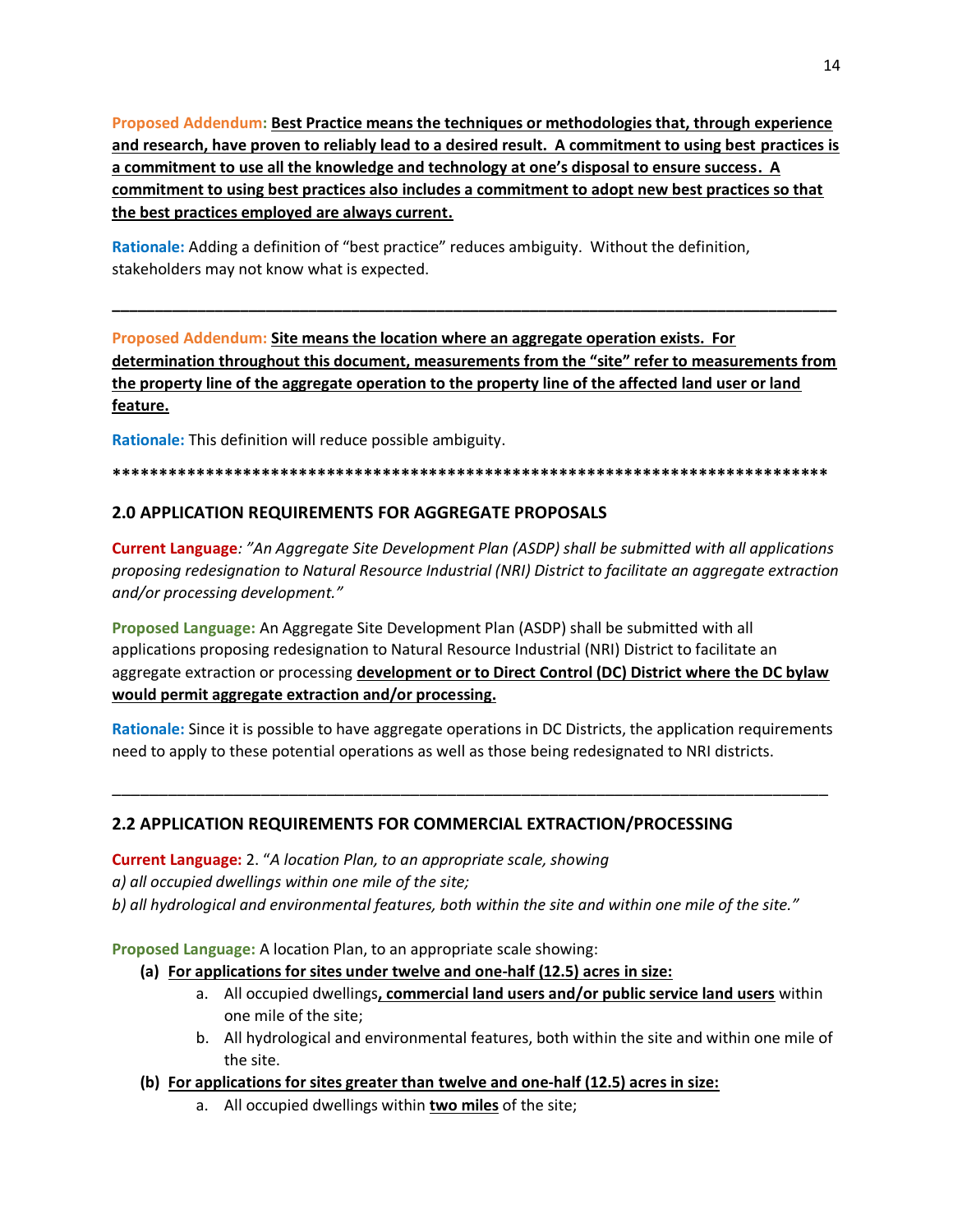**Proposed Addendum:** **<u>Best Practice means the techniques or methodologies that, through experience and research, have proven to reliably lead to a desired result. A commitment to using best practices is a commitment to use all the knowledge and technology at one's disposal to ensure success. A commitment to using best practices also includes a commitment to adopt new best practices so that the best practices employed are always current.</u>**

**Rationale:** Adding a definition of "best practice" reduces ambiguity. Without the definition, stakeholders may not know what is expected.

---

**Proposed Addendum:** **<u>Site means the location where an aggregate operation exists. For determination throughout this document, measurements from the "site" refer to measurements from the property line of the aggregate operation to the property line of the affected land user or land feature.</u>**

**Rationale:** This definition will reduce possible ambiguity.

*******************************************************************************

## 2.0 APPLICATION REQUIREMENTS FOR AGGREGATE PROPOSALS

**Current Language**: *"An Aggregate Site Development Plan (ASDP) shall be submitted with all applications proposing redesignation to Natural Resource Industrial (NRI) District to facilitate an aggregate extraction and/or processing development."*

**Proposed Language:** An Aggregate Site Development Plan (ASDP) shall be submitted with all applications proposing redesignation to Natural Resource Industrial (NRI) District to facilitate an aggregate extraction or processing **<u>development or to Direct Control (DC) District where the DC bylaw would permit aggregate extraction and/or processing.</u>**

**Rationale:** Since it is possible to have aggregate operations in DC Districts, the application requirements need to apply to these potential operations as well as those being redesignated to NRI districts.

---

## 2.2 APPLICATION REQUIREMENTS FOR COMMERCIAL EXTRACTION/PROCESSING

**Current Language:** 2. "*A location Plan, to an appropriate scale, showing*
*a) all occupied dwellings within one mile of the site;*
*b) all hydrological and environmental features, both within the site and within one mile of the site."*

**Proposed Language:** A location Plan, to an appropriate scale showing:

- **(a) <u>For applications for sites under twelve and one-half (12.5) acres in size:</u>**
  - a. All occupied dwellings**<u>, commercial land users and/or public service land users</u>** within one mile of the site;
  - b. All hydrological and environmental features, both within the site and within one mile of the site.
- **(b) <u>For applications for sites greater than twelve and one-half (12.5) acres in size:</u>**
  - a. All occupied dwellings within **<u>two miles</u>** of the site;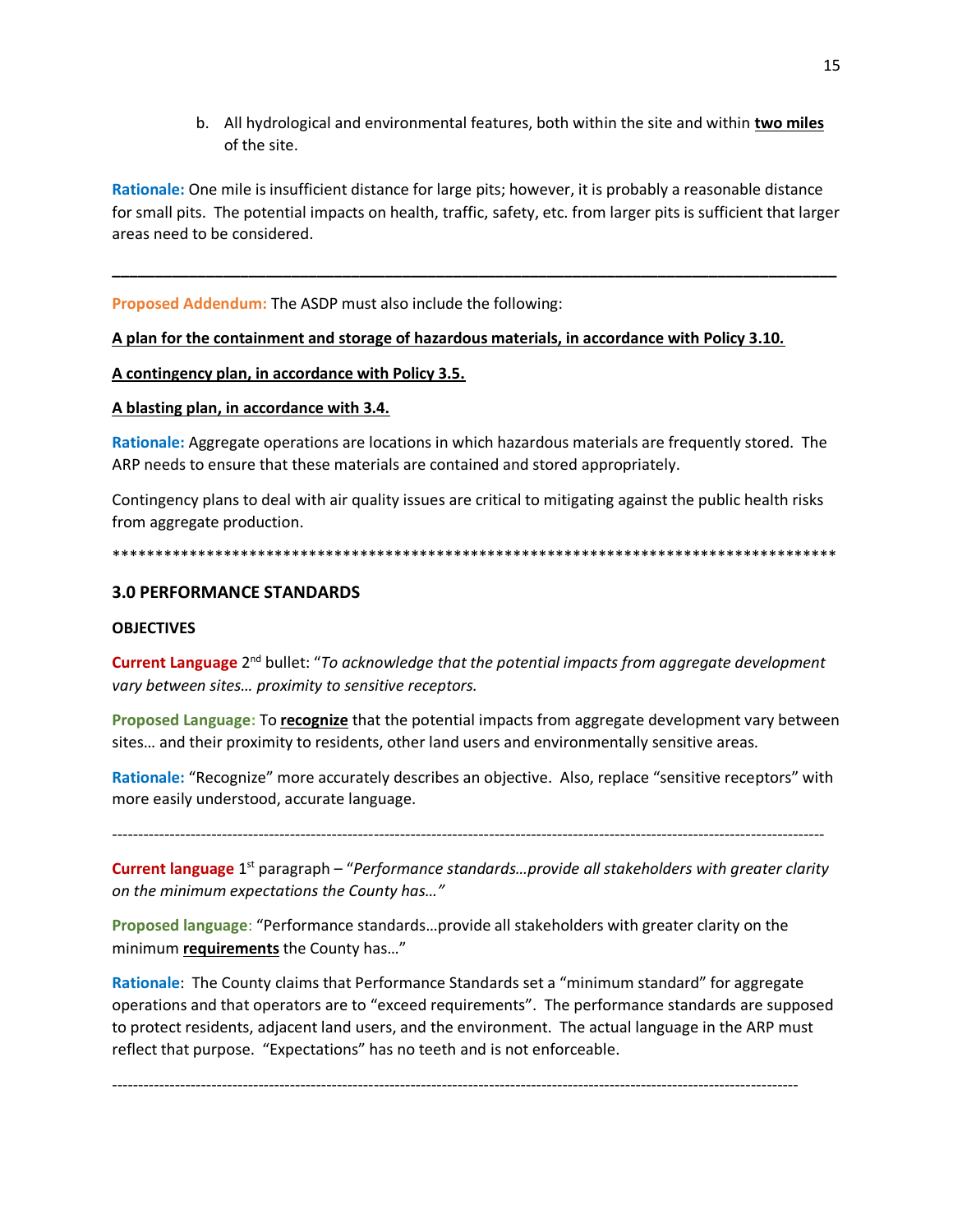b. All hydrological and environmental features, both within the site and within **two miles** of the site.

**Rationale:** One mile is insufficient distance for large pits; however, it is probably a reasonable distance for small pits. The potential impacts on health, traffic, safety, etc. from larger pits is sufficient that larger areas need to be considered.

---

**Proposed Addendum:** The ASDP must also include the following:

**A plan for the containment and storage of hazardous materials, in accordance with Policy 3.10.**

**A contingency plan, in accordance with Policy 3.5.**

**A blasting plan, in accordance with 3.4.**

**Rationale:** Aggregate operations are locations in which hazardous materials are frequently stored. The ARP needs to ensure that these materials are contained and stored appropriately.

Contingency plans to deal with air quality issues are critical to mitigating against the public health risks from aggregate production.

*************************************************************************************

### 3.0 PERFORMANCE STANDARDS

**OBJECTIVES**

**Current Language** 2nd bullet: "*To acknowledge that the potential impacts from aggregate development vary between sites… proximity to sensitive receptors.*

**Proposed Language:** To **recognize** that the potential impacts from aggregate development vary between sites… and their proximity to residents, other land users and environmentally sensitive areas.

**Rationale:** "Recognize" more accurately describes an objective. Also, replace "sensitive receptors" with more easily understood, accurate language.

---

**Current language** 1st paragraph – "*Performance standards…provide all stakeholders with greater clarity on the minimum expectations the County has…"*

**Proposed language**: "Performance standards…provide all stakeholders with greater clarity on the minimum **requirements** the County has…"

**Rationale**: The County claims that Performance Standards set a "minimum standard" for aggregate operations and that operators are to "exceed requirements". The performance standards are supposed to protect residents, adjacent land users, and the environment. The actual language in the ARP must reflect that purpose. "Expectations" has no teeth and is not enforceable.

---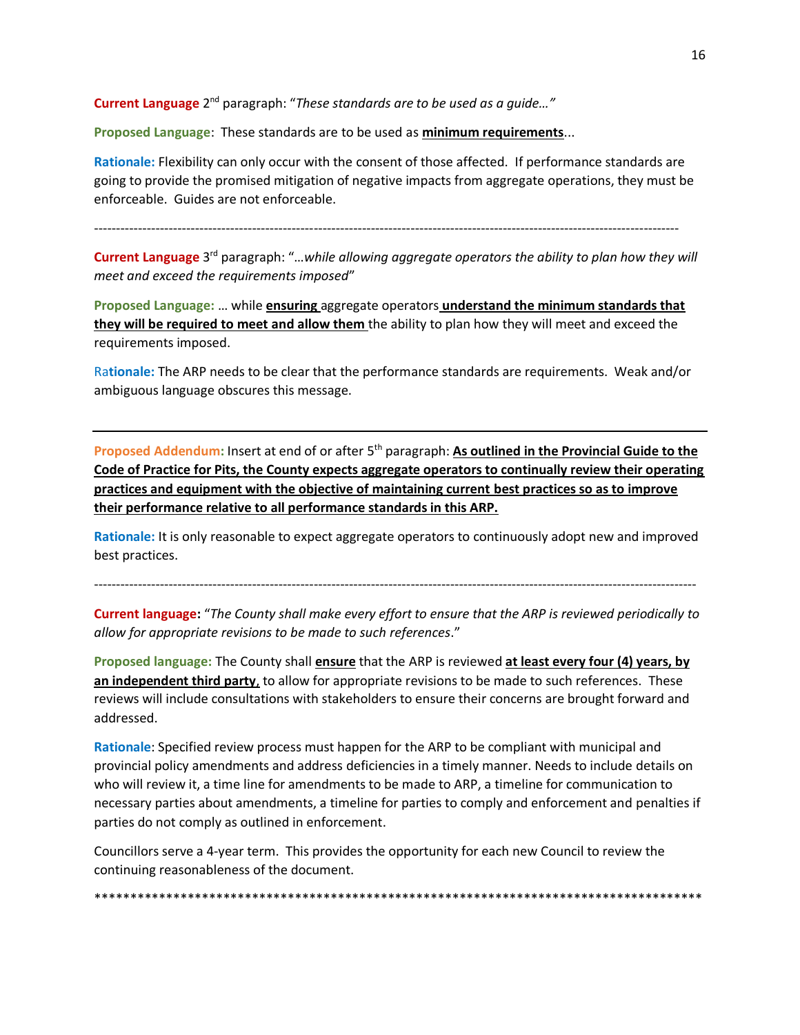**Current Language** 2nd paragraph: "*These standards are to be used as a guide…"*

**Proposed Language**: These standards are to be used as **minimum requirements**...

**Rationale:** Flexibility can only occur with the consent of those affected. If performance standards are going to provide the promised mitigation of negative impacts from aggregate operations, they must be enforceable. Guides are not enforceable.

---

**Current Language** 3rd paragraph: "…*while allowing aggregate operators the ability to plan how they will meet and exceed the requirements imposed*"

**Proposed Language:** … while **ensuring** aggregate operators **understand the minimum standards that they will be required to meet and allow them** the ability to plan how they will meet and exceed the requirements imposed.

**Rationale:** The ARP needs to be clear that the performance standards are requirements. Weak and/or ambiguous language obscures this message.

---

**Proposed Addendum:** Insert at end of or after 5th paragraph: **As outlined in the Provincial Guide to the Code of Practice for Pits, the County expects aggregate operators to continually review their operating practices and equipment with the objective of maintaining current best practices so as to improve their performance relative to all performance standards in this ARP.**

**Rationale:** It is only reasonable to expect aggregate operators to continuously adopt new and improved best practices.

---

**Current language:** "*The County shall make every effort to ensure that the ARP is reviewed periodically to allow for appropriate revisions to be made to such references*."

**Proposed language:** The County shall **ensure** that the ARP is reviewed **at least every four (4) years, by an independent third party**, to allow for appropriate revisions to be made to such references. These reviews will include consultations with stakeholders to ensure their concerns are brought forward and addressed.

**Rationale**: Specified review process must happen for the ARP to be compliant with municipal and provincial policy amendments and address deficiencies in a timely manner. Needs to include details on who will review it, a time line for amendments to be made to ARP, a timeline for communication to necessary parties about amendments, a timeline for parties to comply and enforcement and penalties if parties do not comply as outlined in enforcement.

Councillors serve a 4-year term. This provides the opportunity for each new Council to review the continuing reasonableness of the document.

*****************************************************************************************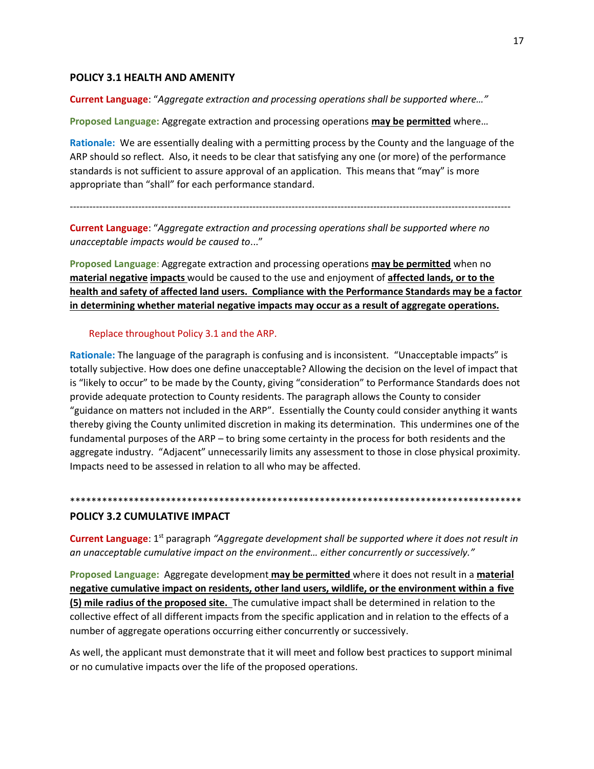## POLICY 3.1 HEALTH AND AMENITY

**Current Language**: "*Aggregate extraction and processing operations shall be supported where…"*

**Proposed Language:** Aggregate extraction and processing operations **may be permitted** where…

**Rationale:** We are essentially dealing with a permitting process by the County and the language of the ARP should so reflect. Also, it needs to be clear that satisfying any one (or more) of the performance standards is not sufficient to assure approval of an application. This means that "may" is more appropriate than "shall" for each performance standard.

---

**Current Language**: "*Aggregate extraction and processing operations shall be supported where no unacceptable impacts would be caused to*..."

**Proposed Language**: Aggregate extraction and processing operations **may be permitted** when no **material negative impacts** would be caused to the use and enjoyment of **affected lands, or to the health and safety of affected land users. Compliance with the Performance Standards may be a factor in determining whether material negative impacts may occur as a result of aggregate operations.**

Replace throughout Policy 3.1 and the ARP.

**Rationale:** The language of the paragraph is confusing and is inconsistent. "Unacceptable impacts" is totally subjective. How does one define unacceptable? Allowing the decision on the level of impact that is "likely to occur" to be made by the County, giving "consideration" to Performance Standards does not provide adequate protection to County residents. The paragraph allows the County to consider "guidance on matters not included in the ARP". Essentially the County could consider anything it wants thereby giving the County unlimited discretion in making its determination. This undermines one of the fundamental purposes of the ARP – to bring some certainty in the process for both residents and the aggregate industry. "Adjacent" unnecessarily limits any assessment to those in close physical proximity. Impacts need to be assessed in relation to all who may be affected.

***

## POLICY 3.2 CUMULATIVE IMPACT

**Current Language**: 1st paragraph *"Aggregate development shall be supported where it does not result in an unacceptable cumulative impact on the environment… either concurrently or successively."*

**Proposed Language:** Aggregate development **may be permitted** where it does not result in a **material negative cumulative impact on residents, other land users, wildlife, or the environment within a five (5) mile radius of the proposed site.** The cumulative impact shall be determined in relation to the collective effect of all different impacts from the specific application and in relation to the effects of a number of aggregate operations occurring either concurrently or successively.

As well, the applicant must demonstrate that it will meet and follow best practices to support minimal or no cumulative impacts over the life of the proposed operations.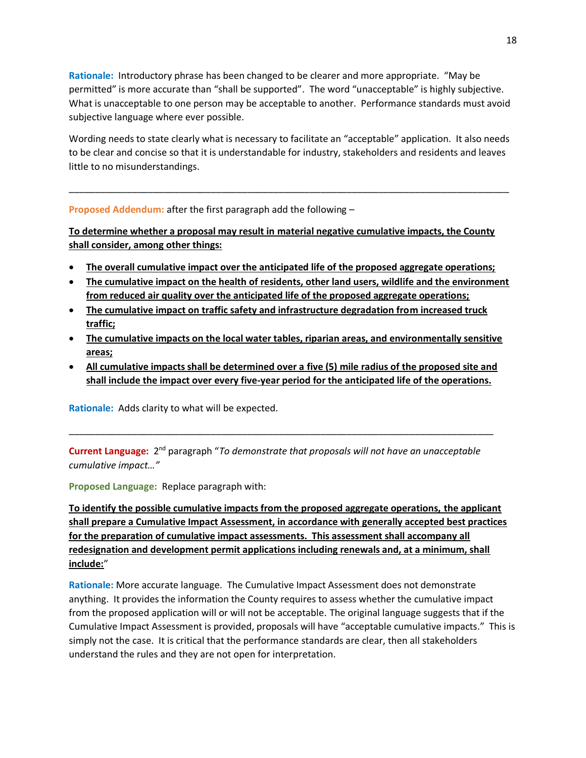**Rationale:** Introductory phrase has been changed to be clearer and more appropriate. "May be permitted" is more accurate than "shall be supported". The word "unacceptable" is highly subjective. What is unacceptable to one person may be acceptable to another. Performance standards must avoid subjective language where ever possible.

Wording needs to state clearly what is necessary to facilitate an "acceptable" application. It also needs to be clear and concise so that it is understandable for industry, stakeholders and residents and leaves little to no misunderstandings.

---

**Proposed Addendum:** after the first paragraph add the following –

<u>**To determine whether a proposal may result in material negative cumulative impacts, the County shall consider, among other things:**</u>

- <u>**The overall cumulative impact over the anticipated life of the proposed aggregate operations;**</u>
- <u>**The cumulative impact on the health of residents, other land users, wildlife and the environment from reduced air quality over the anticipated life of the proposed aggregate operations;**</u>
- <u>**The cumulative impact on traffic safety and infrastructure degradation from increased truck traffic;**</u>
- <u>**The cumulative impacts on the local water tables, riparian areas, and environmentally sensitive areas;**</u>
- <u>**All cumulative impacts shall be determined over a five (5) mile radius of the proposed site and shall include the impact over every five-year period for the anticipated life of the operations.**</u>

**Rationale:** Adds clarity to what will be expected.

---

**Current Language:** 2nd paragraph "*To demonstrate that proposals will not have an unacceptable cumulative impact…"*

**Proposed Language:** Replace paragraph with:

<u>**To identify the possible cumulative impacts from the proposed aggregate operations, the applicant shall prepare a Cumulative Impact Assessment, in accordance with generally accepted best practices for the preparation of cumulative impact assessments. This assessment shall accompany all redesignation and development permit applications including renewals and, at a minimum, shall include:**</u>"

**Rationale:** More accurate language. The Cumulative Impact Assessment does not demonstrate anything. It provides the information the County requires to assess whether the cumulative impact from the proposed application will or will not be acceptable. The original language suggests that if the Cumulative Impact Assessment is provided, proposals will have "acceptable cumulative impacts." This is simply not the case. It is critical that the performance standards are clear, then all stakeholders understand the rules and they are not open for interpretation.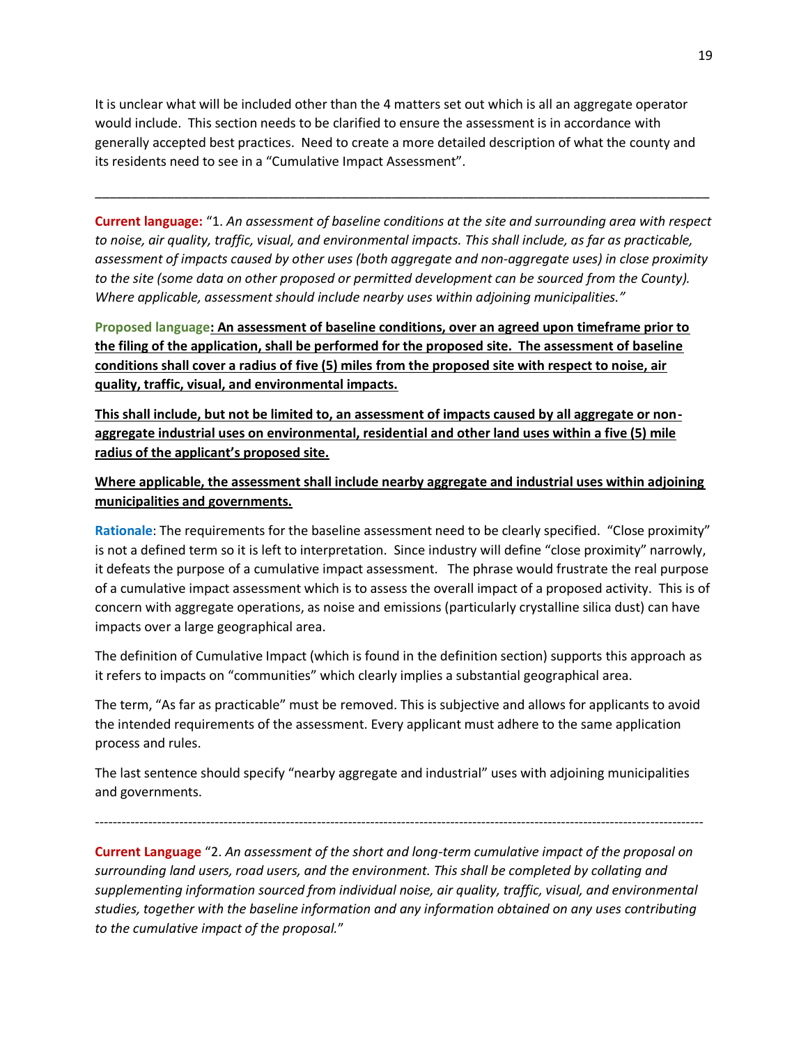It is unclear what will be included other than the 4 matters set out which is all an aggregate operator would include. This section needs to be clarified to ensure the assessment is in accordance with generally accepted best practices. Need to create a more detailed description of what the county and its residents need to see in a "Cumulative Impact Assessment".

---

**Current language:** "1. *An assessment of baseline conditions at the site and surrounding area with respect to noise, air quality, traffic, visual, and environmental impacts. This shall include, as far as practicable, assessment of impacts caused by other uses (both aggregate and non-aggregate uses) in close proximity to the site (some data on other proposed or permitted development can be sourced from the County). Where applicable, assessment should include nearby uses within adjoining municipalities."*

**Proposed language: An assessment of baseline conditions, over an agreed upon timeframe prior to the filing of the application, shall be performed for the proposed site. The assessment of baseline conditions shall cover a radius of five (5) miles from the proposed site with respect to noise, air quality, traffic, visual, and environmental impacts.**

**This shall include, but not be limited to, an assessment of impacts caused by all aggregate or non-aggregate industrial uses on environmental, residential and other land uses within a five (5) mile radius of the applicant's proposed site.**

**Where applicable, the assessment shall include nearby aggregate and industrial uses within adjoining municipalities and governments.**

**Rationale**: The requirements for the baseline assessment need to be clearly specified. "Close proximity" is not a defined term so it is left to interpretation. Since industry will define "close proximity" narrowly, it defeats the purpose of a cumulative impact assessment. The phrase would frustrate the real purpose of a cumulative impact assessment which is to assess the overall impact of a proposed activity. This is of concern with aggregate operations, as noise and emissions (particularly crystalline silica dust) can have impacts over a large geographical area.

The definition of Cumulative Impact (which is found in the definition section) supports this approach as it refers to impacts on "communities" which clearly implies a substantial geographical area.

The term, "As far as practicable" must be removed. This is subjective and allows for applicants to avoid the intended requirements of the assessment. Every applicant must adhere to the same application process and rules.

The last sentence should specify "nearby aggregate and industrial" uses with adjoining municipalities and governments.

---

**Current Language** "2. *An assessment of the short and long-term cumulative impact of the proposal on surrounding land users, road users, and the environment. This shall be completed by collating and supplementing information sourced from individual noise, air quality, traffic, visual, and environmental studies, together with the baseline information and any information obtained on any uses contributing to the cumulative impact of the proposal.*"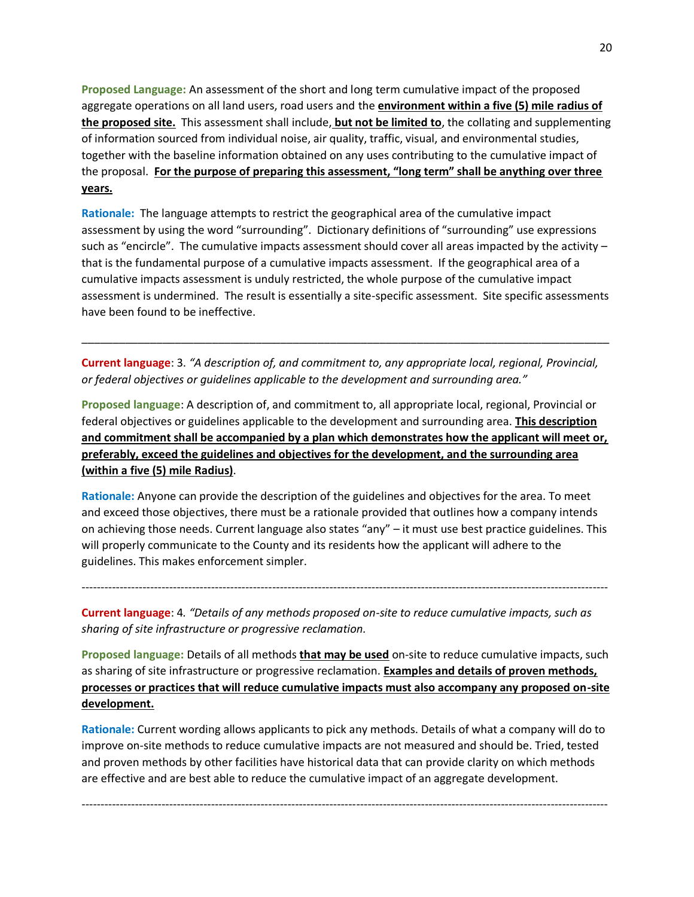**Proposed Language:** An assessment of the short and long term cumulative impact of the proposed aggregate operations on all land users, road users and the **environment within a five (5) mile radius of the proposed site.** This assessment shall include, **but not be limited to**, the collating and supplementing of information sourced from individual noise, air quality, traffic, visual, and environmental studies, together with the baseline information obtained on any uses contributing to the cumulative impact of the proposal. **For the purpose of preparing this assessment, "long term" shall be anything over three years.**

**Rationale:** The language attempts to restrict the geographical area of the cumulative impact assessment by using the word "surrounding". Dictionary definitions of "surrounding" use expressions such as "encircle". The cumulative impacts assessment should cover all areas impacted by the activity – that is the fundamental purpose of a cumulative impacts assessment. If the geographical area of a cumulative impacts assessment is unduly restricted, the whole purpose of the cumulative impact assessment is undermined. The result is essentially a site-specific assessment. Site specific assessments have been found to be ineffective.

---

**Current language**: 3. *"A description of, and commitment to, any appropriate local, regional, Provincial, or federal objectives or guidelines applicable to the development and surrounding area."*

**Proposed language**: A description of, and commitment to, all appropriate local, regional, Provincial or federal objectives or guidelines applicable to the development and surrounding area. **This description and commitment shall be accompanied by a plan which demonstrates how the applicant will meet or, preferably, exceed the guidelines and objectives for the development, and the surrounding area (within a five (5) mile Radius)**.

**Rationale:** Anyone can provide the description of the guidelines and objectives for the area. To meet and exceed those objectives, there must be a rationale provided that outlines how a company intends on achieving those needs. Current language also states "any" – it must use best practice guidelines. This will properly communicate to the County and its residents how the applicant will adhere to the guidelines. This makes enforcement simpler.

---

**Current language**: 4. *"Details of any methods proposed on-site to reduce cumulative impacts, such as sharing of site infrastructure or progressive reclamation.*

**Proposed language:** Details of all methods **that may be used** on-site to reduce cumulative impacts, such as sharing of site infrastructure or progressive reclamation. **Examples and details of proven methods, processes or practices that will reduce cumulative impacts must also accompany any proposed on-site development.**

**Rationale:** Current wording allows applicants to pick any methods. Details of what a company will do to improve on-site methods to reduce cumulative impacts are not measured and should be. Tried, tested and proven methods by other facilities have historical data that can provide clarity on which methods are effective and are best able to reduce the cumulative impact of an aggregate development.

---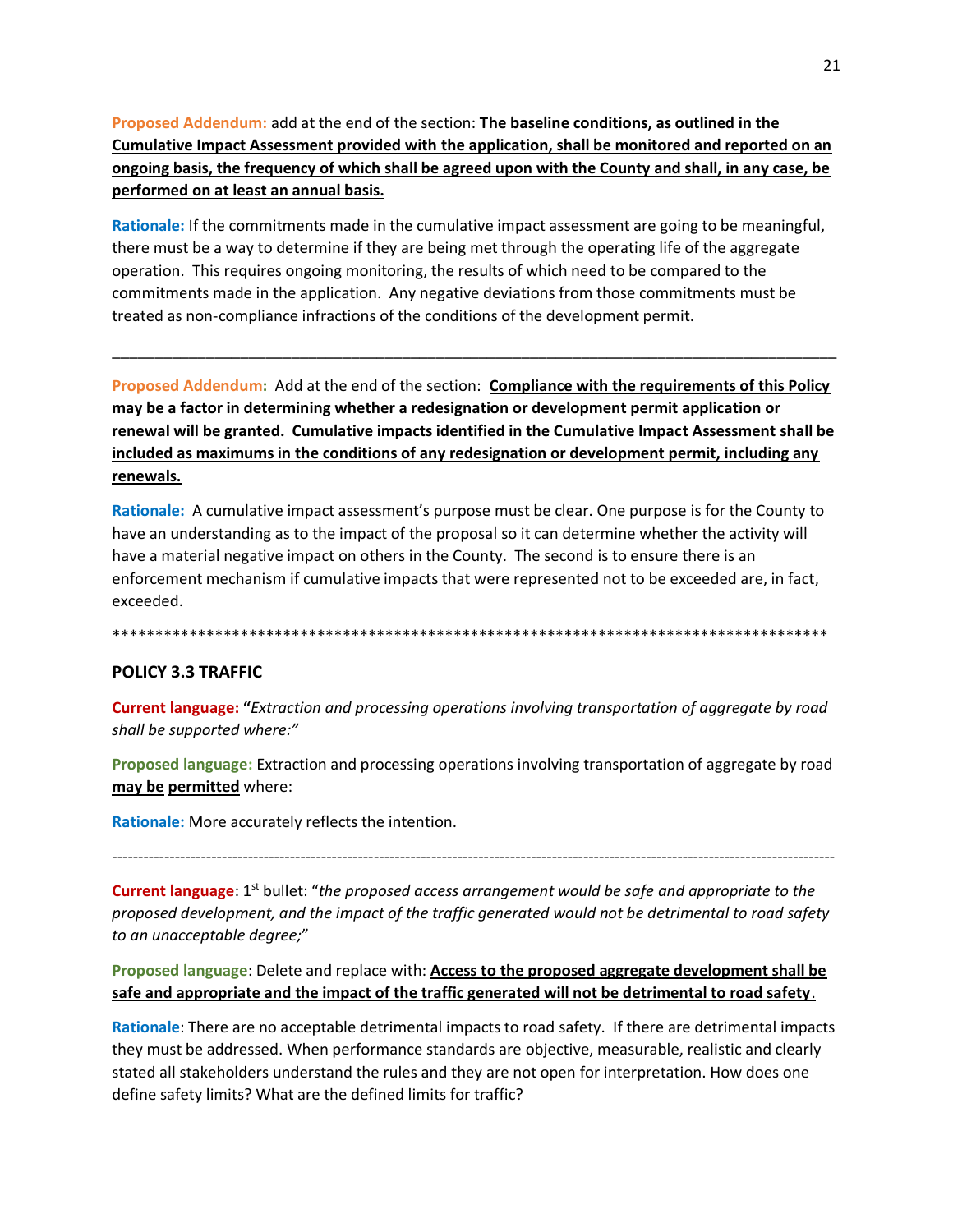**Proposed Addendum:** add at the end of the section: **<u>The baseline conditions, as outlined in the Cumulative Impact Assessment provided with the application, shall be monitored and reported on an ongoing basis, the frequency of which shall be agreed upon with the County and shall, in any case, be performed on at least an annual basis.</u>**

**Rationale:** If the commitments made in the cumulative impact assessment are going to be meaningful, there must be a way to determine if they are being met through the operating life of the aggregate operation. This requires ongoing monitoring, the results of which need to be compared to the commitments made in the application. Any negative deviations from those commitments must be treated as non-compliance infractions of the conditions of the development permit.

---

**Proposed Addendum:** Add at the end of the section: **<u>Compliance with the requirements of this Policy may be a factor in determining whether a redesignation or development permit application or renewal will be granted. Cumulative impacts identified in the Cumulative Impact Assessment shall be included as maximums in the conditions of any redesignation or development permit, including any renewals.</u>**

**Rationale:** A cumulative impact assessment's purpose must be clear. One purpose is for the County to have an understanding as to the impact of the proposal so it can determine whether the activity will have a material negative impact on others in the County. The second is to ensure there is an enforcement mechanism if cumulative impacts that were represented not to be exceeded are, in fact, exceeded.

************************************************************************************

## POLICY 3.3 TRAFFIC

**Current language: "***Extraction and processing operations involving transportation of aggregate by road shall be supported where:"*

**Proposed language:** Extraction and processing operations involving transportation of aggregate by road **<u>may be</u>** **<u>permitted</u>** where:

**Rationale:** More accurately reflects the intention.

---

**Current language**: 1st bullet: "*the proposed access arrangement would be safe and appropriate to the proposed development, and the impact of the traffic generated would not be detrimental to road safety to an unacceptable degree;*"

**Proposed language**: Delete and replace with: **<u>Access to the proposed aggregate development shall be safe and appropriate and the impact of the traffic generated will not be detrimental to road safety</u>**.

**Rationale**: There are no acceptable detrimental impacts to road safety. If there are detrimental impacts they must be addressed. When performance standards are objective, measurable, realistic and clearly stated all stakeholders understand the rules and they are not open for interpretation. How does one define safety limits? What are the defined limits for traffic?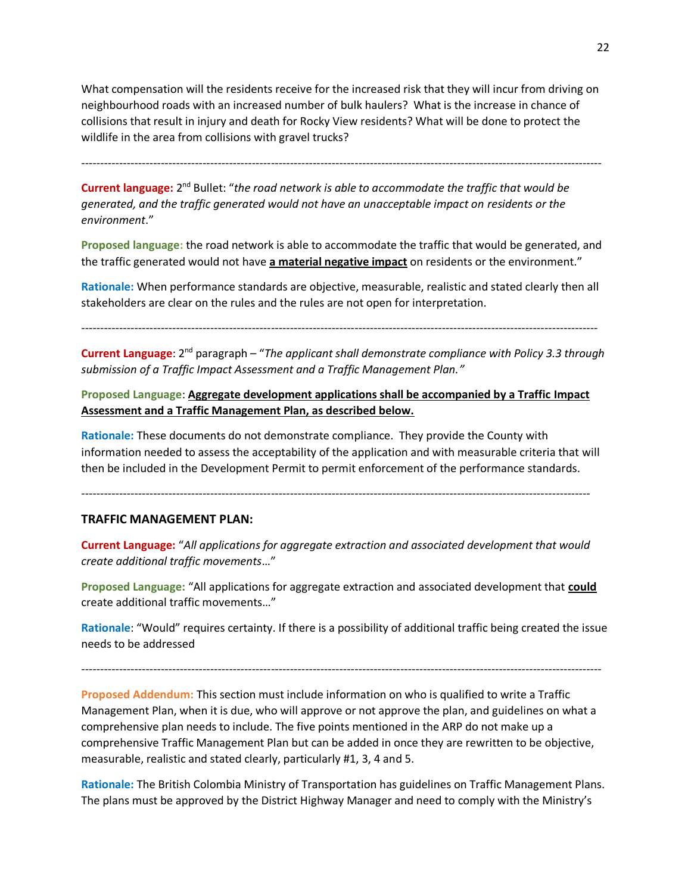What compensation will the residents receive for the increased risk that they will incur from driving on neighbourhood roads with an increased number of bulk haulers? What is the increase in chance of collisions that result in injury and death for Rocky View residents? What will be done to protect the wildlife in the area from collisions with gravel trucks?

---

**Current language:** 2nd Bullet: "*the road network is able to accommodate the traffic that would be generated, and the traffic generated would not have an unacceptable impact on residents or the environment*."

**Proposed language:** the road network is able to accommodate the traffic that would be generated, and the traffic generated would not have **a material negative impact** on residents or the environment."

**Rationale:** When performance standards are objective, measurable, realistic and stated clearly then all stakeholders are clear on the rules and the rules are not open for interpretation.

---

**Current Language**: 2nd paragraph – "*The applicant shall demonstrate compliance with Policy 3.3 through submission of a Traffic Impact Assessment and a Traffic Management Plan."*

**Proposed Language**: **Aggregate development applications shall be accompanied by a Traffic Impact Assessment and a Traffic Management Plan, as described below.**

**Rationale:** These documents do not demonstrate compliance. They provide the County with information needed to assess the acceptability of the application and with measurable criteria that will then be included in the Development Permit to permit enforcement of the performance standards.

---

**TRAFFIC MANAGEMENT PLAN:**

**Current Language:** "*All applications for aggregate extraction and associated development that would create additional traffic movements*…"

**Proposed Language:** "All applications for aggregate extraction and associated development that **could** create additional traffic movements…"

**Rationale**: "Would" requires certainty. If there is a possibility of additional traffic being created the issue needs to be addressed

---

**Proposed Addendum:** This section must include information on who is qualified to write a Traffic Management Plan, when it is due, who will approve or not approve the plan, and guidelines on what a comprehensive plan needs to include. The five points mentioned in the ARP do not make up a comprehensive Traffic Management Plan but can be added in once they are rewritten to be objective, measurable, realistic and stated clearly, particularly #1, 3, 4 and 5.

**Rationale:** The British Colombia Ministry of Transportation has guidelines on Traffic Management Plans. The plans must be approved by the District Highway Manager and need to comply with the Ministry's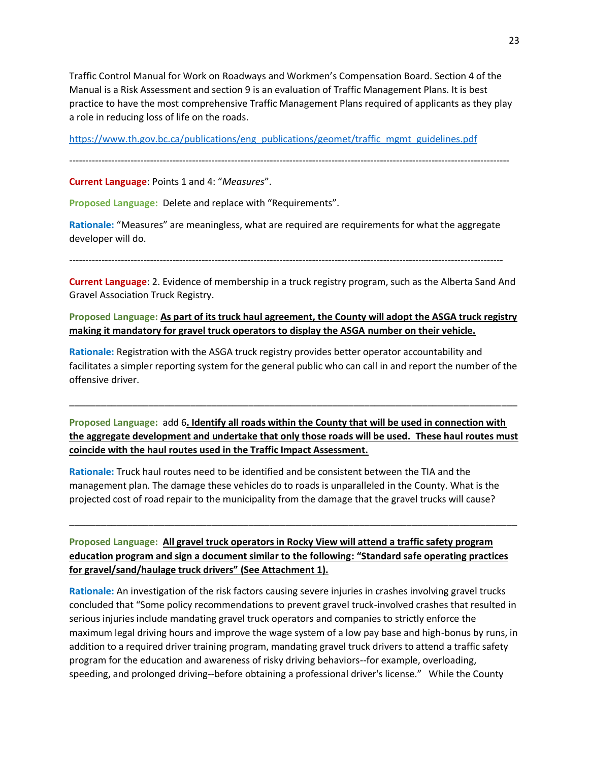Traffic Control Manual for Work on Roadways and Workmen's Compensation Board. Section 4 of the Manual is a Risk Assessment and section 9 is an evaluation of Traffic Management Plans. It is best practice to have the most comprehensive Traffic Management Plans required of applicants as they play a role in reducing loss of life on the roads.

https://www.th.gov.bc.ca/publications/eng_publications/geomet/traffic_mgmt_guidelines.pdf

---

**Current Language**: Points 1 and 4: "*Measures*".

**Proposed Language:** Delete and replace with "Requirements".

**Rationale:** "Measures" are meaningless, what are required are requirements for what the aggregate developer will do.

---

**Current Language**: 2. Evidence of membership in a truck registry program, such as the Alberta Sand And Gravel Association Truck Registry.

**Proposed Language:** **<u>As part of its truck haul agreement, the County will adopt the ASGA truck registry making it mandatory for gravel truck operators to display the ASGA number on their vehicle.</u>**

**Rationale:** Registration with the ASGA truck registry provides better operator accountability and facilitates a simpler reporting system for the general public who can call in and report the number of the offensive driver.

---

**Proposed Language:** add 6**<u>. Identify all roads within the County that will be used in connection with the aggregate development and undertake that only those roads will be used. These haul routes must coincide with the haul routes used in the Traffic Impact Assessment.</u>**

**Rationale:** Truck haul routes need to be identified and be consistent between the TIA and the management plan. The damage these vehicles do to roads is unparalleled in the County. What is the projected cost of road repair to the municipality from the damage that the gravel trucks will cause?

---

**Proposed Language:** **<u>All gravel truck operators in Rocky View will attend a traffic safety program education program and sign a document similar to the following: "Standard safe operating practices for gravel/sand/haulage truck drivers" (See Attachment 1).</u>**

**Rationale:** An investigation of the risk factors causing severe injuries in crashes involving gravel trucks concluded that "Some policy recommendations to prevent gravel truck-involved crashes that resulted in serious injuries include mandating gravel truck operators and companies to strictly enforce the maximum legal driving hours and improve the wage system of a low pay base and high-bonus by runs, in addition to a required driver training program, mandating gravel truck drivers to attend a traffic safety program for the education and awareness of risky driving behaviors--for example, overloading, speeding, and prolonged driving--before obtaining a professional driver's license." While the County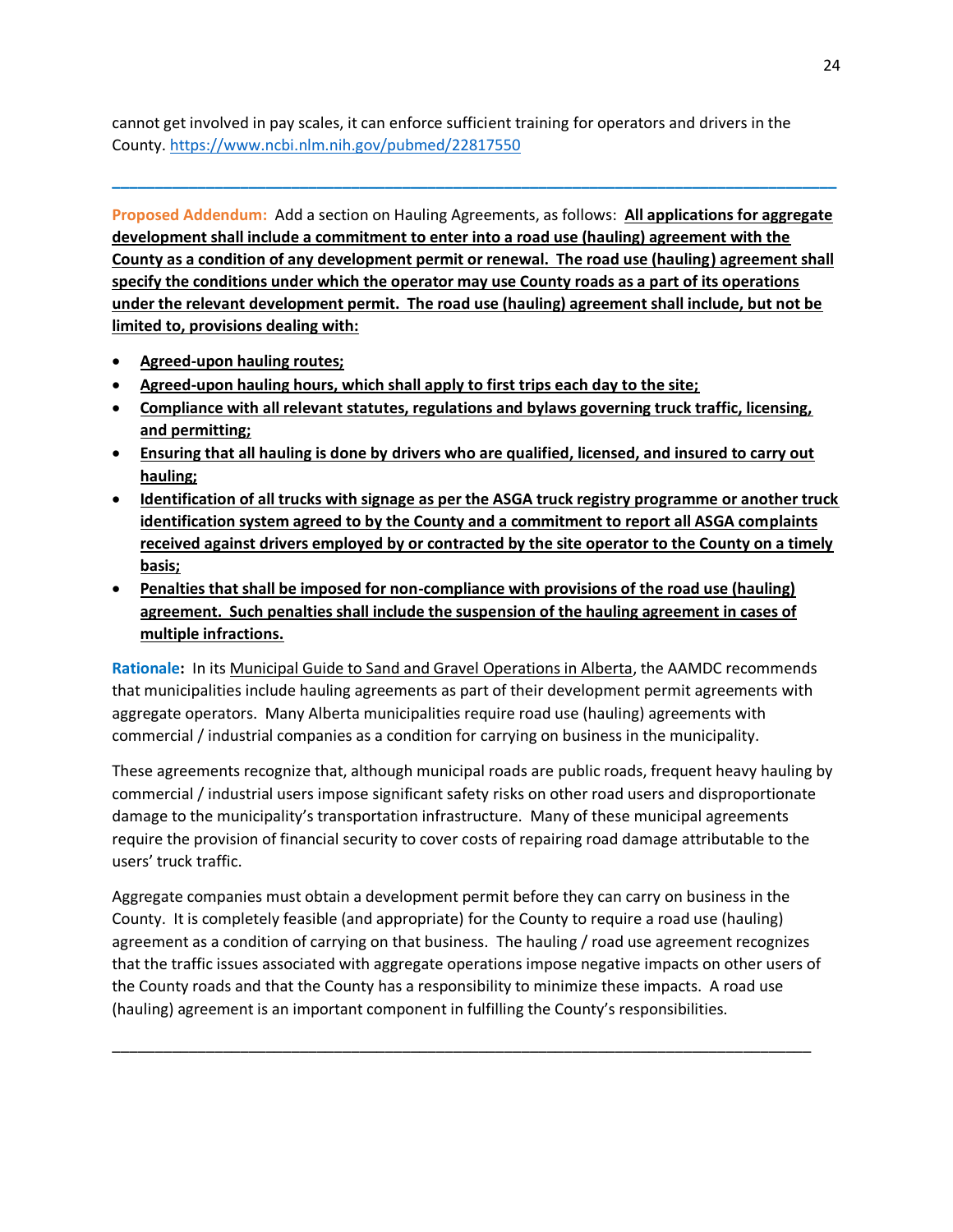cannot get involved in pay scales, it can enforce sufficient training for operators and drivers in the County. https://www.ncbi.nlm.nih.gov/pubmed/22817550

---

**Proposed Addendum:** Add a section on Hauling Agreements, as follows: **All applications for aggregate development shall include a commitment to enter into a road use (hauling) agreement with the County as a condition of any development permit or renewal. The road use (hauling) agreement shall specify the conditions under which the operator may use County roads as a part of its operations under the relevant development permit. The road use (hauling) agreement shall include, but not be limited to, provisions dealing with:**

- **Agreed-upon hauling routes;**
- **Agreed-upon hauling hours, which shall apply to first trips each day to the site;**
- **Compliance with all relevant statutes, regulations and bylaws governing truck traffic, licensing, and permitting;**
- **Ensuring that all hauling is done by drivers who are qualified, licensed, and insured to carry out hauling;**
- **Identification of all trucks with signage as per the ASGA truck registry programme or another truck identification system agreed to by the County and a commitment to report all ASGA complaints received against drivers employed by or contracted by the site operator to the County on a timely basis;**
- **Penalties that shall be imposed for non-compliance with provisions of the road use (hauling) agreement. Such penalties shall include the suspension of the hauling agreement in cases of multiple infractions.**

**Rationale:** In its Municipal Guide to Sand and Gravel Operations in Alberta, the AAMDC recommends that municipalities include hauling agreements as part of their development permit agreements with aggregate operators. Many Alberta municipalities require road use (hauling) agreements with commercial / industrial companies as a condition for carrying on business in the municipality.

These agreements recognize that, although municipal roads are public roads, frequent heavy hauling by commercial / industrial users impose significant safety risks on other road users and disproportionate damage to the municipality's transportation infrastructure. Many of these municipal agreements require the provision of financial security to cover costs of repairing road damage attributable to the users' truck traffic.

Aggregate companies must obtain a development permit before they can carry on business in the County. It is completely feasible (and appropriate) for the County to require a road use (hauling) agreement as a condition of carrying on that business. The hauling / road use agreement recognizes that the traffic issues associated with aggregate operations impose negative impacts on other users of the County roads and that the County has a responsibility to minimize these impacts. A road use (hauling) agreement is an important component in fulfilling the County's responsibilities.

---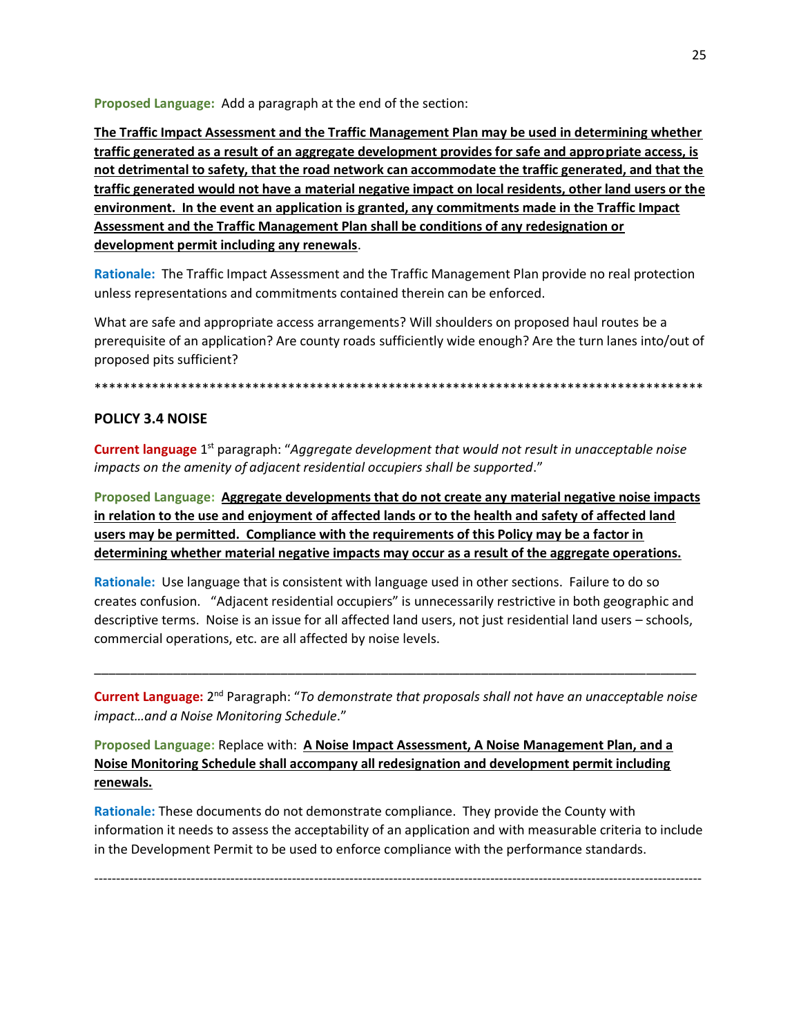**Proposed Language:** Add a paragraph at the end of the section:

**The Traffic Impact Assessment and the Traffic Management Plan may be used in determining whether traffic generated as a result of an aggregate development provides for safe and appropriate access, is not detrimental to safety, that the road network can accommodate the traffic generated, and that the traffic generated would not have a material negative impact on local residents, other land users or the environment. In the event an application is granted, any commitments made in the Traffic Impact Assessment and the Traffic Management Plan shall be conditions of any redesignation or development permit including any renewals**.

**Rationale:** The Traffic Impact Assessment and the Traffic Management Plan provide no real protection unless representations and commitments contained therein can be enforced.

What are safe and appropriate access arrangements? Will shoulders on proposed haul routes be a prerequisite of an application? Are county roads sufficiently wide enough? Are the turn lanes into/out of proposed pits sufficient?

*****************************************************************************************

## POLICY 3.4 NOISE

**Current language** 1st paragraph: "*Aggregate development that would not result in unacceptable noise impacts on the amenity of adjacent residential occupiers shall be supported*."

**Proposed Language:** **Aggregate developments that do not create any material negative noise impacts in relation to the use and enjoyment of affected lands or to the health and safety of affected land users may be permitted. Compliance with the requirements of this Policy may be a factor in determining whether material negative impacts may occur as a result of the aggregate operations.**

**Rationale:** Use language that is consistent with language used in other sections. Failure to do so creates confusion. "Adjacent residential occupiers" is unnecessarily restrictive in both geographic and descriptive terms. Noise is an issue for all affected land users, not just residential land users – schools, commercial operations, etc. are all affected by noise levels.

---

**Current Language:** 2nd Paragraph: "*To demonstrate that proposals shall not have an unacceptable noise impact…and a Noise Monitoring Schedule*."

**Proposed Language:** Replace with: **A Noise Impact Assessment, A Noise Management Plan, and a Noise Monitoring Schedule shall accompany all redesignation and development permit including renewals.**

**Rationale:** These documents do not demonstrate compliance. They provide the County with information it needs to assess the acceptability of an application and with measurable criteria to include in the Development Permit to be used to enforce compliance with the performance standards.

---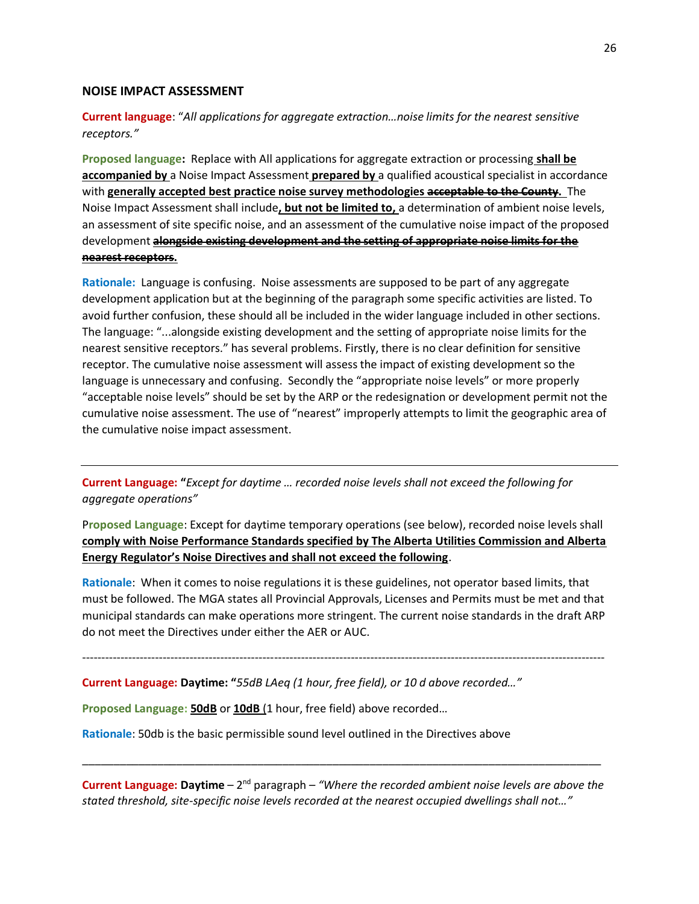## NOISE IMPACT ASSESSMENT

**Current language**: "*All applications for aggregate extraction…noise limits for the nearest sensitive receptors.*"

**Proposed language:** Replace with All applications for aggregate extraction or processing **shall be accompanied by** a Noise Impact Assessment **prepared by** a qualified acoustical specialist in accordance with **generally accepted best practice noise survey methodologies** ~~**acceptable to the County.**~~ The Noise Impact Assessment shall include**, but not be limited to,** a determination of ambient noise levels, an assessment of site specific noise, and an assessment of the cumulative noise impact of the proposed development ~~**alongside existing development and the setting of appropriate noise limits for the nearest receptors.**~~

**Rationale:** Language is confusing. Noise assessments are supposed to be part of any aggregate development application but at the beginning of the paragraph some specific activities are listed. To avoid further confusion, these should all be included in the wider language included in other sections. The language: "...alongside existing development and the setting of appropriate noise limits for the nearest sensitive receptors." has several problems. Firstly, there is no clear definition for sensitive receptor. The cumulative noise assessment will assess the impact of existing development so the language is unnecessary and confusing. Secondly the "appropriate noise levels" or more properly "acceptable noise levels" should be set by the ARP or the redesignation or development permit not the cumulative noise assessment. The use of "nearest" improperly attempts to limit the geographic area of the cumulative noise impact assessment.

---

**Current Language: "***Except for daytime … recorded noise levels shall not exceed the following for aggregate operations"*

**Proposed Language**: Except for daytime temporary operations (see below), recorded noise levels shall **comply with Noise Performance Standards specified by The Alberta Utilities Commission and Alberta Energy Regulator's Noise Directives and shall not exceed the following**.

**Rationale**: When it comes to noise regulations it is these guidelines, not operator based limits, that must be followed. The MGA states all Provincial Approvals, Licenses and Permits must be met and that municipal standards can make operations more stringent. The current noise standards in the draft ARP do not meet the Directives under either the AER or AUC.

---

**Current Language: Daytime: "***55dB LAeq (1 hour, free field), or 10 d above recorded…"*

**Proposed Language:** **50dB** or **10dB** (1 hour, free field) above recorded…

**Rationale**: 50db is the basic permissible sound level outlined in the Directives above

---

**Current Language: Daytime** – 2nd paragraph – *"Where the recorded ambient noise levels are above the stated threshold, site-specific noise levels recorded at the nearest occupied dwellings shall not…"*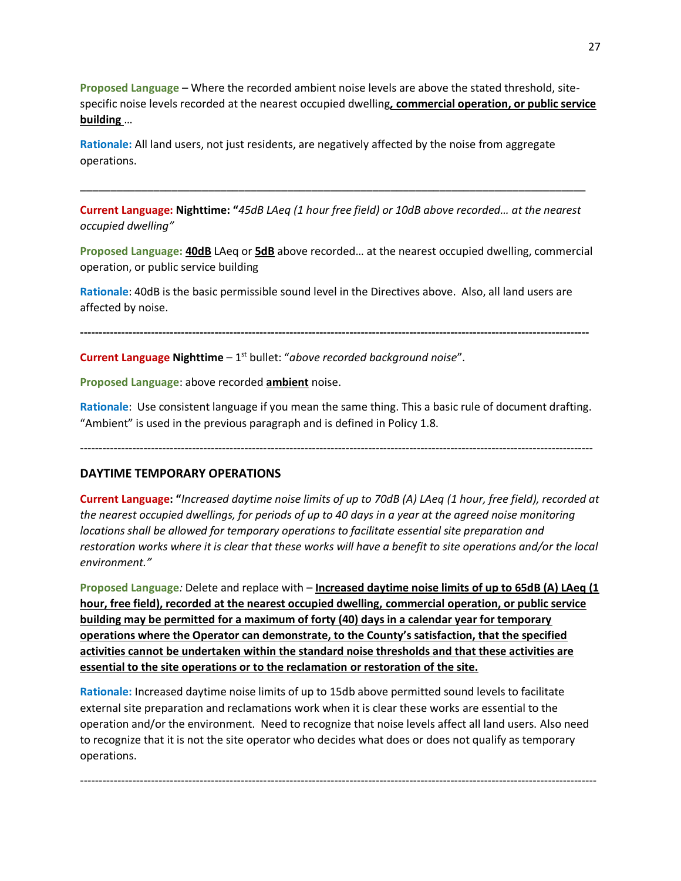**Proposed Language** – Where the recorded ambient noise levels are above the stated threshold, site-specific noise levels recorded at the nearest occupied dwelling**, commercial operation, or public service building** …

**Rationale:** All land users, not just residents, are negatively affected by the noise from aggregate operations.

---

**Current Language: Nighttime: "***45dB LAeq (1 hour free field) or 10dB above recorded… at the nearest occupied dwelling"*

**Proposed Language:** **40dB** LAeq or **5dB** above recorded… at the nearest occupied dwelling, commercial operation, or public service building

**Rationale**: 40dB is the basic permissible sound level in the Directives above. Also, all land users are affected by noise.

---

**Current Language Nighttime** – 1st bullet: "*above recorded background noise*".

**Proposed Language**: above recorded **ambient** noise.

**Rationale**: Use consistent language if you mean the same thing. This a basic rule of document drafting. "Ambient" is used in the previous paragraph and is defined in Policy 1.8.

---

## DAYTIME TEMPORARY OPERATIONS

**Current Language: "***Increased daytime noise limits of up to 70dB (A) LAeq (1 hour, free field), recorded at the nearest occupied dwellings, for periods of up to 40 days in a year at the agreed noise monitoring locations shall be allowed for temporary operations to facilitate essential site preparation and restoration works where it is clear that these works will have a benefit to site operations and/or the local environment."*

**Proposed Language***:* Delete and replace with – **Increased daytime noise limits of up to 65dB (A) LAeq (1 hour, free field), recorded at the nearest occupied dwelling, commercial operation, or public service building may be permitted for a maximum of forty (40) days in a calendar year for temporary operations where the Operator can demonstrate, to the County's satisfaction, that the specified activities cannot be undertaken within the standard noise thresholds and that these activities are essential to the site operations or to the reclamation or restoration of the site.**

**Rationale:** Increased daytime noise limits of up to 15db above permitted sound levels to facilitate external site preparation and reclamations work when it is clear these works are essential to the operation and/or the environment. Need to recognize that noise levels affect all land users. Also need to recognize that it is not the site operator who decides what does or does not qualify as temporary operations.

---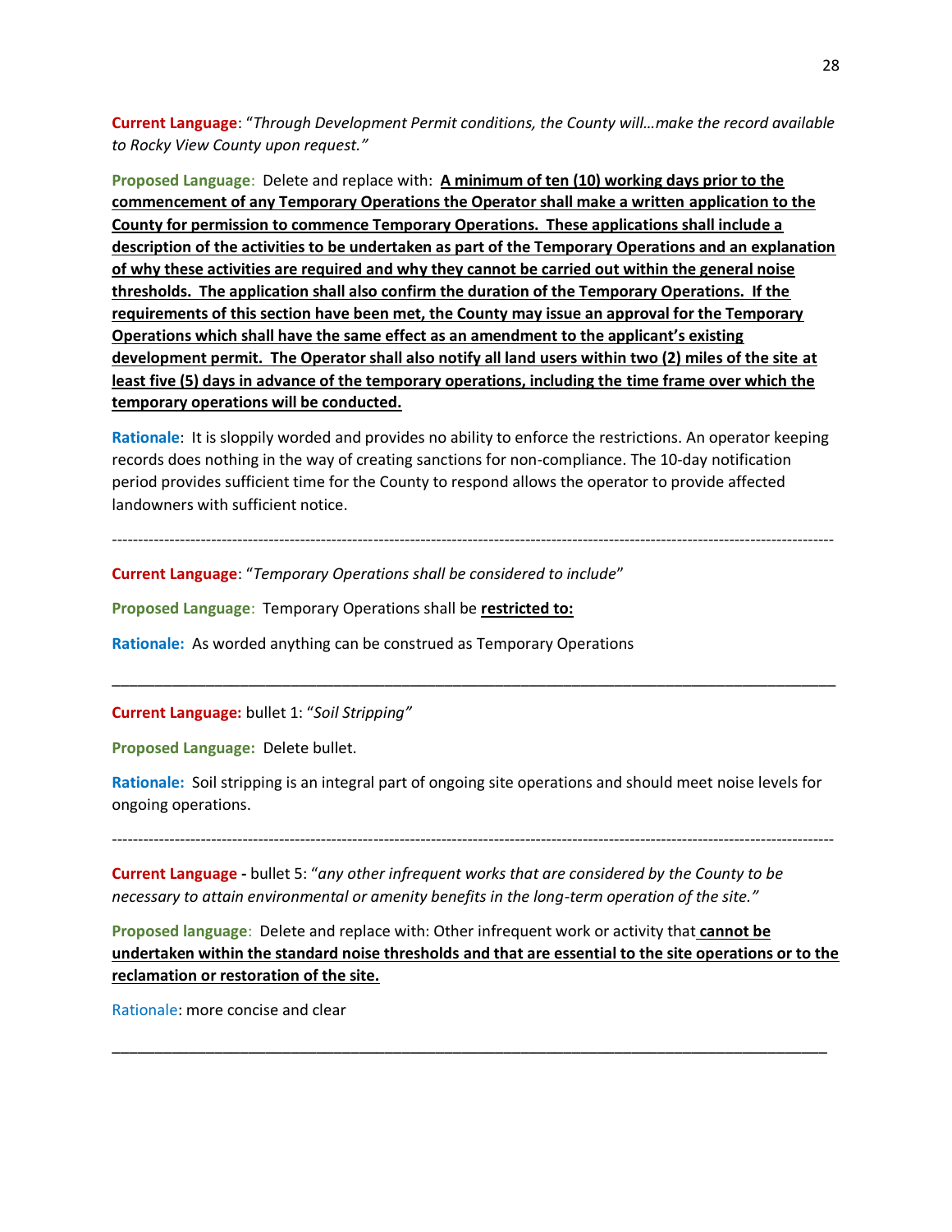**Current Language**: "*Through Development Permit conditions, the County will…make the record available to Rocky View County upon request.*"

**Proposed Language**: Delete and replace with: <u>**A minimum of ten (10) working days prior to the commencement of any Temporary Operations the Operator shall make a written application to the County for permission to commence Temporary Operations. These applications shall include a description of the activities to be undertaken as part of the Temporary Operations and an explanation of why these activities are required and why they cannot be carried out within the general noise thresholds. The application shall also confirm the duration of the Temporary Operations. If the requirements of this section have been met, the County may issue an approval for the Temporary Operations which shall have the same effect as an amendment to the applicant's existing development permit. The Operator shall also notify all land users within two (2) miles of the site at least five (5) days in advance of the temporary operations, including the time frame over which the temporary operations will be conducted.**</u>

**Rationale**: It is sloppily worded and provides no ability to enforce the restrictions. An operator keeping records does nothing in the way of creating sanctions for non-compliance. The 10-day notification period provides sufficient time for the County to respond allows the operator to provide affected landowners with sufficient notice.

---

**Current Language**: "*Temporary Operations shall be considered to include*"

**Proposed Language**: Temporary Operations shall be <u>**restricted to:**</u>

**Rationale:** As worded anything can be construed as Temporary Operations

---

**Current Language:** bullet 1: "*Soil Stripping*"

**Proposed Language:** Delete bullet.

**Rationale:** Soil stripping is an integral part of ongoing site operations and should meet noise levels for ongoing operations.

---

**Current Language -** bullet 5: "*any other infrequent works that are considered by the County to be necessary to attain environmental or amenity benefits in the long-term operation of the site.*"

**Proposed language**: Delete and replace with: Other infrequent work or activity that <u>**cannot be undertaken within the standard noise thresholds and that are essential to the site operations or to the reclamation or restoration of the site.**</u>

Rationale: more concise and clear

---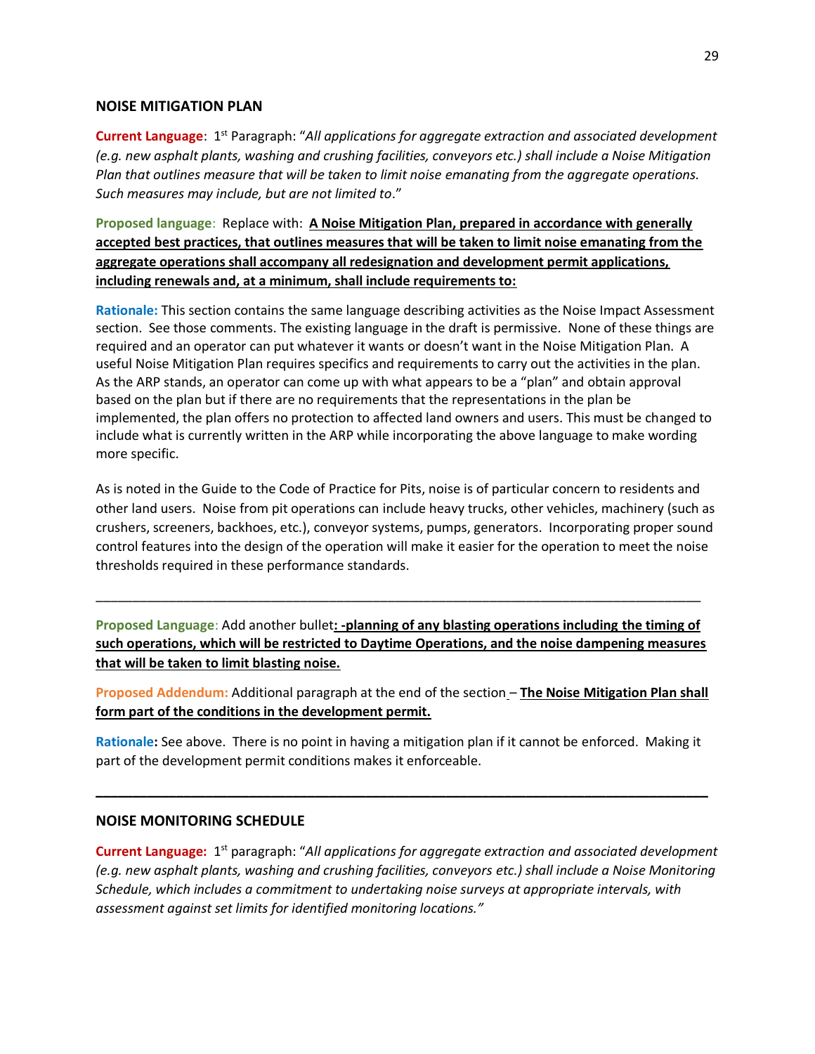## NOISE MITIGATION PLAN

**Current Language**: 1st Paragraph: "*All applications for aggregate extraction and associated development (e.g. new asphalt plants, washing and crushing facilities, conveyors etc.) shall include a Noise Mitigation Plan that outlines measure that will be taken to limit noise emanating from the aggregate operations. Such measures may include, but are not limited to*."

**Proposed language**: Replace with: **A Noise Mitigation Plan, prepared in accordance with generally accepted best practices, that outlines measures that will be taken to limit noise emanating from the aggregate operations shall accompany all redesignation and development permit applications, including renewals and, at a minimum, shall include requirements to:**

**Rationale:** This section contains the same language describing activities as the Noise Impact Assessment section. See those comments. The existing language in the draft is permissive. None of these things are required and an operator can put whatever it wants or doesn't want in the Noise Mitigation Plan. A useful Noise Mitigation Plan requires specifics and requirements to carry out the activities in the plan. As the ARP stands, an operator can come up with what appears to be a "plan" and obtain approval based on the plan but if there are no requirements that the representations in the plan be implemented, the plan offers no protection to affected land owners and users. This must be changed to include what is currently written in the ARP while incorporating the above language to make wording more specific.

As is noted in the Guide to the Code of Practice for Pits, noise is of particular concern to residents and other land users. Noise from pit operations can include heavy trucks, other vehicles, machinery (such as crushers, screeners, backhoes, etc.), conveyor systems, pumps, generators. Incorporating proper sound control features into the design of the operation will make it easier for the operation to meet the noise thresholds required in these performance standards.

---

**Proposed Language**: Add another bullet**: -planning of any blasting operations including the timing of such operations, which will be restricted to Daytime Operations, and the noise dampening measures that will be taken to limit blasting noise.**

**Proposed Addendum:** Additional paragraph at the end of the section – **The Noise Mitigation Plan shall form part of the conditions in the development permit.**

**Rationale:** See above. There is no point in having a mitigation plan if it cannot be enforced. Making it part of the development permit conditions makes it enforceable.

---

## NOISE MONITORING SCHEDULE

**Current Language:** 1st paragraph: "*All applications for aggregate extraction and associated development (e.g. new asphalt plants, washing and crushing facilities, conveyors etc.) shall include a Noise Monitoring Schedule, which includes a commitment to undertaking noise surveys at appropriate intervals, with assessment against set limits for identified monitoring locations.*"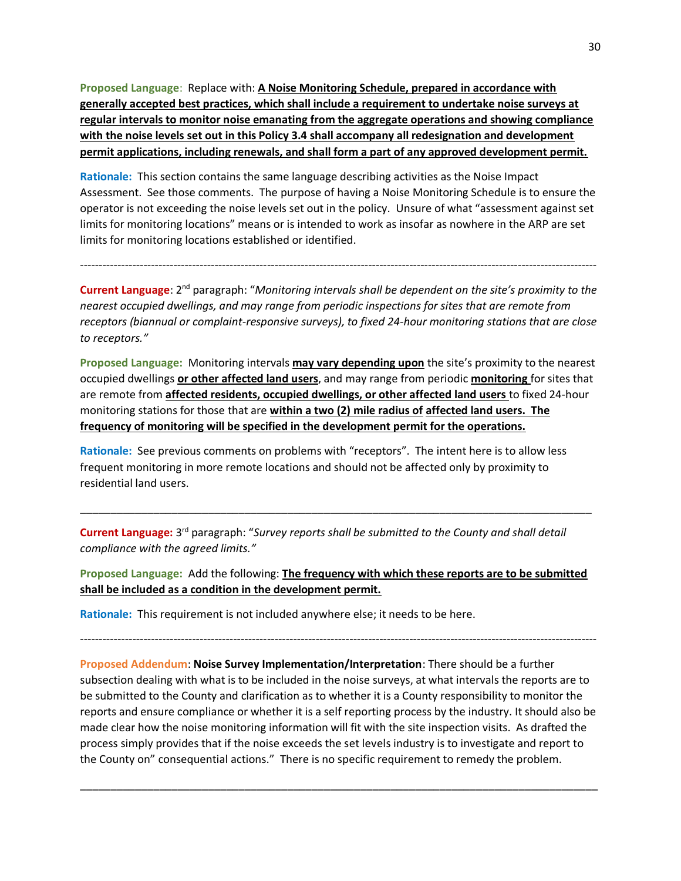**Proposed Language**: Replace with: **<u>A Noise Monitoring Schedule, prepared in accordance with generally accepted best practices, which shall include a requirement to undertake noise surveys at regular intervals to monitor noise emanating from the aggregate operations and showing compliance with the noise levels set out in this Policy 3.4 shall accompany all redesignation and development permit applications, including renewals, and shall form a part of any approved development permit.</u>**

**Rationale:** This section contains the same language describing activities as the Noise Impact Assessment. See those comments. The purpose of having a Noise Monitoring Schedule is to ensure the operator is not exceeding the noise levels set out in the policy. Unsure of what "assessment against set limits for monitoring locations" means or is intended to work as insofar as nowhere in the ARP are set limits for monitoring locations established or identified.

---

**Current Language**: 2nd paragraph: "*Monitoring intervals shall be dependent on the site's proximity to the nearest occupied dwellings, and may range from periodic inspections for sites that are remote from receptors (biannual or complaint-responsive surveys), to fixed 24-hour monitoring stations that are close to receptors.*"

**Proposed Language:** Monitoring intervals **<u>may vary depending upon</u>** the site's proximity to the nearest occupied dwellings **<u>or other affected land users</u>**, and may range from periodic **<u>monitoring</u>** for sites that are remote from **<u>affected residents, occupied dwellings, or other affected land users</u>** to fixed 24-hour monitoring stations for those that are **<u>within a two (2) mile radius of</u>** **<u>affected land users. The frequency of monitoring will be specified in the development permit for the operations.</u>**

**Rationale:** See previous comments on problems with "receptors". The intent here is to allow less frequent monitoring in more remote locations and should not be affected only by proximity to residential land users.

---

**Current Language:** 3rd paragraph: "*Survey reports shall be submitted to the County and shall detail compliance with the agreed limits.*"

**Proposed Language:** Add the following: **<u>The frequency with which these reports are to be submitted shall be included as a condition in the development permit.</u>**

**Rationale:** This requirement is not included anywhere else; it needs to be here.

---

**Proposed Addendum**: **Noise Survey Implementation/Interpretation**: There should be a further subsection dealing with what is to be included in the noise surveys, at what intervals the reports are to be submitted to the County and clarification as to whether it is a County responsibility to monitor the reports and ensure compliance or whether it is a self reporting process by the industry. It should also be made clear how the noise monitoring information will fit with the site inspection visits. As drafted the process simply provides that if the noise exceeds the set levels industry is to investigate and report to the County on" consequential actions." There is no specific requirement to remedy the problem.

---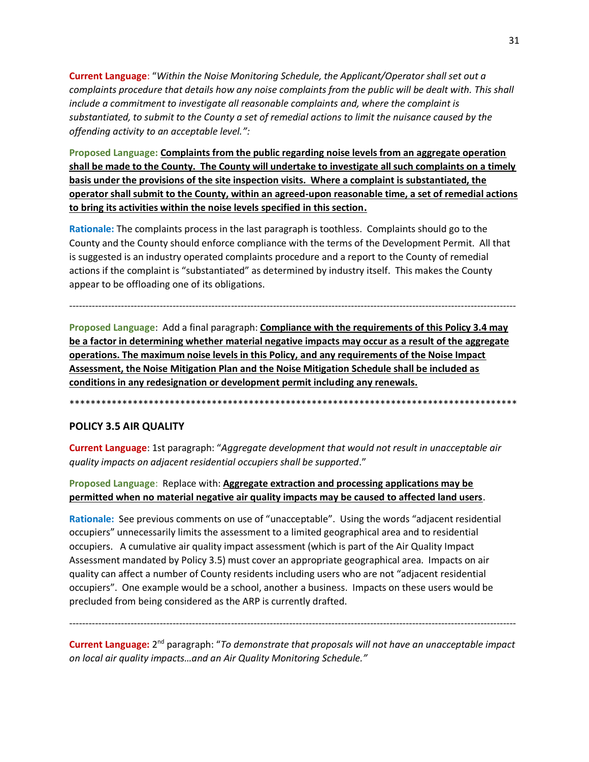**Current Language**: "*Within the Noise Monitoring Schedule, the Applicant/Operator shall set out a complaints procedure that details how any noise complaints from the public will be dealt with. This shall include a commitment to investigate all reasonable complaints and, where the complaint is substantiated, to submit to the County a set of remedial actions to limit the nuisance caused by the offending activity to an acceptable level.":*

**Proposed Language:** **Complaints from the public regarding noise levels from an aggregate operation shall be made to the County. The County will undertake to investigate all such complaints on a timely basis under the provisions of the site inspection visits. Where a complaint is substantiated, the operator shall submit to the County, within an agreed-upon reasonable time, a set of remedial actions to bring its activities within the noise levels specified in this section.**

**Rationale:** The complaints process in the last paragraph is toothless. Complaints should go to the County and the County should enforce compliance with the terms of the Development Permit. All that is suggested is an industry operated complaints procedure and a report to the County of remedial actions if the complaint is "substantiated" as determined by industry itself. This makes the County appear to be offloading one of its obligations.

---

**Proposed Language**: Add a final paragraph: **Compliance with the requirements of this Policy 3.4 may be a factor in determining whether material negative impacts may occur as a result of the aggregate operations. The maximum noise levels in this Policy, and any requirements of the Noise Impact Assessment, the Noise Mitigation Plan and the Noise Mitigation Schedule shall be included as conditions in any redesignation or development permit including any renewals.**

*****************************************************************************************

## POLICY 3.5 AIR QUALITY

**Current Language**: 1st paragraph: "*Aggregate development that would not result in unacceptable air quality impacts on adjacent residential occupiers shall be supported*."

**Proposed Language**: Replace with: **Aggregate extraction and processing applications may be permitted when no material negative air quality impacts may be caused to affected land users**.

**Rationale:** See previous comments on use of "unacceptable". Using the words "adjacent residential occupiers" unnecessarily limits the assessment to a limited geographical area and to residential occupiers. A cumulative air quality impact assessment (which is part of the Air Quality Impact Assessment mandated by Policy 3.5) must cover an appropriate geographical area. Impacts on air quality can affect a number of County residents including users who are not "adjacent residential occupiers". One example would be a school, another a business. Impacts on these users would be precluded from being considered as the ARP is currently drafted.

---

**Current Language:** 2nd paragraph: "*To demonstrate that proposals will not have an unacceptable impact on local air quality impacts…and an Air Quality Monitoring Schedule.*"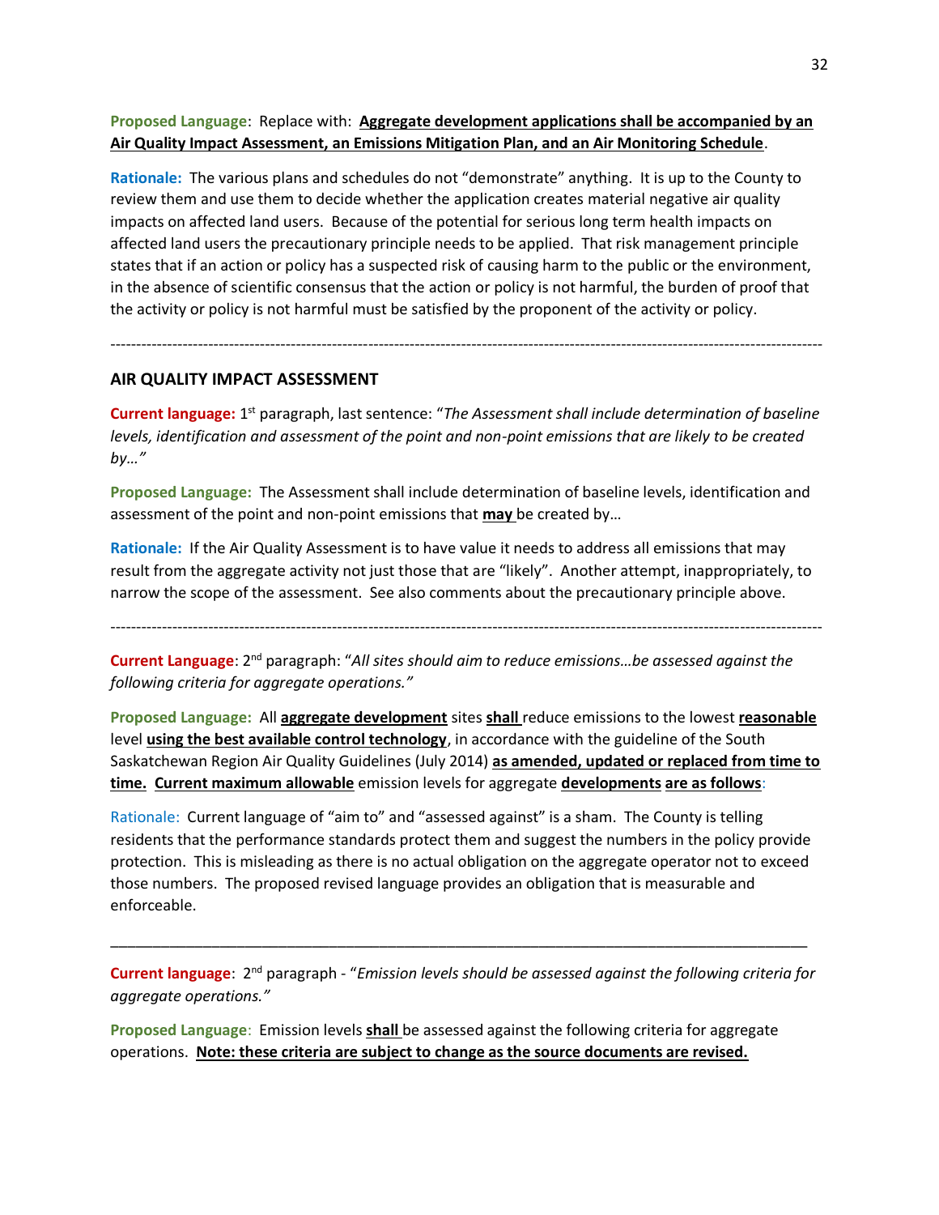**Proposed Language**: Replace with: **<u>Aggregate development applications shall be accompanied by an Air Quality Impact Assessment, an Emissions Mitigation Plan, and an Air Monitoring Schedule</u>**.

**Rationale:** The various plans and schedules do not "demonstrate" anything. It is up to the County to review them and use them to decide whether the application creates material negative air quality impacts on affected land users. Because of the potential for serious long term health impacts on affected land users the precautionary principle needs to be applied. That risk management principle states that if an action or policy has a suspected risk of causing harm to the public or the environment, in the absence of scientific consensus that the action or policy is not harmful, the burden of proof that the activity or policy is not harmful must be satisfied by the proponent of the activity or policy.

---

## AIR QUALITY IMPACT ASSESSMENT

**Current language:** 1st paragraph, last sentence: "*The Assessment shall include determination of baseline levels, identification and assessment of the point and non-point emissions that are likely to be created by…"*

**Proposed Language:** The Assessment shall include determination of baseline levels, identification and assessment of the point and non-point emissions that **<u>may</u>** be created by…

**Rationale:** If the Air Quality Assessment is to have value it needs to address all emissions that may result from the aggregate activity not just those that are "likely". Another attempt, inappropriately, to narrow the scope of the assessment. See also comments about the precautionary principle above.

---

**Current Language**: 2nd paragraph: "*All sites should aim to reduce emissions…be assessed against the following criteria for aggregate operations."*

**Proposed Language:** All **<u>aggregate development</u>** sites **<u>shall</u>** reduce emissions to the lowest **<u>reasonable</u>** level **<u>using the best available control technology</u>**, in accordance with the guideline of the South Saskatchewan Region Air Quality Guidelines (July 2014) **<u>as amended, updated or replaced from time to time.</u>** **<u>Current maximum allowable</u>** emission levels for aggregate **<u>developments</u>** **<u>are as follows</u>**:

Rationale: Current language of "aim to" and "assessed against" is a sham. The County is telling residents that the performance standards protect them and suggest the numbers in the policy provide protection. This is misleading as there is no actual obligation on the aggregate operator not to exceed those numbers. The proposed revised language provides an obligation that is measurable and enforceable.

---

**Current language**: 2nd paragraph - "*Emission levels should be assessed against the following criteria for aggregate operations."*

**Proposed Language**: Emission levels **<u>shall</u>** be assessed against the following criteria for aggregate operations. **<u>Note: these criteria are subject to change as the source documents are revised.</u>**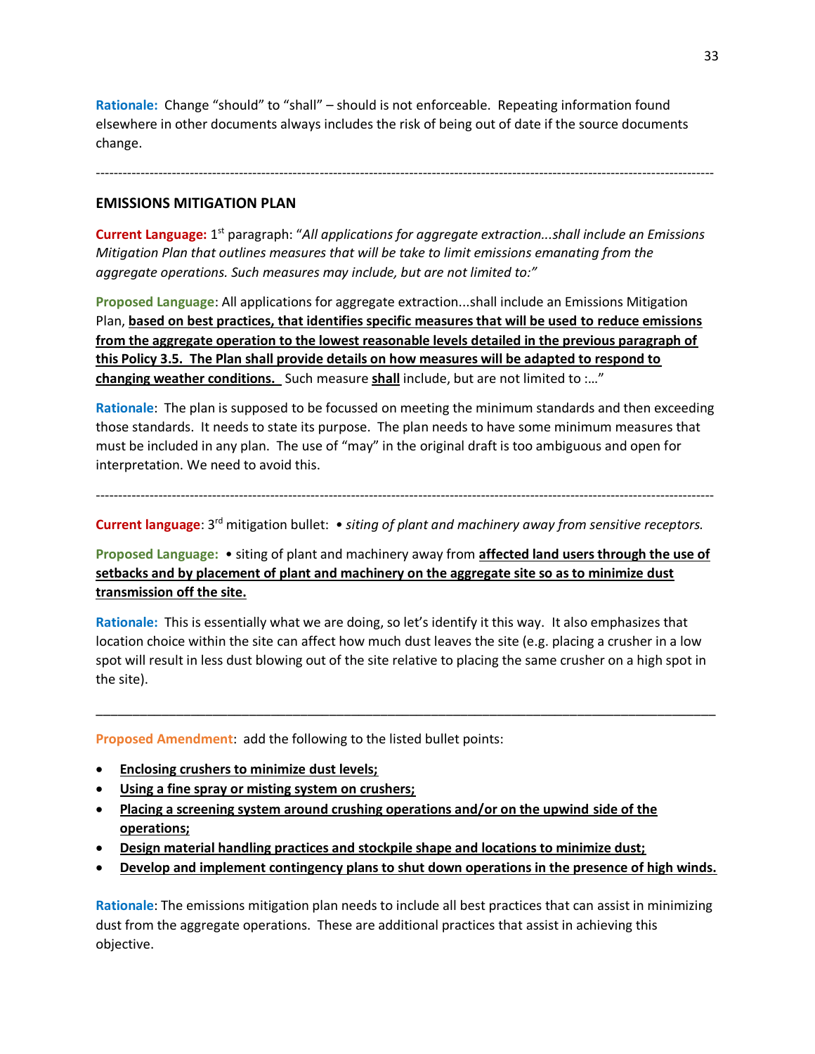**Rationale:** Change "should" to "shall" – should is not enforceable. Repeating information found elsewhere in other documents always includes the risk of being out of date if the source documents change.

---

## EMISSIONS MITIGATION PLAN

**Current Language:** 1st paragraph: "*All applications for aggregate extraction...shall include an Emissions Mitigation Plan that outlines measures that will be take to limit emissions emanating from the aggregate operations. Such measures may include, but are not limited to:"*

**Proposed Language**: All applications for aggregate extraction...shall include an Emissions Mitigation Plan, <u>**based on best practices, that identifies specific measures that will be used to reduce emissions from the aggregate operation to the lowest reasonable levels detailed in the previous paragraph of this Policy 3.5. The Plan shall provide details on how measures will be adapted to respond to changing weather conditions.**</u> Such measure <u>**shall**</u> include, but are not limited to :..."

**Rationale**: The plan is supposed to be focussed on meeting the minimum standards and then exceeding those standards. It needs to state its purpose. The plan needs to have some minimum measures that must be included in any plan. The use of "may" in the original draft is too ambiguous and open for interpretation. We need to avoid this.

---

**Current language**: 3rd mitigation bullet: *• siting of plant and machinery away from sensitive receptors.*

**Proposed Language:** • siting of plant and machinery away from <u>**affected land users through the use of setbacks and by placement of plant and machinery on the aggregate site so as to minimize dust transmission off the site.**</u>

**Rationale:** This is essentially what we are doing, so let's identify it this way. It also emphasizes that location choice within the site can affect how much dust leaves the site (e.g. placing a crusher in a low spot will result in less dust blowing out of the site relative to placing the same crusher on a high spot in the site).

---

**Proposed Amendment**: add the following to the listed bullet points:

- <u>**Enclosing crushers to minimize dust levels;**</u>
- <u>**Using a fine spray or misting system on crushers;**</u>
- <u>**Placing a screening system around crushing operations and/or on the upwind side of the operations;**</u>
- <u>**Design material handling practices and stockpile shape and locations to minimize dust;**</u>
- <u>**Develop and implement contingency plans to shut down operations in the presence of high winds.**</u>

**Rationale**: The emissions mitigation plan needs to include all best practices that can assist in minimizing dust from the aggregate operations. These are additional practices that assist in achieving this objective.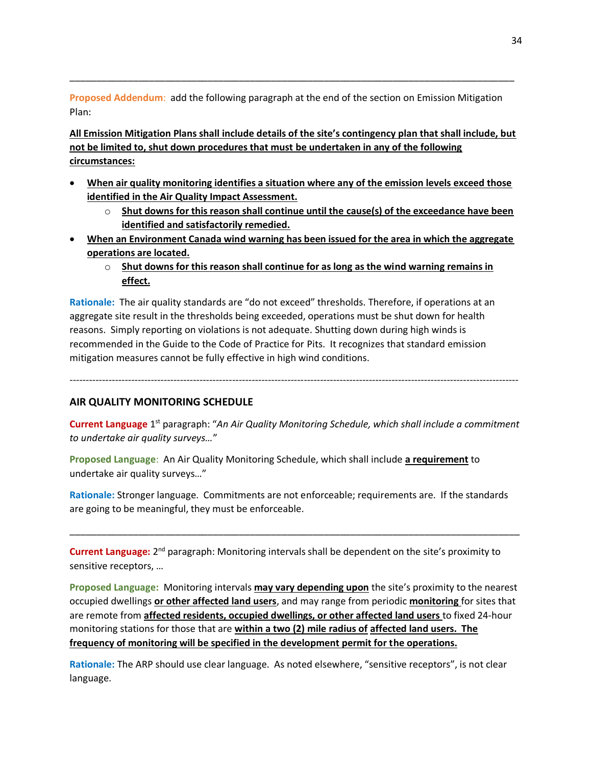---

**Proposed Addendum**: add the following paragraph at the end of the section on Emission Mitigation Plan:

<u>**All Emission Mitigation Plans shall include details of the site's contingency plan that shall include, but not be limited to, shut down procedures that must be undertaken in any of the following circumstances:**</u>

- <u>**When air quality monitoring identifies a situation where any of the emission levels exceed those identified in the Air Quality Impact Assessment.**</u>
  - <u>**Shut downs for this reason shall continue until the cause(s) of the exceedance have been identified and satisfactorily remedied.**</u>
- <u>**When an Environment Canada wind warning has been issued for the area in which the aggregate operations are located.**</u>
  - <u>**Shut downs for this reason shall continue for as long as the wind warning remains in effect.**</u>

**Rationale:** The air quality standards are "do not exceed" thresholds. Therefore, if operations at an aggregate site result in the thresholds being exceeded, operations must be shut down for health reasons. Simply reporting on violations is not adequate. Shutting down during high winds is recommended in the Guide to the Code of Practice for Pits. It recognizes that standard emission mitigation measures cannot be fully effective in high wind conditions.

---

## AIR QUALITY MONITORING SCHEDULE

**Current Language** 1st paragraph: "*An Air Quality Monitoring Schedule, which shall include a commitment to undertake air quality surveys…*"

**Proposed Language**: An Air Quality Monitoring Schedule, which shall include <u>**a requirement**</u> to undertake air quality surveys…"

**Rationale:** Stronger language. Commitments are not enforceable; requirements are. If the standards are going to be meaningful, they must be enforceable.

---

**Current Language:** 2nd paragraph: Monitoring intervals shall be dependent on the site's proximity to sensitive receptors, …

**Proposed Language:** Monitoring intervals <u>**may vary depending upon**</u> the site's proximity to the nearest occupied dwellings <u>**or other affected land users**</u>, and may range from periodic <u>**monitoring**</u> for sites that are remote from <u>**affected residents, occupied dwellings, or other affected land users**</u> to fixed 24-hour monitoring stations for those that are <u>**within a two (2) mile radius of**</u> <u>**affected land users. The frequency of monitoring will be specified in the development permit for the operations.**</u>

**Rationale:** The ARP should use clear language. As noted elsewhere, "sensitive receptors", is not clear language.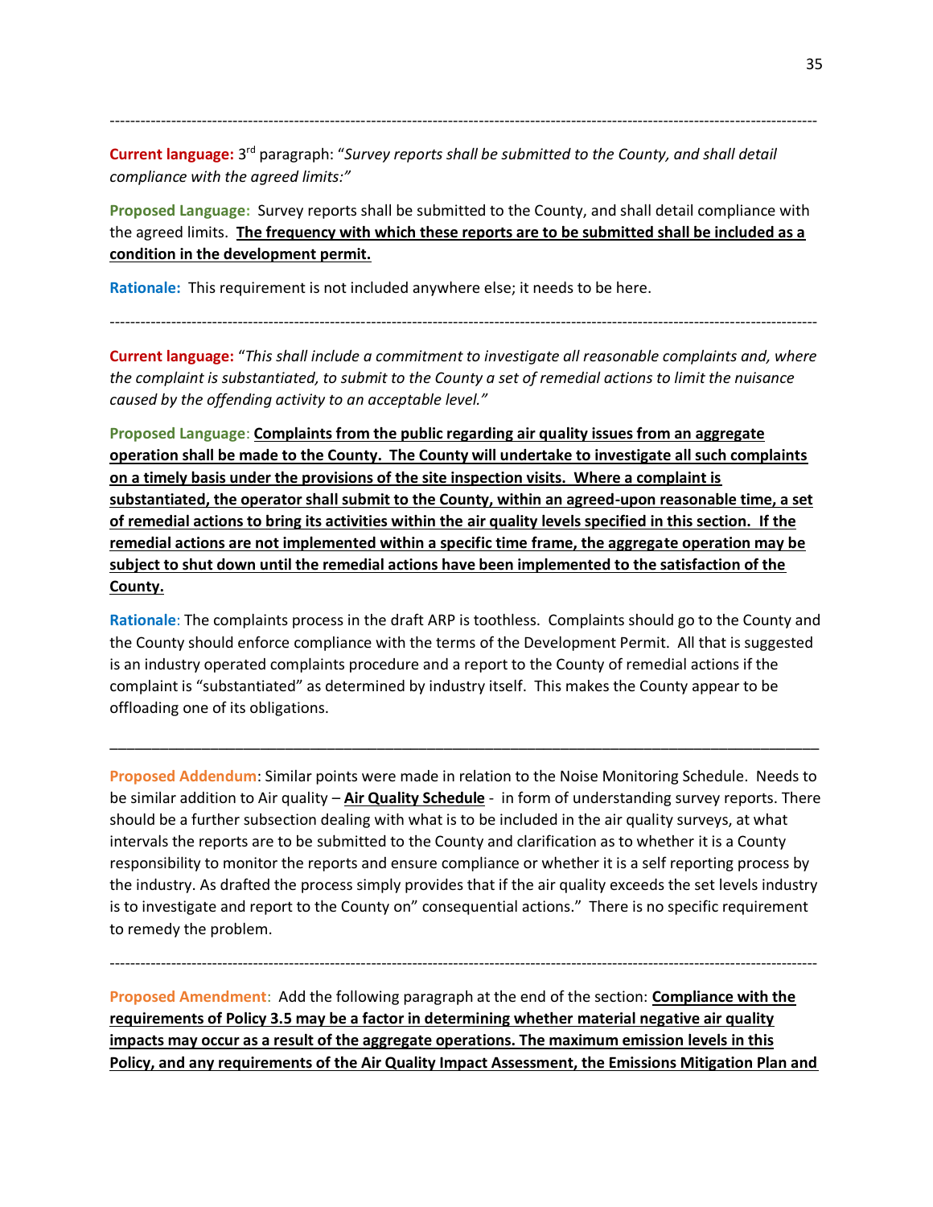---

**Current language:** 3rd paragraph: "*Survey reports shall be submitted to the County, and shall detail compliance with the agreed limits:"*

**Proposed Language:** Survey reports shall be submitted to the County, and shall detail compliance with the agreed limits. **<u>The frequency with which these reports are to be submitted shall be included as a condition in the development permit.</u>**

**Rationale:** This requirement is not included anywhere else; it needs to be here.

---

**Current language:** "*This shall include a commitment to investigate all reasonable complaints and, where the complaint is substantiated, to submit to the County a set of remedial actions to limit the nuisance caused by the offending activity to an acceptable level."*

**Proposed Language**: **<u>Complaints from the public regarding air quality issues from an aggregate operation shall be made to the County. The County will undertake to investigate all such complaints on a timely basis under the provisions of the site inspection visits. Where a complaint is substantiated, the operator shall submit to the County, within an agreed-upon reasonable time, a set of remedial actions to bring its activities within the air quality levels specified in this section. If the remedial actions are not implemented within a specific time frame, the aggregate operation may be subject to shut down until the remedial actions have been implemented to the satisfaction of the County.</u>**

**Rationale**: The complaints process in the draft ARP is toothless. Complaints should go to the County and the County should enforce compliance with the terms of the Development Permit. All that is suggested is an industry operated complaints procedure and a report to the County of remedial actions if the complaint is "substantiated" as determined by industry itself. This makes the County appear to be offloading one of its obligations.

---

**Proposed Addendum**: Similar points were made in relation to the Noise Monitoring Schedule. Needs to be similar addition to Air quality – **<u>Air Quality Schedule</u>** - in form of understanding survey reports. There should be a further subsection dealing with what is to be included in the air quality surveys, at what intervals the reports are to be submitted to the County and clarification as to whether it is a County responsibility to monitor the reports and ensure compliance or whether it is a self reporting process by the industry. As drafted the process simply provides that if the air quality exceeds the set levels industry is to investigate and report to the County on" consequential actions." There is no specific requirement to remedy the problem.

---

**Proposed Amendment**: Add the following paragraph at the end of the section: **<u>Compliance with the requirements of Policy 3.5 may be a factor in determining whether material negative air quality impacts may occur as a result of the aggregate operations. The maximum emission levels in this Policy, and any requirements of the Air Quality Impact Assessment, the Emissions Mitigation Plan and</u>**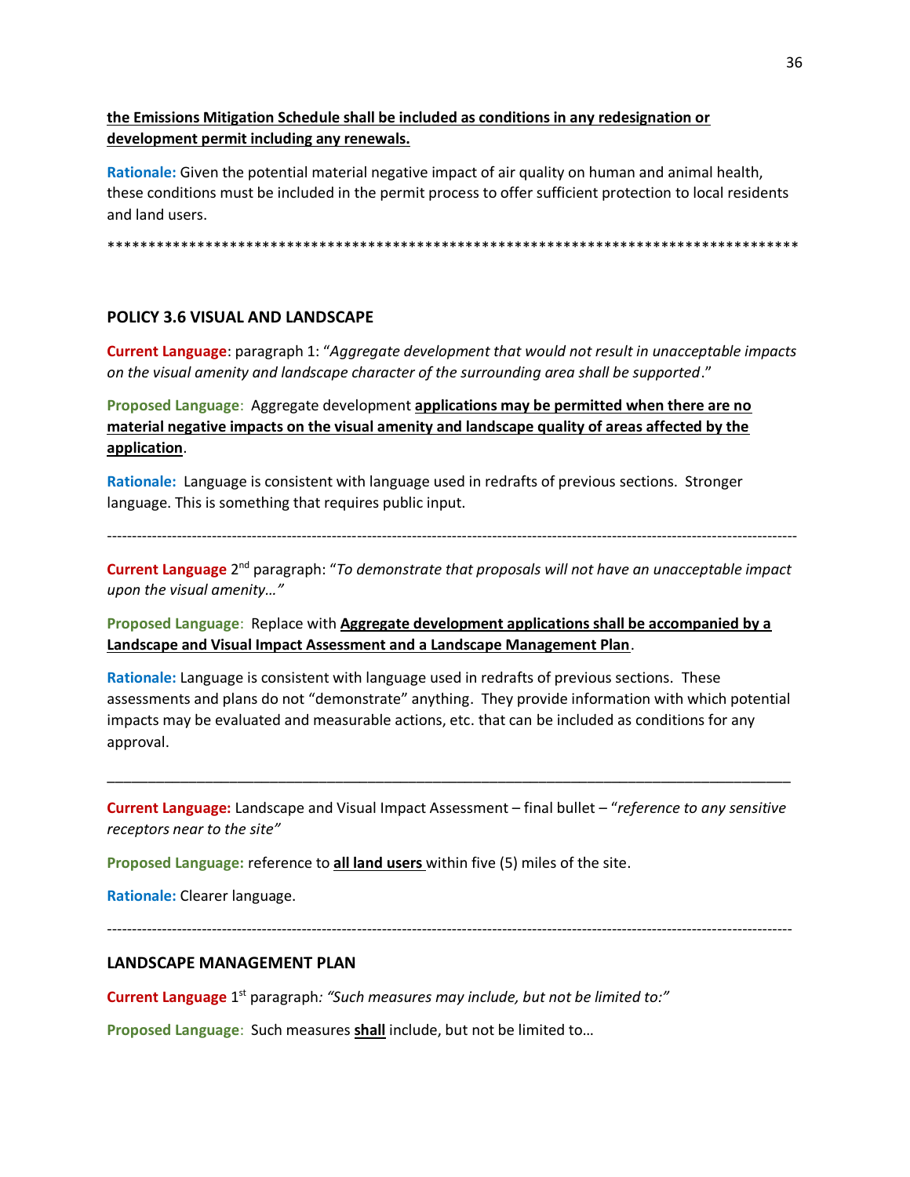**the Emissions Mitigation Schedule shall be included as conditions in any redesignation or development permit including any renewals.**

**Rationale:** Given the potential material negative impact of air quality on human and animal health, these conditions must be included in the permit process to offer sufficient protection to local residents and land users.

*****************************************************************************************

## POLICY 3.6 VISUAL AND LANDSCAPE

**Current Language**: paragraph 1: "*Aggregate development that would not result in unacceptable impacts on the visual amenity and landscape character of the surrounding area shall be supported*."

**Proposed Language**: Aggregate development **applications may be permitted when there are no material negative impacts on the visual amenity and landscape quality of areas affected by the application**.

**Rationale:** Language is consistent with language used in redrafts of previous sections. Stronger language. This is something that requires public input.

---

**Current Language** 2nd paragraph: "*To demonstrate that proposals will not have an unacceptable impact upon the visual amenity…"*

**Proposed Language**: Replace with **Aggregate development applications shall be accompanied by a Landscape and Visual Impact Assessment and a Landscape Management Plan**.

**Rationale:** Language is consistent with language used in redrafts of previous sections. These assessments and plans do not "demonstrate" anything. They provide information with which potential impacts may be evaluated and measurable actions, etc. that can be included as conditions for any approval.

---

**Current Language:** Landscape and Visual Impact Assessment – final bullet – "*reference to any sensitive receptors near to the site"*

**Proposed Language:** reference to **all land users** within five (5) miles of the site.

**Rationale:** Clearer language.

---

## LANDSCAPE MANAGEMENT PLAN

**Current Language** 1st paragraph*: "Such measures may include, but not be limited to:"*

**Proposed Language**: Such measures **shall** include, but not be limited to…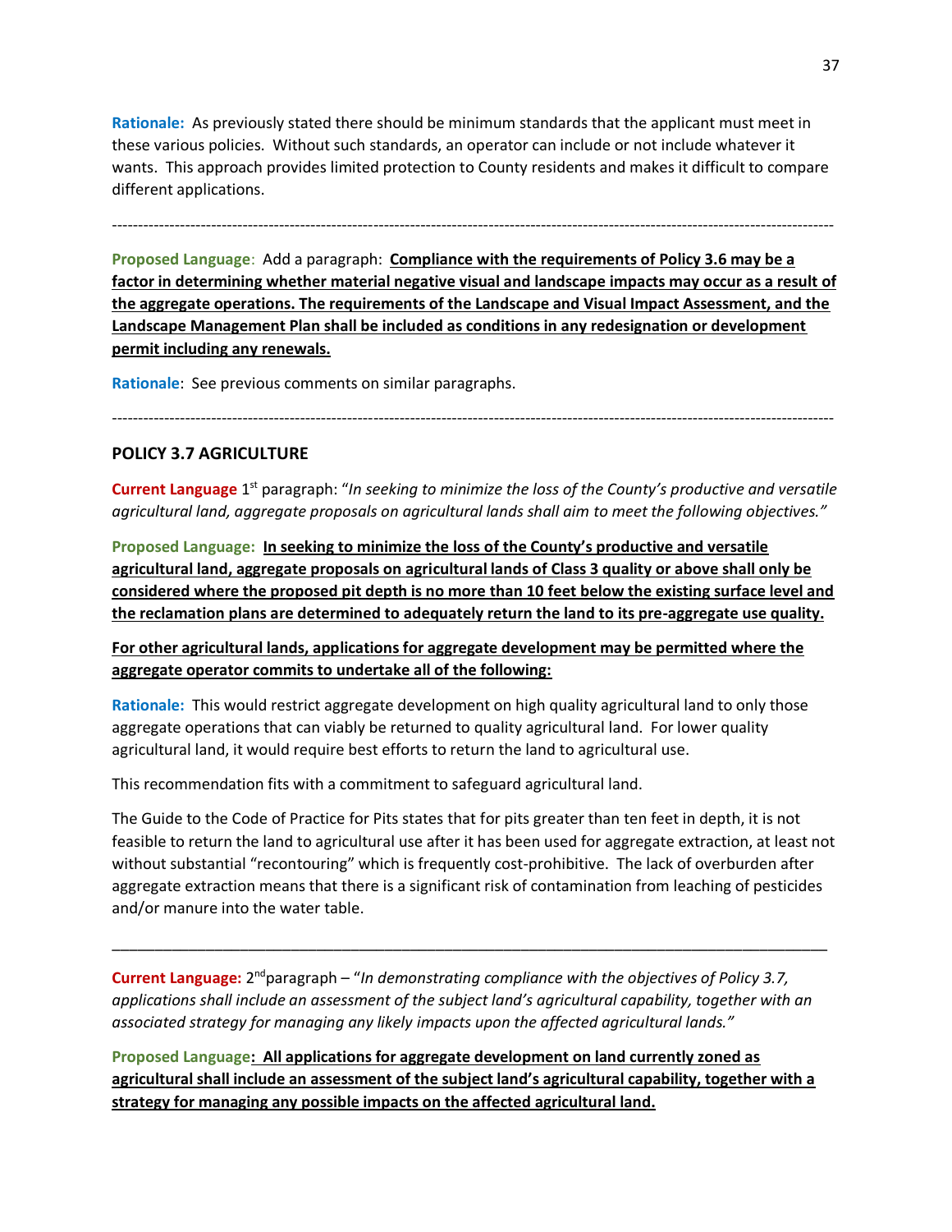**Rationale:** As previously stated there should be minimum standards that the applicant must meet in these various policies. Without such standards, an operator can include or not include whatever it wants. This approach provides limited protection to County residents and makes it difficult to compare different applications.

---

**Proposed Language**: Add a paragraph: **Compliance with the requirements of Policy 3.6 may be a factor in determining whether material negative visual and landscape impacts may occur as a result of the aggregate operations. The requirements of the Landscape and Visual Impact Assessment, and the Landscape Management Plan shall be included as conditions in any redesignation or development permit including any renewals.**

**Rationale**: See previous comments on similar paragraphs.

---

### POLICY 3.7 AGRICULTURE

**Current Language** 1st paragraph: "*In seeking to minimize the loss of the County's productive and versatile agricultural land, aggregate proposals on agricultural lands shall aim to meet the following objectives.*"

**Proposed Language:** **In seeking to minimize the loss of the County's productive and versatile agricultural land, aggregate proposals on agricultural lands of Class 3 quality or above shall only be considered where the proposed pit depth is no more than 10 feet below the existing surface level and the reclamation plans are determined to adequately return the land to its pre-aggregate use quality.**

**For other agricultural lands, applications for aggregate development may be permitted where the aggregate operator commits to undertake all of the following:**

**Rationale:** This would restrict aggregate development on high quality agricultural land to only those aggregate operations that can viably be returned to quality agricultural land. For lower quality agricultural land, it would require best efforts to return the land to agricultural use.

This recommendation fits with a commitment to safeguard agricultural land.

The Guide to the Code of Practice for Pits states that for pits greater than ten feet in depth, it is not feasible to return the land to agricultural use after it has been used for aggregate extraction, at least not without substantial "recontouring" which is frequently cost-prohibitive. The lack of overburden after aggregate extraction means that there is a significant risk of contamination from leaching of pesticides and/or manure into the water table.

---

**Current Language:** 2nd paragraph – "*In demonstrating compliance with the objectives of Policy 3.7, applications shall include an assessment of the subject land's agricultural capability, together with an associated strategy for managing any likely impacts upon the affected agricultural lands.*"

**Proposed Language: All applications for aggregate development on land currently zoned as agricultural shall include an assessment of the subject land's agricultural capability, together with a strategy for managing any possible impacts on the affected agricultural land.**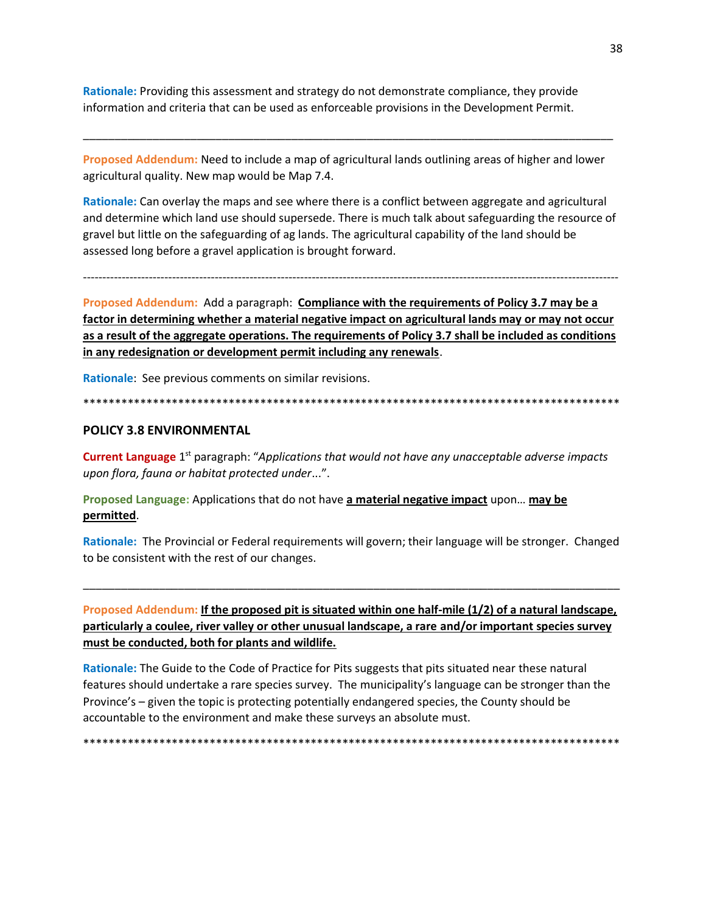**Rationale:** Providing this assessment and strategy do not demonstrate compliance, they provide information and criteria that can be used as enforceable provisions in the Development Permit.

---

**Proposed Addendum:** Need to include a map of agricultural lands outlining areas of higher and lower agricultural quality. New map would be Map 7.4.

**Rationale:** Can overlay the maps and see where there is a conflict between aggregate and agricultural and determine which land use should supersede. There is much talk about safeguarding the resource of gravel but little on the safeguarding of ag lands. The agricultural capability of the land should be assessed long before a gravel application is brought forward.

---

**Proposed Addendum:** Add a paragraph: **Compliance with the requirements of Policy 3.7 may be a factor in determining whether a material negative impact on agricultural lands may or may not occur as a result of the aggregate operations. The requirements of Policy 3.7 shall be included as conditions in any redesignation or development permit including any renewals**.

**Rationale**: See previous comments on similar revisions.

*****************************************************************************************

## POLICY 3.8 ENVIRONMENTAL

**Current Language** 1st paragraph: "*Applications that would not have any unacceptable adverse impacts upon flora, fauna or habitat protected under*...".

**Proposed Language:** Applications that do not have **a material negative impact** upon… **may be permitted**.

**Rationale:** The Provincial or Federal requirements will govern; their language will be stronger. Changed to be consistent with the rest of our changes.

---

**Proposed Addendum:** **If the proposed pit is situated within one half-mile (1/2) of a natural landscape, particularly a coulee, river valley or other unusual landscape, a rare and/or important species survey must be conducted, both for plants and wildlife.**

**Rationale:** The Guide to the Code of Practice for Pits suggests that pits situated near these natural features should undertake a rare species survey. The municipality's language can be stronger than the Province's – given the topic is protecting potentially endangered species, the County should be accountable to the environment and make these surveys an absolute must.

*****************************************************************************************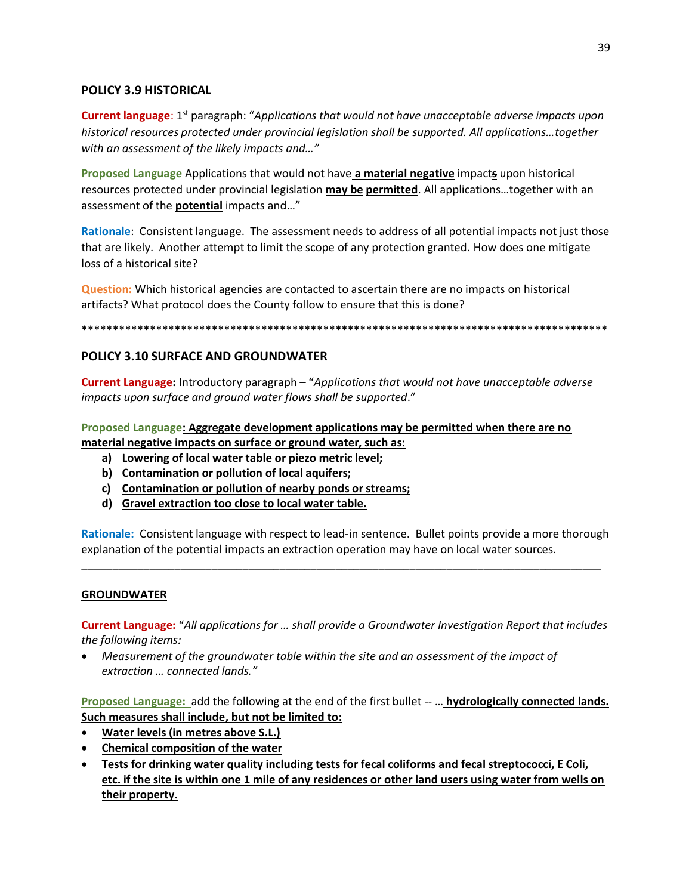## POLICY 3.9 HISTORICAL

**Current language**: 1st paragraph: "*Applications that would not have unacceptable adverse impacts upon historical resources protected under provincial legislation shall be supported. All applications…together with an assessment of the likely impacts and…"*

**Proposed Language** Applications that would not have **a material negative** impact**s** upon historical resources protected under provincial legislation **may be** **permitted**. All applications…together with an assessment of the **potential** impacts and…"

**Rationale**: Consistent language. The assessment needs to address of all potential impacts not just those that are likely. Another attempt to limit the scope of any protection granted. How does one mitigate loss of a historical site?

**Question:** Which historical agencies are contacted to ascertain there are no impacts on historical artifacts? What protocol does the County follow to ensure that this is done?

*****************************************************************************************

## POLICY 3.10 SURFACE AND GROUNDWATER

**Current Language:** Introductory paragraph – "*Applications that would not have unacceptable adverse impacts upon surface and ground water flows shall be supported*."

**Proposed Language: Aggregate development applications may be permitted when there are no material negative impacts on surface or ground water, such as:**

- **a) Lowering of local water table or piezo metric level;**
- **b) Contamination or pollution of local aquifers;**
- **c) Contamination or pollution of nearby ponds or streams;**
- **d) Gravel extraction too close to local water table.**

**Rationale:** Consistent language with respect to lead-in sentence. Bullet points provide a more thorough explanation of the potential impacts an extraction operation may have on local water sources.

---

**GROUNDWATER**

**Current Language:** "*All applications for … shall provide a Groundwater Investigation Report that includes the following items:*

- *Measurement of the groundwater table within the site and an assessment of the impact of extraction … connected lands."*

**Proposed Language:** add the following at the end of the first bullet -- … **hydrologically connected lands. Such measures shall include, but not be limited to:**

- **Water levels (in metres above S.L.)**
- **Chemical composition of the water**
- **Tests for drinking water quality including tests for fecal coliforms and fecal streptococci, E Coli, etc. if the site is within one 1 mile of any residences or other land users using water from wells on their property.**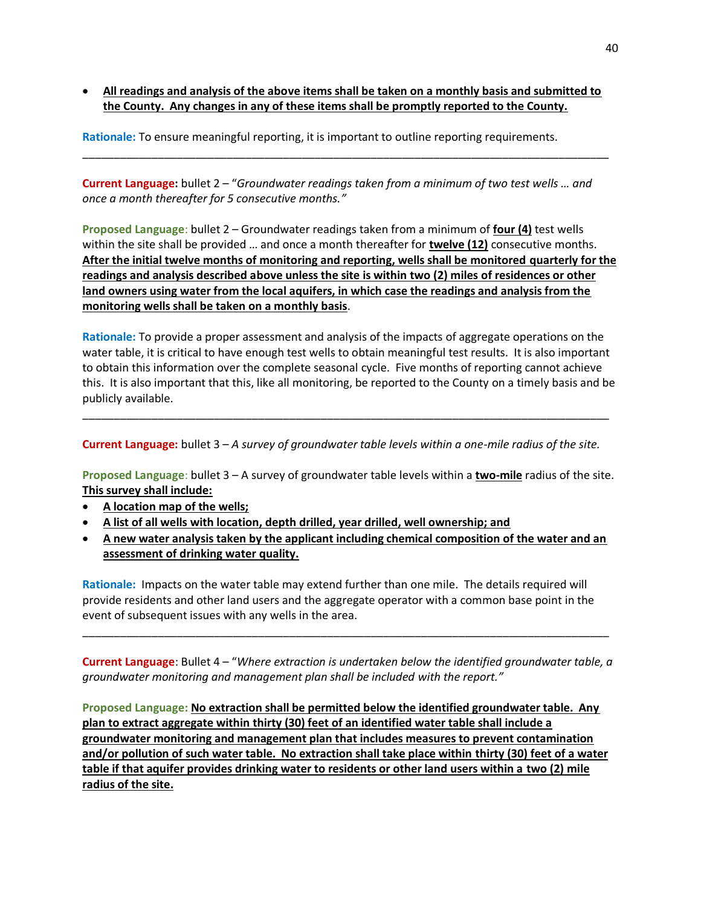- <u>**All readings and analysis of the above items shall be taken on a monthly basis and submitted to the County. Any changes in any of these items shall be promptly reported to the County.**</u>

**Rationale:** To ensure meaningful reporting, it is important to outline reporting requirements.

---

**Current Language:** bullet 2 – "*Groundwater readings taken from a minimum of two test wells … and once a month thereafter for 5 consecutive months.*"

**Proposed Language**: bullet 2 – Groundwater readings taken from a minimum of <u>**four (4)**</u> test wells within the site shall be provided … and once a month thereafter for <u>**twelve (12)**</u> consecutive months. <u>**After the initial twelve months of monitoring and reporting, wells shall be monitored quarterly for the readings and analysis described above unless the site is within two (2) miles of residences or other land owners using water from the local aquifers, in which case the readings and analysis from the monitoring wells shall be taken on a monthly basis**</u>.

**Rationale:** To provide a proper assessment and analysis of the impacts of aggregate operations on the water table, it is critical to have enough test wells to obtain meaningful test results. It is also important to obtain this information over the complete seasonal cycle. Five months of reporting cannot achieve this. It is also important that this, like all monitoring, be reported to the County on a timely basis and be publicly available.

---

**Current Language:** bullet 3 – *A survey of groundwater table levels within a one-mile radius of the site.*

**Proposed Language**: bullet 3 – A survey of groundwater table levels within a <u>**two-mile**</u> radius of the site. <u>**This survey shall include:**</u>

- <u>**A location map of the wells;**</u>
- <u>**A list of all wells with location, depth drilled, year drilled, well ownership; and**</u>
- <u>**A new water analysis taken by the applicant including chemical composition of the water and an assessment of drinking water quality.**</u>

**Rationale:** Impacts on the water table may extend further than one mile. The details required will provide residents and other land users and the aggregate operator with a common base point in the event of subsequent issues with any wells in the area.

---

**Current Language**: Bullet 4 – "*Where extraction is undertaken below the identified groundwater table, a groundwater monitoring and management plan shall be included with the report.*"

**Proposed Language:** <u>**No extraction shall be permitted below the identified groundwater table. Any plan to extract aggregate within thirty (30) feet of an identified water table shall include a groundwater monitoring and management plan that includes measures to prevent contamination and/or pollution of such water table. No extraction shall take place within thirty (30) feet of a water table if that aquifer provides drinking water to residents or other land users within a two (2) mile radius of the site.**</u>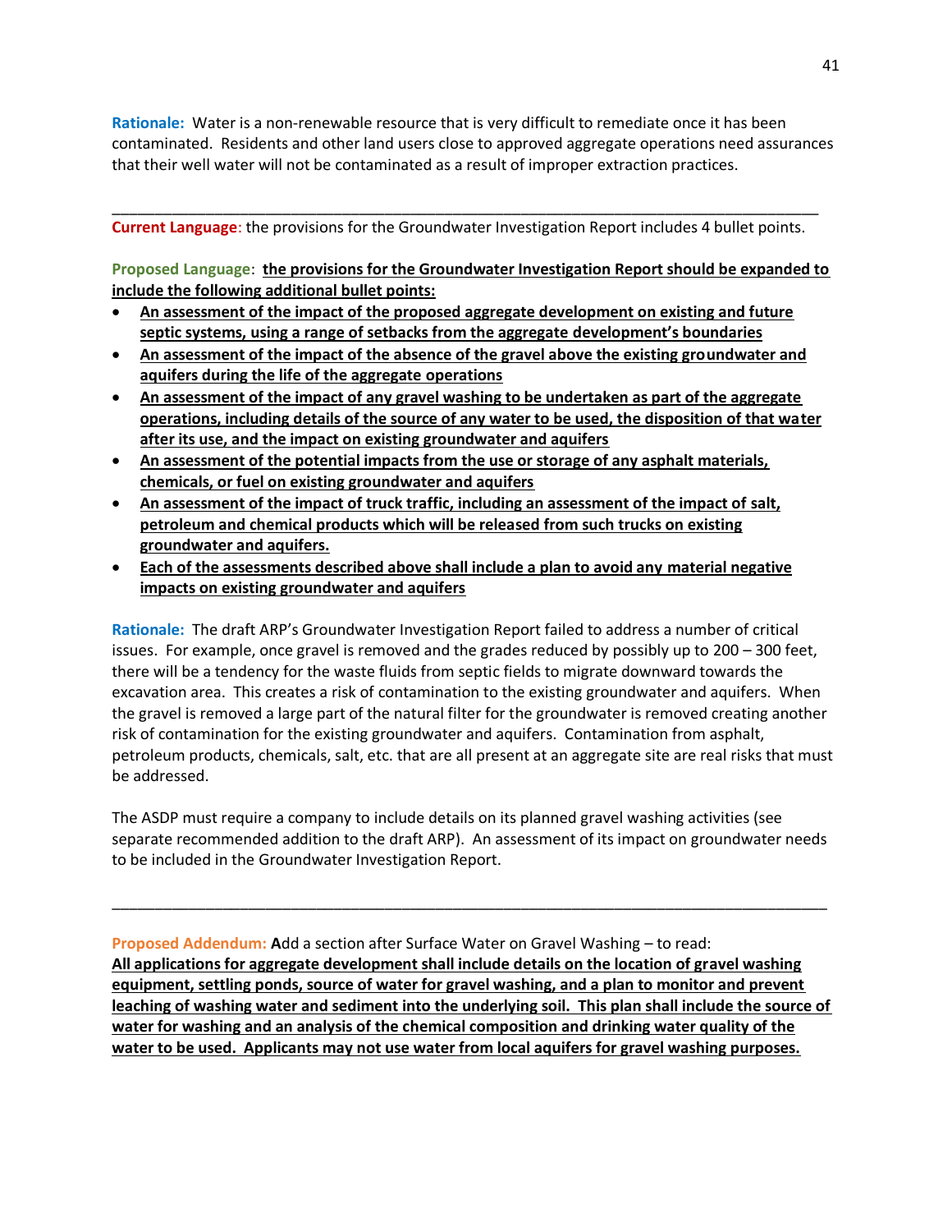**Rationale:** Water is a non-renewable resource that is very difficult to remediate once it has been contaminated. Residents and other land users close to approved aggregate operations need assurances that their well water will not be contaminated as a result of improper extraction practices.

---

**Current Language**: the provisions for the Groundwater Investigation Report includes 4 bullet points.

**Proposed Language**: **the provisions for the Groundwater Investigation Report should be expanded to include the following additional bullet points:**

- **An assessment of the impact of the proposed aggregate development on existing and future septic systems, using a range of setbacks from the aggregate development's boundaries**
- **An assessment of the impact of the absence of the gravel above the existing groundwater and aquifers during the life of the aggregate operations**
- **An assessment of the impact of any gravel washing to be undertaken as part of the aggregate operations, including details of the source of any water to be used, the disposition of that water after its use, and the impact on existing groundwater and aquifers**
- **An assessment of the potential impacts from the use or storage of any asphalt materials, chemicals, or fuel on existing groundwater and aquifers**
- **An assessment of the impact of truck traffic, including an assessment of the impact of salt, petroleum and chemical products which will be released from such trucks on existing groundwater and aquifers.**
- **Each of the assessments described above shall include a plan to avoid any material negative impacts on existing groundwater and aquifers**

**Rationale:** The draft ARP's Groundwater Investigation Report failed to address a number of critical issues. For example, once gravel is removed and the grades reduced by possibly up to 200 – 300 feet, there will be a tendency for the waste fluids from septic fields to migrate downward towards the excavation area. This creates a risk of contamination to the existing groundwater and aquifers. When the gravel is removed a large part of the natural filter for the groundwater is removed creating another risk of contamination for the existing groundwater and aquifers. Contamination from asphalt, petroleum products, chemicals, salt, etc. that are all present at an aggregate site are real risks that must be addressed.

The ASDP must require a company to include details on its planned gravel washing activities (see separate recommended addition to the draft ARP). An assessment of its impact on groundwater needs to be included in the Groundwater Investigation Report.

---

**Proposed Addendum:** **A**dd a section after Surface Water on Gravel Washing – to read:
**All applications for aggregate development shall include details on the location of gravel washing equipment, settling ponds, source of water for gravel washing, and a plan to monitor and prevent leaching of washing water and sediment into the underlying soil. This plan shall include the source of water for washing and an analysis of the chemical composition and drinking water quality of the water to be used. Applicants may not use water from local aquifers for gravel washing purposes.**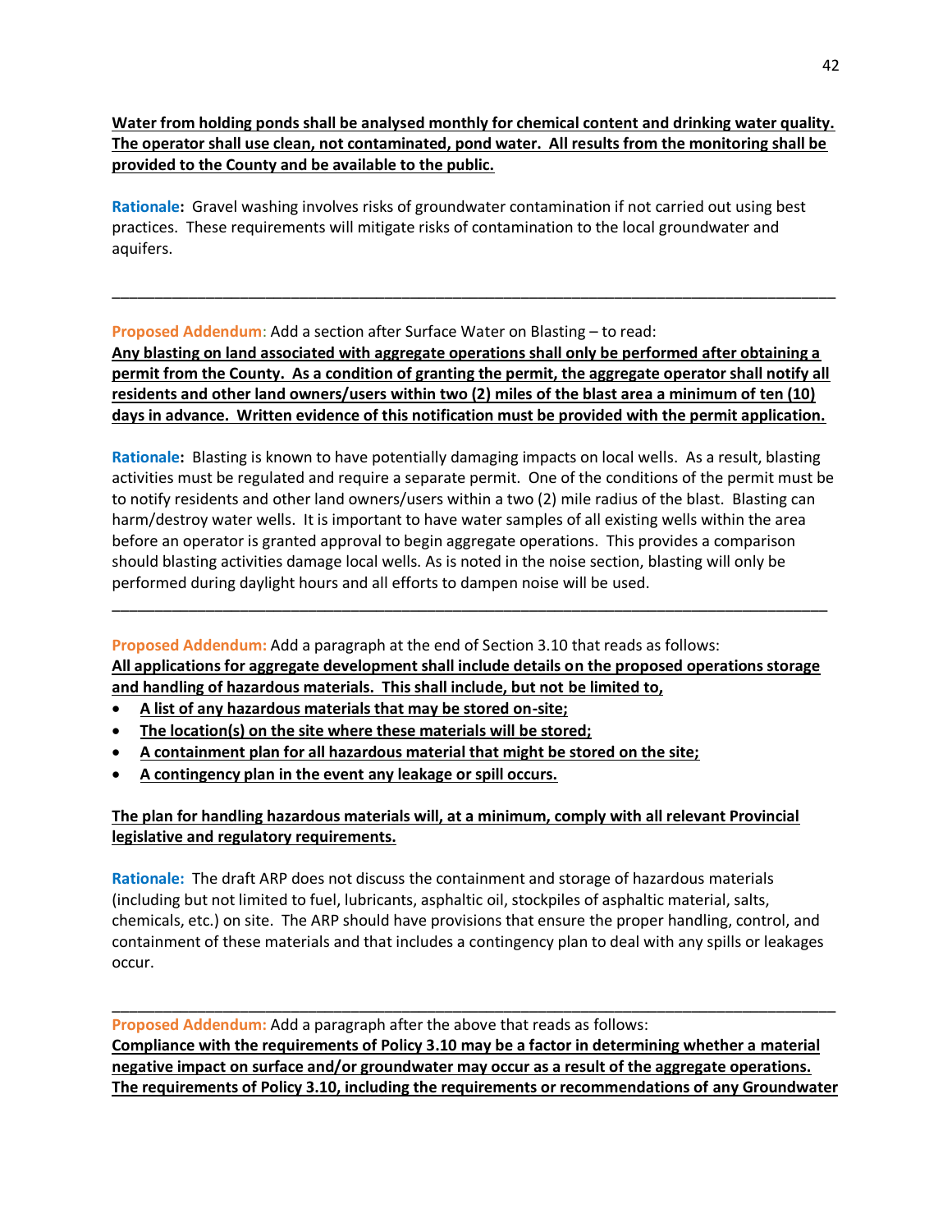**Water from holding ponds shall be analysed monthly for chemical content and drinking water quality. The operator shall use clean, not contaminated, pond water. All results from the monitoring shall be provided to the County and be available to the public.**

**Rationale:** Gravel washing involves risks of groundwater contamination if not carried out using best practices. These requirements will mitigate risks of contamination to the local groundwater and aquifers.

---

**Proposed Addendum**: Add a section after Surface Water on Blasting – to read:
**Any blasting on land associated with aggregate operations shall only be performed after obtaining a permit from the County. As a condition of granting the permit, the aggregate operator shall notify all residents and other land owners/users within two (2) miles of the blast area a minimum of ten (10) days in advance. Written evidence of this notification must be provided with the permit application.**

**Rationale:** Blasting is known to have potentially damaging impacts on local wells. As a result, blasting activities must be regulated and require a separate permit. One of the conditions of the permit must be to notify residents and other land owners/users within a two (2) mile radius of the blast. Blasting can harm/destroy water wells. It is important to have water samples of all existing wells within the area before an operator is granted approval to begin aggregate operations. This provides a comparison should blasting activities damage local wells. As is noted in the noise section, blasting will only be performed during daylight hours and all efforts to dampen noise will be used.

---

**Proposed Addendum:** Add a paragraph at the end of Section 3.10 that reads as follows:
**All applications for aggregate development shall include details on the proposed operations storage and handling of hazardous materials. This shall include, but not be limited to,**

- **A list of any hazardous materials that may be stored on-site;**
- **The location(s) on the site where these materials will be stored;**
- **A containment plan for all hazardous material that might be stored on the site;**
- **A contingency plan in the event any leakage or spill occurs.**

**The plan for handling hazardous materials will, at a minimum, comply with all relevant Provincial legislative and regulatory requirements.**

**Rationale:** The draft ARP does not discuss the containment and storage of hazardous materials (including but not limited to fuel, lubricants, asphaltic oil, stockpiles of asphaltic material, salts, chemicals, etc.) on site. The ARP should have provisions that ensure the proper handling, control, and containment of these materials and that includes a contingency plan to deal with any spills or leakages occur.

---

**Proposed Addendum:** Add a paragraph after the above that reads as follows:
**Compliance with the requirements of Policy 3.10 may be a factor in determining whether a material negative impact on surface and/or groundwater may occur as a result of the aggregate operations. The requirements of Policy 3.10, including the requirements or recommendations of any Groundwater**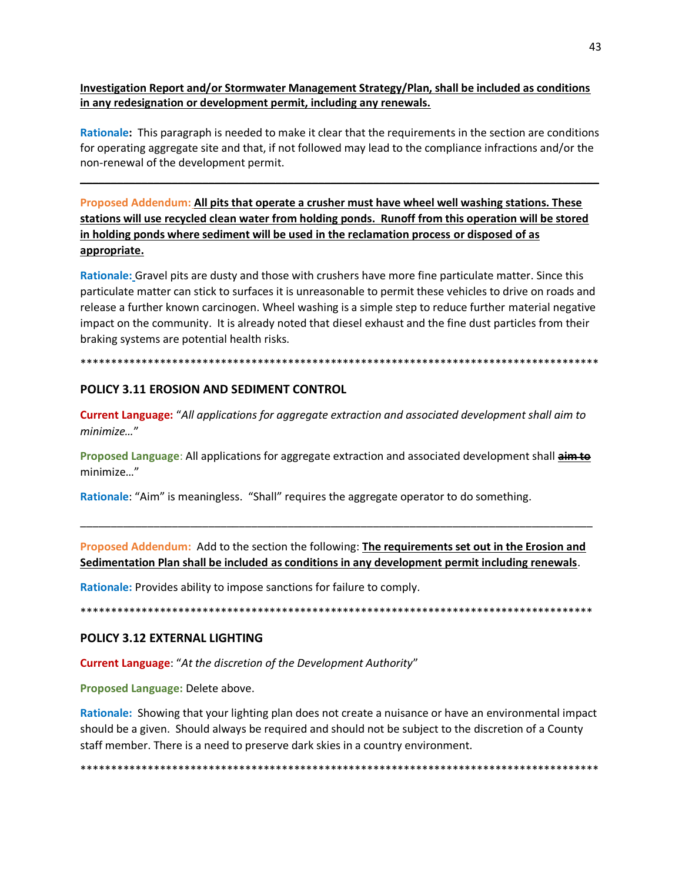**Investigation Report and/or Stormwater Management Strategy/Plan, shall be included as conditions in any redesignation or development permit, including any renewals.**

**Rationale:** This paragraph is needed to make it clear that the requirements in the section are conditions for operating aggregate site and that, if not followed may lead to the compliance infractions and/or the non-renewal of the development permit.

---

**Proposed Addendum:** **All pits that operate a crusher must have wheel well washing stations. These stations will use recycled clean water from holding ponds. Runoff from this operation will be stored in holding ponds where sediment will be used in the reclamation process or disposed of as appropriate.**

**Rationale:** Gravel pits are dusty and those with crushers have more fine particulate matter. Since this particulate matter can stick to surfaces it is unreasonable to permit these vehicles to drive on roads and release a further known carcinogen. Wheel washing is a simple step to reduce further material negative impact on the community. It is already noted that diesel exhaust and the fine dust particles from their braking systems are potential health risks.

*****************************************************************************************

## POLICY 3.11 EROSION AND SEDIMENT CONTROL

**Current Language:** "*All applications for aggregate extraction and associated development shall aim to minimize…*"

**Proposed Language**: All applications for aggregate extraction and associated development shall ~~aim to~~ minimize…"

**Rationale**: "Aim" is meaningless. "Shall" requires the aggregate operator to do something.

---

**Proposed Addendum:** Add to the section the following: **The requirements set out in the Erosion and Sedimentation Plan shall be included as conditions in any development permit including renewals**.

**Rationale:** Provides ability to impose sanctions for failure to comply.

*****************************************************************************************

## POLICY 3.12 EXTERNAL LIGHTING

**Current Language**: "*At the discretion of the Development Authority*"

**Proposed Language:** Delete above.

**Rationale:** Showing that your lighting plan does not create a nuisance or have an environmental impact should be a given. Should always be required and should not be subject to the discretion of a County staff member. There is a need to preserve dark skies in a country environment.

*****************************************************************************************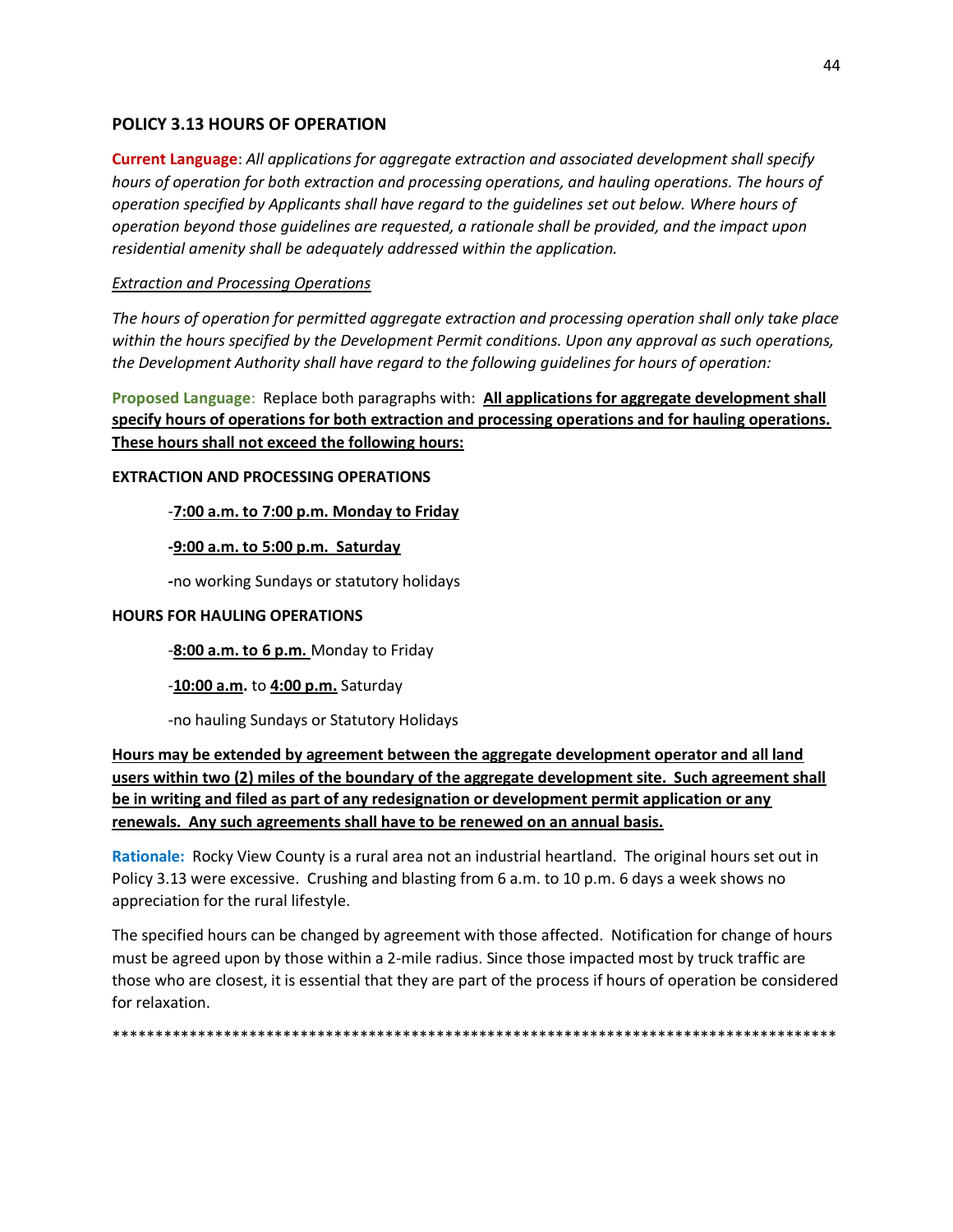## POLICY 3.13 HOURS OF OPERATION

**Current Language**: *All applications for aggregate extraction and associated development shall specify hours of operation for both extraction and processing operations, and hauling operations. The hours of operation specified by Applicants shall have regard to the guidelines set out below. Where hours of operation beyond those guidelines are requested, a rationale shall be provided, and the impact upon residential amenity shall be adequately addressed within the application.*

*Extraction and Processing Operations*

*The hours of operation for permitted aggregate extraction and processing operation shall only take place within the hours specified by the Development Permit conditions. Upon any approval as such operations, the Development Authority shall have regard to the following guidelines for hours of operation:*

**Proposed Language**: Replace both paragraphs with: **All applications for aggregate development shall specify hours of operations for both extraction and processing operations and for hauling operations. These hours shall not exceed the following hours:**

**EXTRACTION AND PROCESSING OPERATIONS**

- **7:00 a.m. to 7:00 p.m. Monday to Friday**
- **9:00 a.m. to 5:00 p.m. Saturday**
- no working Sundays or statutory holidays

**HOURS FOR HAULING OPERATIONS**

- **8:00 a.m. to 6 p.m.** Monday to Friday
- **10:00 a.m.** to **4:00 p.m.** Saturday
- no hauling Sundays or Statutory Holidays

**Hours may be extended by agreement between the aggregate development operator and all land users within two (2) miles of the boundary of the aggregate development site. Such agreement shall be in writing and filed as part of any redesignation or development permit application or any renewals. Any such agreements shall have to be renewed on an annual basis.**

**Rationale:** Rocky View County is a rural area not an industrial heartland. The original hours set out in Policy 3.13 were excessive. Crushing and blasting from 6 a.m. to 10 p.m. 6 days a week shows no appreciation for the rural lifestyle.

The specified hours can be changed by agreement with those affected. Notification for change of hours must be agreed upon by those within a 2-mile radius. Since those impacted most by truck traffic are those who are closest, it is essential that they are part of the process if hours of operation be considered for relaxation.

******************************************************************************************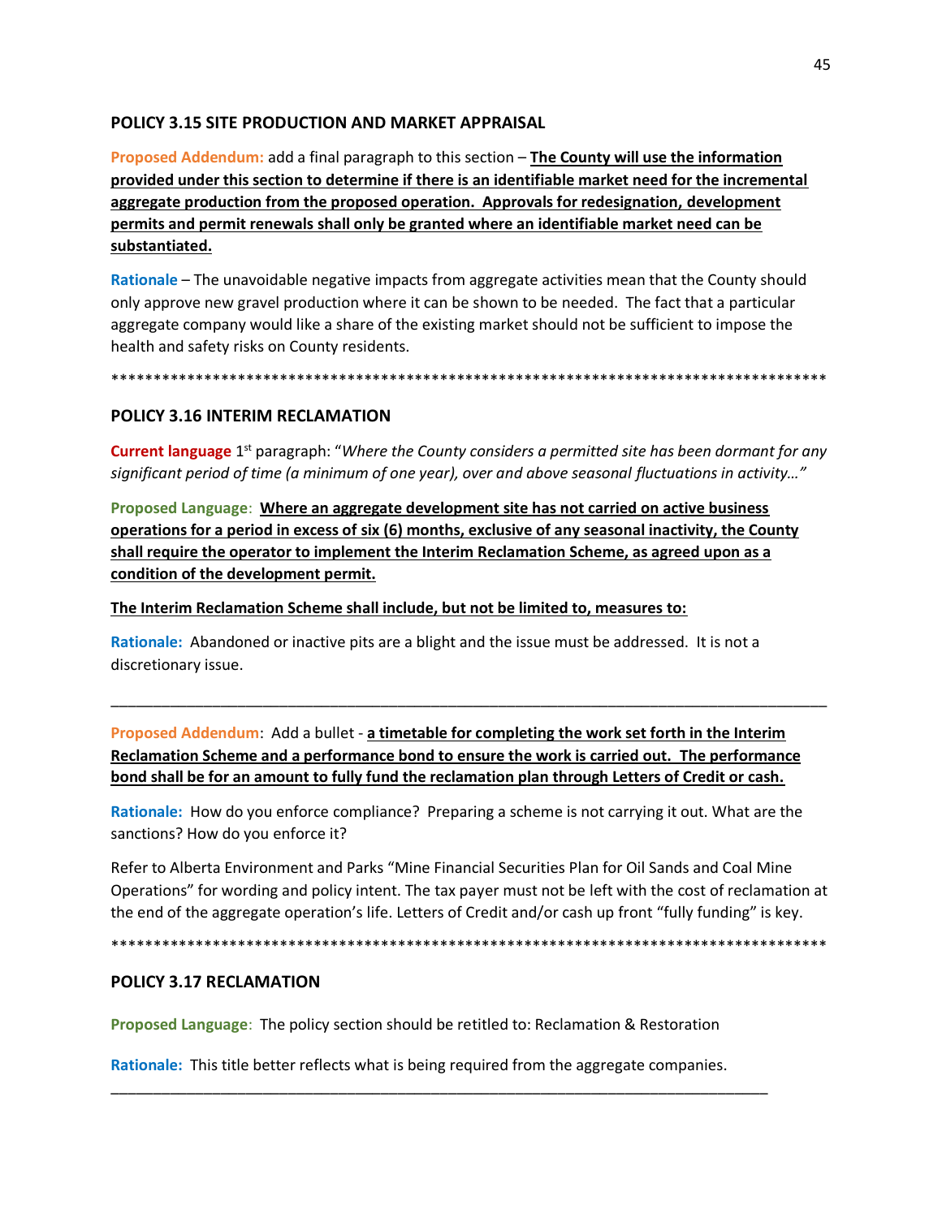## POLICY 3.15 SITE PRODUCTION AND MARKET APPRAISAL

**Proposed Addendum:** add a final paragraph to this section – **<u>The County will use the information provided under this section to determine if there is an identifiable market need for the incremental aggregate production from the proposed operation. Approvals for redesignation, development permits and permit renewals shall only be granted where an identifiable market need can be substantiated.</u>**

**Rationale** – The unavoidable negative impacts from aggregate activities mean that the County should only approve new gravel production where it can be shown to be needed. The fact that a particular aggregate company would like a share of the existing market should not be sufficient to impose the health and safety risks on County residents.

*****************************************************************************************

## POLICY 3.16 INTERIM RECLAMATION

**Current language** 1st paragraph: "*Where the County considers a permitted site has been dormant for any significant period of time (a minimum of one year), over and above seasonal fluctuations in activity…"*

**Proposed Language**: **<u>Where an aggregate development site has not carried on active business operations for a period in excess of six (6) months, exclusive of any seasonal inactivity, the County shall require the operator to implement the Interim Reclamation Scheme, as agreed upon as a condition of the development permit.</u>**

**<u>The Interim Reclamation Scheme shall include, but not be limited to, measures to:</u>**

**Rationale:** Abandoned or inactive pits are a blight and the issue must be addressed. It is not a discretionary issue.

---

**Proposed Addendum**: Add a bullet - **<u>a timetable for completing the work set forth in the Interim Reclamation Scheme and a performance bond to ensure the work is carried out. The performance bond shall be for an amount to fully fund the reclamation plan through Letters of Credit or cash.</u>**

**Rationale:** How do you enforce compliance? Preparing a scheme is not carrying it out. What are the sanctions? How do you enforce it?

Refer to Alberta Environment and Parks "Mine Financial Securities Plan for Oil Sands and Coal Mine Operations" for wording and policy intent. The tax payer must not be left with the cost of reclamation at the end of the aggregate operation's life. Letters of Credit and/or cash up front "fully funding" is key.

*****************************************************************************************

## POLICY 3.17 RECLAMATION

**Proposed Language**: The policy section should be retitled to: Reclamation & Restoration

**Rationale:** This title better reflects what is being required from the aggregate companies.

---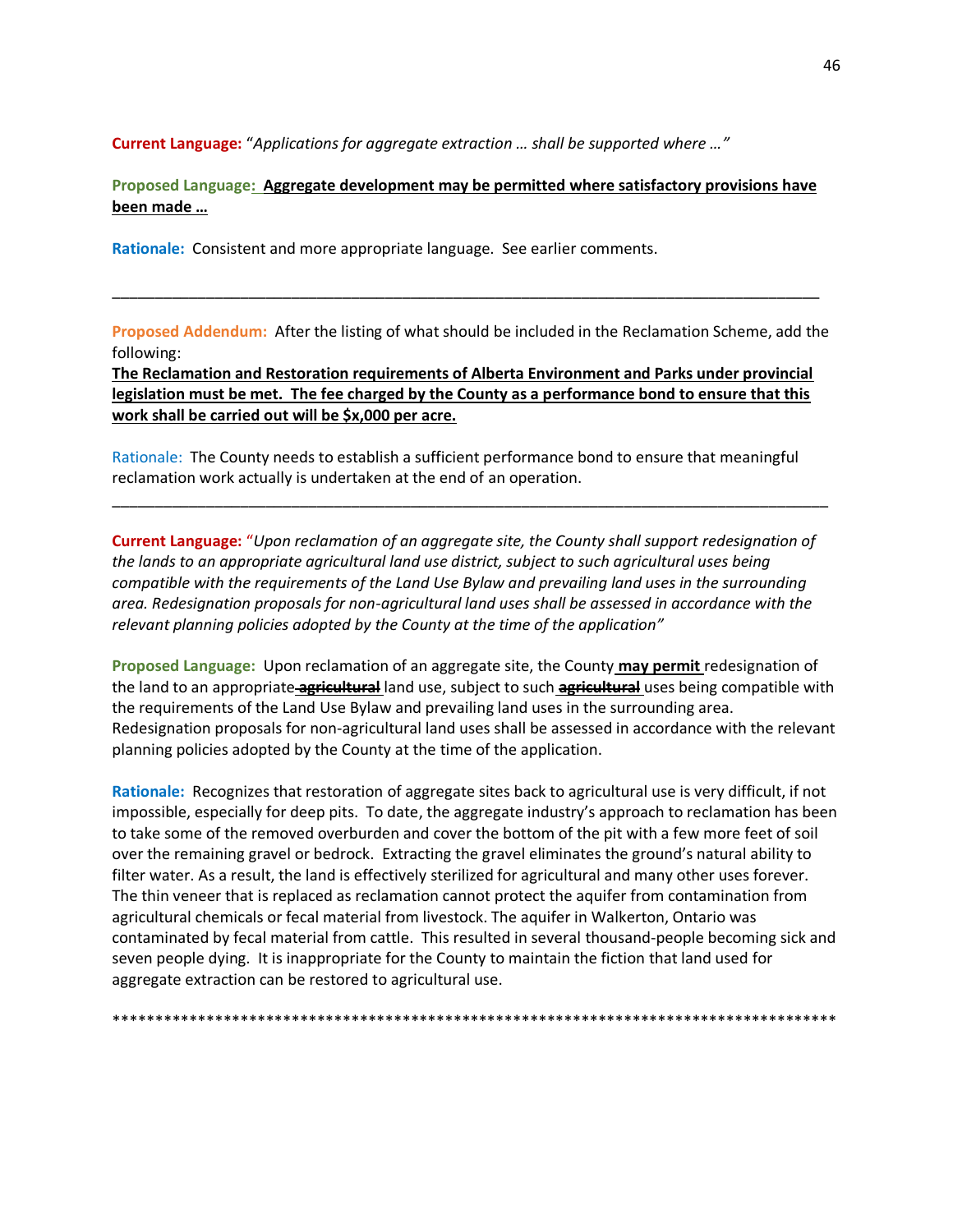**Current Language:** "*Applications for aggregate extraction … shall be supported where …"*

**Proposed Language:** **<u>Aggregate development may be permitted where satisfactory provisions have been made …</u>**

**Rationale:** Consistent and more appropriate language. See earlier comments.

---

**Proposed Addendum:** After the listing of what should be included in the Reclamation Scheme, add the following:
**<u>The Reclamation and Restoration requirements of Alberta Environment and Parks under provincial legislation must be met. The fee charged by the County as a performance bond to ensure that this work shall be carried out will be $x,000 per acre.</u>**

Rationale: The County needs to establish a sufficient performance bond to ensure that meaningful reclamation work actually is undertaken at the end of an operation.

---

**Current Language:** "*Upon reclamation of an aggregate site, the County shall support redesignation of the lands to an appropriate agricultural land use district, subject to such agricultural uses being compatible with the requirements of the Land Use Bylaw and prevailing land uses in the surrounding area. Redesignation proposals for non-agricultural land uses shall be assessed in accordance with the relevant planning policies adopted by the County at the time of the application"*

**Proposed Language:** Upon reclamation of an aggregate site, the County **<u>may permit</u>** redesignation of the land to an appropriate ~~**agricultural**~~ land use, subject to such ~~**agricultural**~~ uses being compatible with the requirements of the Land Use Bylaw and prevailing land uses in the surrounding area. Redesignation proposals for non-agricultural land uses shall be assessed in accordance with the relevant planning policies adopted by the County at the time of the application.

**Rationale:** Recognizes that restoration of aggregate sites back to agricultural use is very difficult, if not impossible, especially for deep pits. To date, the aggregate industry's approach to reclamation has been to take some of the removed overburden and cover the bottom of the pit with a few more feet of soil over the remaining gravel or bedrock. Extracting the gravel eliminates the ground's natural ability to filter water. As a result, the land is effectively sterilized for agricultural and many other uses forever. The thin veneer that is replaced as reclamation cannot protect the aquifer from contamination from agricultural chemicals or fecal material from livestock. The aquifer in Walkerton, Ontario was contaminated by fecal material from cattle. This resulted in several thousand-people becoming sick and seven people dying. It is inappropriate for the County to maintain the fiction that land used for aggregate extraction can be restored to agricultural use.

*****************************************************************************************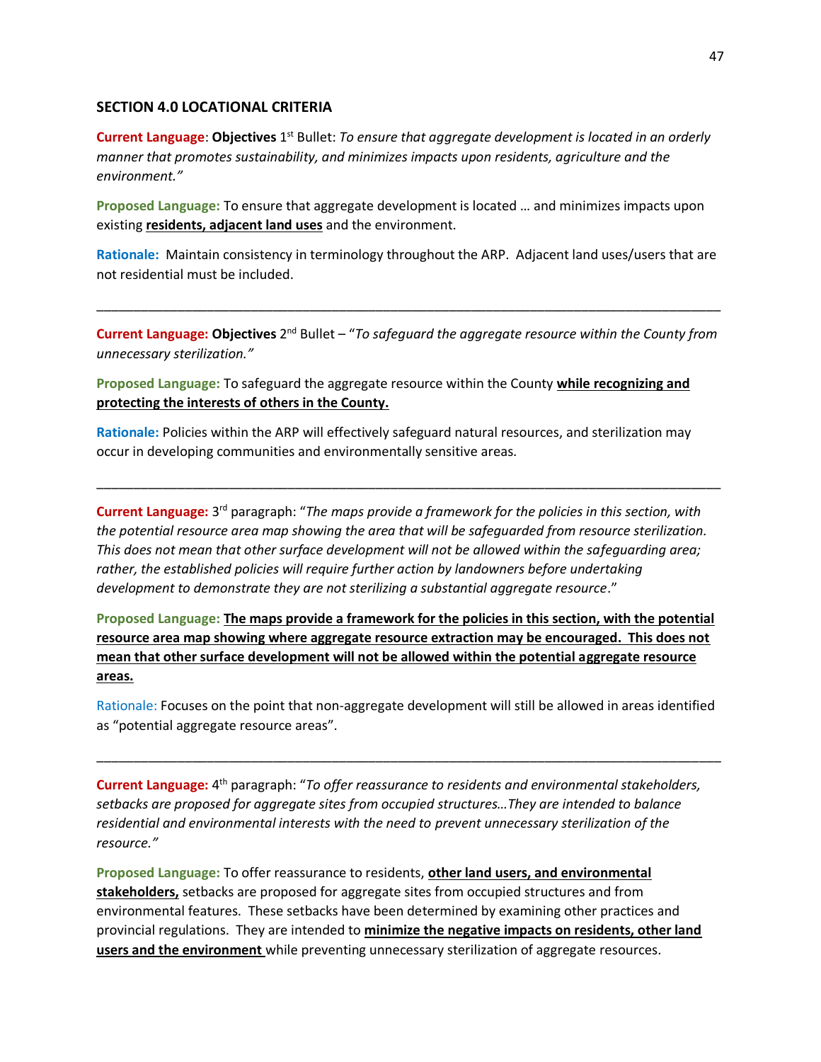## SECTION 4.0 LOCATIONAL CRITERIA

**Current Language**: **Objectives** 1st Bullet: *To ensure that aggregate development is located in an orderly manner that promotes sustainability, and minimizes impacts upon residents, agriculture and the environment."*

**Proposed Language:** To ensure that aggregate development is located … and minimizes impacts upon existing **residents, adjacent land uses** and the environment.

**Rationale:** Maintain consistency in terminology throughout the ARP. Adjacent land uses/users that are not residential must be included.

---

**Current Language:** **Objectives** 2nd Bullet – "*To safeguard the aggregate resource within the County from unnecessary sterilization."*

**Proposed Language:** To safeguard the aggregate resource within the County **while recognizing and protecting the interests of others in the County.**

**Rationale:** Policies within the ARP will effectively safeguard natural resources, and sterilization may occur in developing communities and environmentally sensitive areas.

---

**Current Language:** 3rd paragraph: "*The maps provide a framework for the policies in this section, with the potential resource area map showing the area that will be safeguarded from resource sterilization. This does not mean that other surface development will not be allowed within the safeguarding area; rather, the established policies will require further action by landowners before undertaking development to demonstrate they are not sterilizing a substantial aggregate resource*."

**Proposed Language:** **The maps provide a framework for the policies in this section, with the potential resource area map showing where aggregate resource extraction may be encouraged. This does not mean that other surface development will not be allowed within the potential aggregate resource areas.**

**Rationale:** Focuses on the point that non-aggregate development will still be allowed in areas identified as "potential aggregate resource areas".

---

**Current Language:** 4th paragraph: "*To offer reassurance to residents and environmental stakeholders, setbacks are proposed for aggregate sites from occupied structures…They are intended to balance residential and environmental interests with the need to prevent unnecessary sterilization of the resource."*

**Proposed Language:** To offer reassurance to residents, **other land users, and environmental stakeholders,** setbacks are proposed for aggregate sites from occupied structures and from environmental features. These setbacks have been determined by examining other practices and provincial regulations. They are intended to **minimize the negative impacts on residents, other land users and the environment** while preventing unnecessary sterilization of aggregate resources.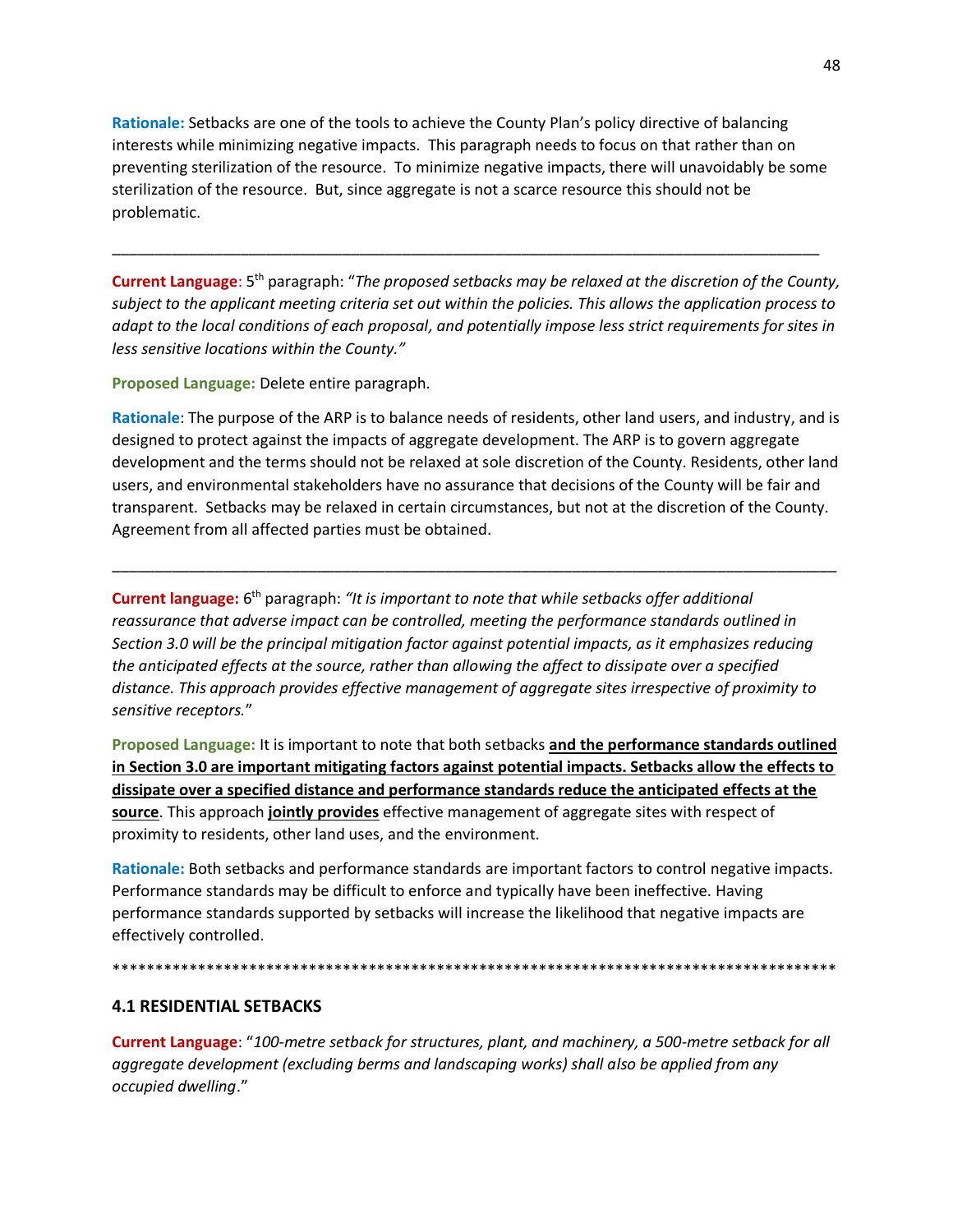**Rationale:** Setbacks are one of the tools to achieve the County Plan's policy directive of balancing interests while minimizing negative impacts. This paragraph needs to focus on that rather than on preventing sterilization of the resource. To minimize negative impacts, there will unavoidably be some sterilization of the resource. But, since aggregate is not a scarce resource this should not be problematic.

---

**Current Language**: 5th paragraph: "*The proposed setbacks may be relaxed at the discretion of the County, subject to the applicant meeting criteria set out within the policies. This allows the application process to adapt to the local conditions of each proposal, and potentially impose less strict requirements for sites in less sensitive locations within the County.*"

**Proposed Language:** Delete entire paragraph.

**Rationale**: The purpose of the ARP is to balance needs of residents, other land users, and industry, and is designed to protect against the impacts of aggregate development. The ARP is to govern aggregate development and the terms should not be relaxed at sole discretion of the County. Residents, other land users, and environmental stakeholders have no assurance that decisions of the County will be fair and transparent. Setbacks may be relaxed in certain circumstances, but not at the discretion of the County. Agreement from all affected parties must be obtained.

---

**Current language:** 6th paragraph: *"It is important to note that while setbacks offer additional reassurance that adverse impact can be controlled, meeting the performance standards outlined in Section 3.0 will be the principal mitigation factor against potential impacts, as it emphasizes reducing the anticipated effects at the source, rather than allowing the affect to dissipate over a specified distance. This approach provides effective management of aggregate sites irrespective of proximity to sensitive receptors.*"

**Proposed Language:** It is important to note that both setbacks **and the performance standards outlined in Section 3.0 are important mitigating factors against potential impacts. Setbacks allow the effects to dissipate over a specified distance and performance standards reduce the anticipated effects at the source**. This approach **jointly provides** effective management of aggregate sites with respect of proximity to residents, other land uses, and the environment.

**Rationale:** Both setbacks and performance standards are important factors to control negative impacts. Performance standards may be difficult to enforce and typically have been ineffective. Having performance standards supported by setbacks will increase the likelihood that negative impacts are effectively controlled.

*******************************************************************************************

### 4.1 RESIDENTIAL SETBACKS

**Current Language**: "*100-metre setback for structures, plant, and machinery, a 500-metre setback for all aggregate development (excluding berms and landscaping works) shall also be applied from any occupied dwelling*."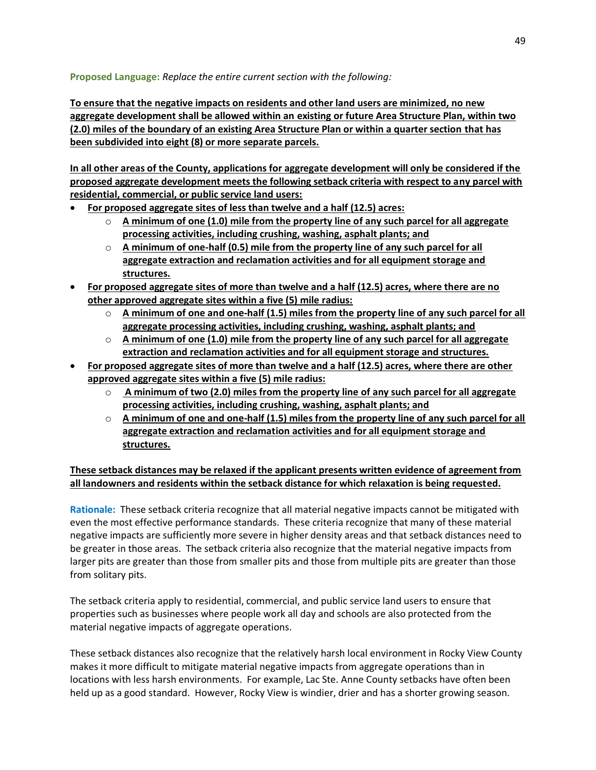**Proposed Language:** *Replace the entire current section with the following:*

**To ensure that the negative impacts on residents and other land users are minimized, no new aggregate development shall be allowed within an existing or future Area Structure Plan, within two (2.0) miles of the boundary of an existing Area Structure Plan or within a quarter section that has been subdivided into eight (8) or more separate parcels.**

**In all other areas of the County, applications for aggregate development will only be considered if the proposed aggregate development meets the following setback criteria with respect to any parcel with residential, commercial, or public service land users:**

- **For proposed aggregate sites of less than twelve and a half (12.5) acres:**
  - **A minimum of one (1.0) mile from the property line of any such parcel for all aggregate processing activities, including crushing, washing, asphalt plants; and**
  - **A minimum of one-half (0.5) mile from the property line of any such parcel for all aggregate extraction and reclamation activities and for all equipment storage and structures.**
- **For proposed aggregate sites of more than twelve and a half (12.5) acres, where there are no other approved aggregate sites within a five (5) mile radius:**
  - **A minimum of one and one-half (1.5) miles from the property line of any such parcel for all aggregate processing activities, including crushing, washing, asphalt plants; and**
  - **A minimum of one (1.0) mile from the property line of any such parcel for all aggregate extraction and reclamation activities and for all equipment storage and structures.**
- **For proposed aggregate sites of more than twelve and a half (12.5) acres, where there are other approved aggregate sites within a five (5) mile radius:**
  - **A minimum of two (2.0) miles from the property line of any such parcel for all aggregate processing activities, including crushing, washing, asphalt plants; and**
  - **A minimum of one and one-half (1.5) miles from the property line of any such parcel for all aggregate extraction and reclamation activities and for all equipment storage and structures.**

**These setback distances may be relaxed if the applicant presents written evidence of agreement from all landowners and residents within the setback distance for which relaxation is being requested.**

**Rationale:** These setback criteria recognize that all material negative impacts cannot be mitigated with even the most effective performance standards. These criteria recognize that many of these material negative impacts are sufficiently more severe in higher density areas and that setback distances need to be greater in those areas. The setback criteria also recognize that the material negative impacts from larger pits are greater than those from smaller pits and those from multiple pits are greater than those from solitary pits.

The setback criteria apply to residential, commercial, and public service land users to ensure that properties such as businesses where people work all day and schools are also protected from the material negative impacts of aggregate operations.

These setback distances also recognize that the relatively harsh local environment in Rocky View County makes it more difficult to mitigate material negative impacts from aggregate operations than in locations with less harsh environments. For example, Lac Ste. Anne County setbacks have often been held up as a good standard. However, Rocky View is windier, drier and has a shorter growing season.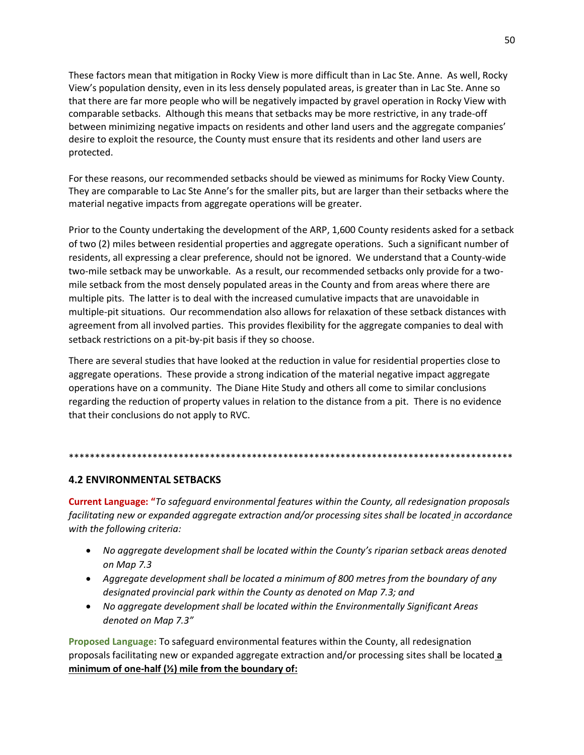These factors mean that mitigation in Rocky View is more difficult than in Lac Ste. Anne. As well, Rocky View's population density, even in its less densely populated areas, is greater than in Lac Ste. Anne so that there are far more people who will be negatively impacted by gravel operation in Rocky View with comparable setbacks. Although this means that setbacks may be more restrictive, in any trade-off between minimizing negative impacts on residents and other land users and the aggregate companies' desire to exploit the resource, the County must ensure that its residents and other land users are protected.

For these reasons, our recommended setbacks should be viewed as minimums for Rocky View County. They are comparable to Lac Ste Anne's for the smaller pits, but are larger than their setbacks where the material negative impacts from aggregate operations will be greater.

Prior to the County undertaking the development of the ARP, 1,600 County residents asked for a setback of two (2) miles between residential properties and aggregate operations. Such a significant number of residents, all expressing a clear preference, should not be ignored. We understand that a County-wide two-mile setback may be unworkable. As a result, our recommended setbacks only provide for a two-mile setback from the most densely populated areas in the County and from areas where there are multiple pits. The latter is to deal with the increased cumulative impacts that are unavoidable in multiple-pit situations. Our recommendation also allows for relaxation of these setback distances with agreement from all involved parties. This provides flexibility for the aggregate companies to deal with setback restrictions on a pit-by-pit basis if they so choose.

There are several studies that have looked at the reduction in value for residential properties close to aggregate operations. These provide a strong indication of the material negative impact aggregate operations have on a community. The Diane Hite Study and others all come to similar conclusions regarding the reduction of property values in relation to the distance from a pit. There is no evidence that their conclusions do not apply to RVC.

*****************************************************************************************

## 4.2 ENVIRONMENTAL SETBACKS

**Current Language: "***To safeguard environmental features within the County, all redesignation proposals facilitating new or expanded aggregate extraction and/or processing sites shall be located in accordance with the following criteria:*

- *No aggregate development shall be located within the County's riparian setback areas denoted on Map 7.3*
- *Aggregate development shall be located a minimum of 800 metres from the boundary of any designated provincial park within the County as denoted on Map 7.3; and*
- *No aggregate development shall be located within the Environmentally Significant Areas denoted on Map 7.3"*

**Proposed Language:** To safeguard environmental features within the County, all redesignation proposals facilitating new or expanded aggregate extraction and/or processing sites shall be located **a minimum of one-half (½) mile from the boundary of:**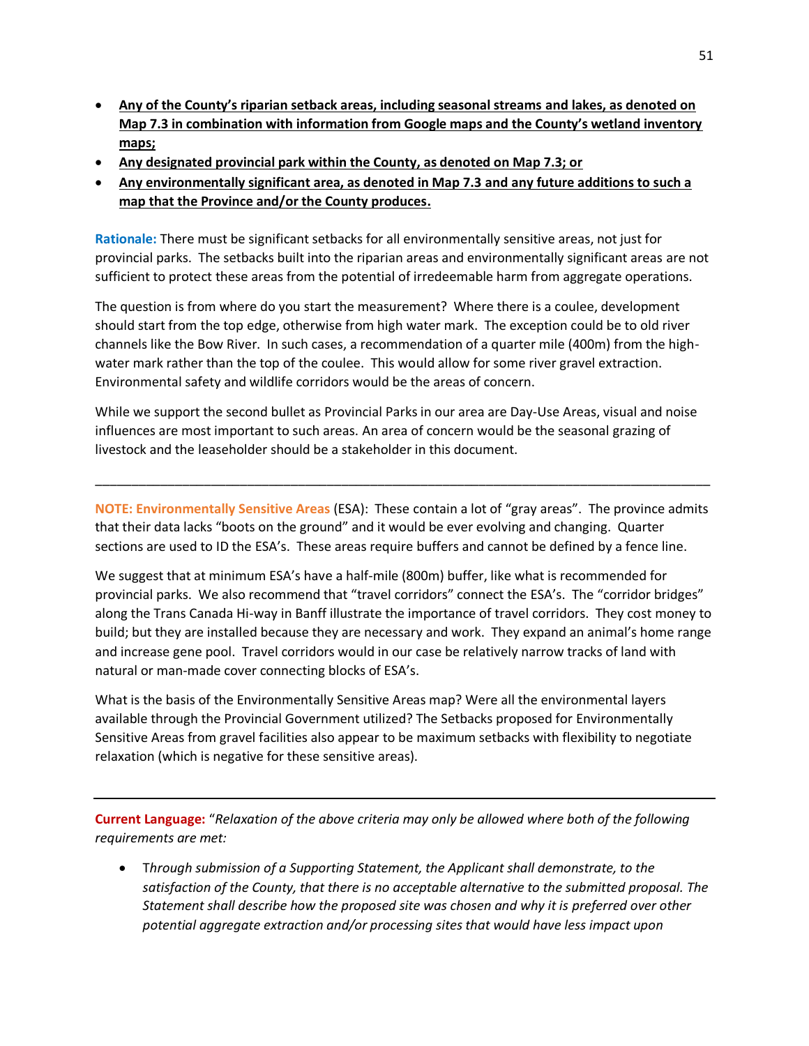- **Any of the County's riparian setback areas, including seasonal streams and lakes, as denoted on Map 7.3 in combination with information from Google maps and the County's wetland inventory maps;**
- **Any designated provincial park within the County, as denoted on Map 7.3; or**
- **Any environmentally significant area, as denoted in Map 7.3 and any future additions to such a map that the Province and/or the County produces.**

**Rationale:** There must be significant setbacks for all environmentally sensitive areas, not just for provincial parks. The setbacks built into the riparian areas and environmentally significant areas are not sufficient to protect these areas from the potential of irredeemable harm from aggregate operations.

The question is from where do you start the measurement? Where there is a coulee, development should start from the top edge, otherwise from high water mark. The exception could be to old river channels like the Bow River. In such cases, a recommendation of a quarter mile (400m) from the high-water mark rather than the top of the coulee. This would allow for some river gravel extraction. Environmental safety and wildlife corridors would be the areas of concern.

While we support the second bullet as Provincial Parks in our area are Day-Use Areas, visual and noise influences are most important to such areas. An area of concern would be the seasonal grazing of livestock and the leaseholder should be a stakeholder in this document.

---

**NOTE: Environmentally Sensitive Areas** (ESA): These contain a lot of "gray areas". The province admits that their data lacks "boots on the ground" and it would be ever evolving and changing. Quarter sections are used to ID the ESA's. These areas require buffers and cannot be defined by a fence line.

We suggest that at minimum ESA's have a half-mile (800m) buffer, like what is recommended for provincial parks. We also recommend that "travel corridors" connect the ESA's. The "corridor bridges" along the Trans Canada Hi-way in Banff illustrate the importance of travel corridors. They cost money to build; but they are installed because they are necessary and work. They expand an animal's home range and increase gene pool. Travel corridors would in our case be relatively narrow tracks of land with natural or man-made cover connecting blocks of ESA's.

What is the basis of the Environmentally Sensitive Areas map? Were all the environmental layers available through the Provincial Government utilized? The Setbacks proposed for Environmentally Sensitive Areas from gravel facilities also appear to be maximum setbacks with flexibility to negotiate relaxation (which is negative for these sensitive areas).

---

**Current Language:** "*Relaxation of the above criteria may only be allowed where both of the following requirements are met:*

- *Through submission of a Supporting Statement, the Applicant shall demonstrate, to the satisfaction of the County, that there is no acceptable alternative to the submitted proposal. The Statement shall describe how the proposed site was chosen and why it is preferred over other potential aggregate extraction and/or processing sites that would have less impact upon*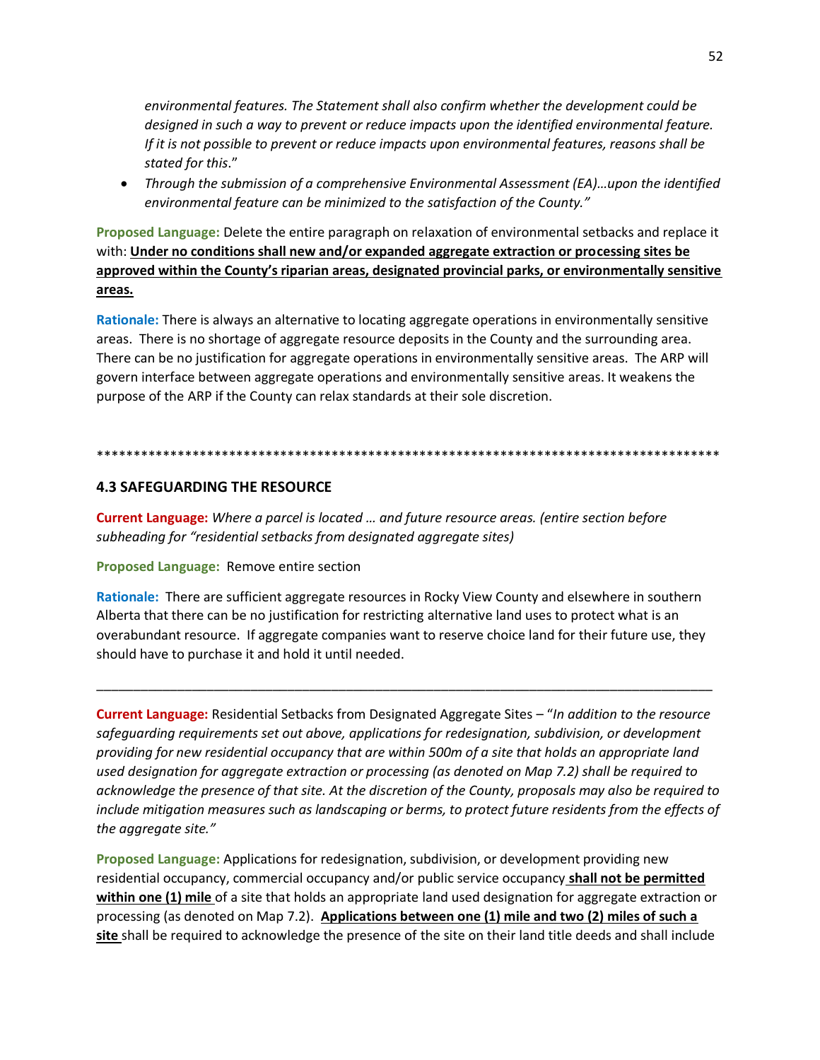*environmental features. The Statement shall also confirm whether the development could be designed in such a way to prevent or reduce impacts upon the identified environmental feature. If it is not possible to prevent or reduce impacts upon environmental features, reasons shall be stated for this*."

- *Through the submission of a comprehensive Environmental Assessment (EA)…upon the identified environmental feature can be minimized to the satisfaction of the County."*

**Proposed Language:** Delete the entire paragraph on relaxation of environmental setbacks and replace it with: **<u>Under no conditions shall new and/or expanded aggregate extraction or processing sites be approved within the County's riparian areas, designated provincial parks, or environmentally sensitive areas.</u>**

**Rationale:** There is always an alternative to locating aggregate operations in environmentally sensitive areas. There is no shortage of aggregate resource deposits in the County and the surrounding area. There can be no justification for aggregate operations in environmentally sensitive areas. The ARP will govern interface between aggregate operations and environmentally sensitive areas. It weakens the purpose of the ARP if the County can relax standards at their sole discretion.

*************************************************************************************

### 4.3 SAFEGUARDING THE RESOURCE

**Current Language:** *Where a parcel is located … and future resource areas. (entire section before subheading for "residential setbacks from designated aggregate sites)*

**Proposed Language:** Remove entire section

**Rationale:** There are sufficient aggregate resources in Rocky View County and elsewhere in southern Alberta that there can be no justification for restricting alternative land uses to protect what is an overabundant resource. If aggregate companies want to reserve choice land for their future use, they should have to purchase it and hold it until needed.

---

**Current Language:** Residential Setbacks from Designated Aggregate Sites – "*In addition to the resource safeguarding requirements set out above, applications for redesignation, subdivision, or development providing for new residential occupancy that are within 500m of a site that holds an appropriate land used designation for aggregate extraction or processing (as denoted on Map 7.2) shall be required to acknowledge the presence of that site. At the discretion of the County, proposals may also be required to include mitigation measures such as landscaping or berms, to protect future residents from the effects of the aggregate site."*

**Proposed Language:** Applications for redesignation, subdivision, or development providing new residential occupancy, commercial occupancy and/or public service occupancy **<u>shall not be permitted within one (1) mile</u>** of a site that holds an appropriate land used designation for aggregate extraction or processing (as denoted on Map 7.2). **<u>Applications between one (1) mile and two (2) miles of such a site</u>** shall be required to acknowledge the presence of the site on their land title deeds and shall include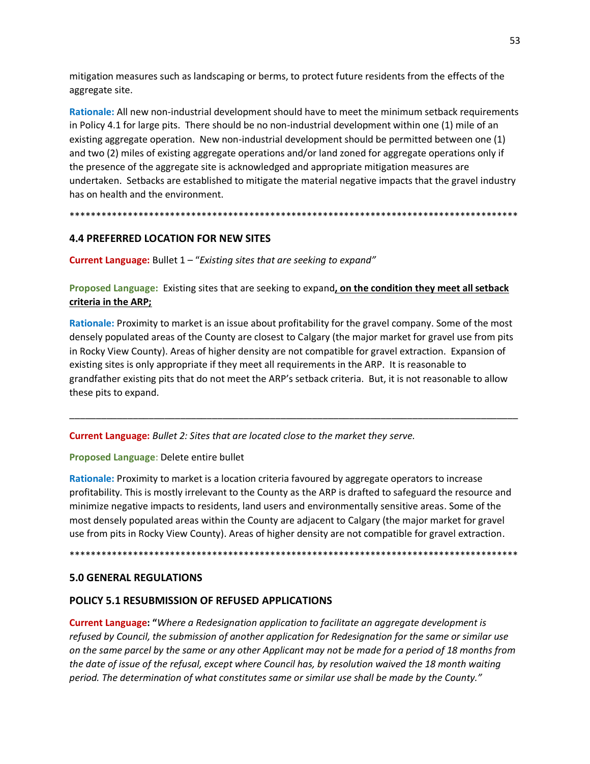mitigation measures such as landscaping or berms, to protect future residents from the effects of the aggregate site.

**Rationale:** All new non-industrial development should have to meet the minimum setback requirements in Policy 4.1 for large pits. There should be no non-industrial development within one (1) mile of an existing aggregate operation. New non-industrial development should be permitted between one (1) and two (2) miles of existing aggregate operations and/or land zoned for aggregate operations only if the presence of the aggregate site is acknowledged and appropriate mitigation measures are undertaken. Setbacks are established to mitigate the material negative impacts that the gravel industry has on health and the environment.

***************************************************************************************

## 4.4 PREFERRED LOCATION FOR NEW SITES

**Current Language:** Bullet 1 – "*Existing sites that are seeking to expand"*

**Proposed Language:** Existing sites that are seeking to expand**, on the condition they meet all setback criteria in the ARP;**

**Rationale:** Proximity to market is an issue about profitability for the gravel company. Some of the most densely populated areas of the County are closest to Calgary (the major market for gravel use from pits in Rocky View County). Areas of higher density are not compatible for gravel extraction. Expansion of existing sites is only appropriate if they meet all requirements in the ARP. It is reasonable to grandfather existing pits that do not meet the ARP's setback criteria. But, it is not reasonable to allow these pits to expand.

---

**Current Language:** *Bullet 2: Sites that are located close to the market they serve.*

**Proposed Language**: Delete entire bullet

**Rationale:** Proximity to market is a location criteria favoured by aggregate operators to increase profitability. This is mostly irrelevant to the County as the ARP is drafted to safeguard the resource and minimize negative impacts to residents, land users and environmentally sensitive areas. Some of the most densely populated areas within the County are adjacent to Calgary (the major market for gravel use from pits in Rocky View County). Areas of higher density are not compatible for gravel extraction.

***************************************************************************************

## 5.0 GENERAL REGULATIONS

### POLICY 5.1 RESUBMISSION OF REFUSED APPLICATIONS

**Current Language: "***Where a Redesignation application to facilitate an aggregate development is refused by Council, the submission of another application for Redesignation for the same or similar use on the same parcel by the same or any other Applicant may not be made for a period of 18 months from the date of issue of the refusal, except where Council has, by resolution waived the 18 month waiting period. The determination of what constitutes same or similar use shall be made by the County."*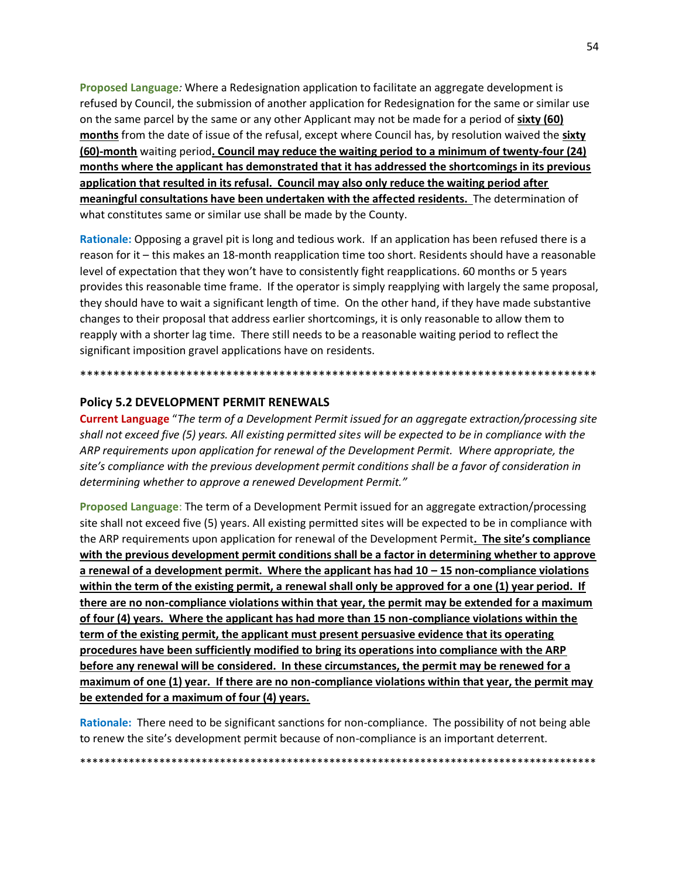**Proposed Language***:* Where a Redesignation application to facilitate an aggregate development is refused by Council, the submission of another application for Redesignation for the same or similar use on the same parcel by the same or any other Applicant may not be made for a period of **sixty (60) months** from the date of issue of the refusal, except where Council has, by resolution waived the **sixty (60)-month** waiting period**. Council may reduce the waiting period to a minimum of twenty-four (24) months where the applicant has demonstrated that it has addressed the shortcomings in its previous application that resulted in its refusal. Council may also only reduce the waiting period after meaningful consultations have been undertaken with the affected residents.** The determination of what constitutes same or similar use shall be made by the County.

**Rationale:** Opposing a gravel pit is long and tedious work. If an application has been refused there is a reason for it – this makes an 18-month reapplication time too short. Residents should have a reasonable level of expectation that they won't have to consistently fight reapplications. 60 months or 5 years provides this reasonable time frame. If the operator is simply reapplying with largely the same proposal, they should have to wait a significant length of time. On the other hand, if they have made substantive changes to their proposal that address earlier shortcomings, it is only reasonable to allow them to reapply with a shorter lag time. There still needs to be a reasonable waiting period to reflect the significant imposition gravel applications have on residents.

*******************************************************************************

### Policy 5.2 DEVELOPMENT PERMIT RENEWALS

**Current Language** "*The term of a Development Permit issued for an aggregate extraction/processing site shall not exceed five (5) years. All existing permitted sites will be expected to be in compliance with the ARP requirements upon application for renewal of the Development Permit. Where appropriate, the site's compliance with the previous development permit conditions shall be a favor of consideration in determining whether to approve a renewed Development Permit.*"

**Proposed Language**: The term of a Development Permit issued for an aggregate extraction/processing site shall not exceed five (5) years. All existing permitted sites will be expected to be in compliance with the ARP requirements upon application for renewal of the Development Permit**. The site's compliance with the previous development permit conditions shall be a factor in determining whether to approve a renewal of a development permit. Where the applicant has had 10 – 15 non-compliance violations within the term of the existing permit, a renewal shall only be approved for a one (1) year period. If there are no non-compliance violations within that year, the permit may be extended for a maximum of four (4) years. Where the applicant has had more than 15 non-compliance violations within the term of the existing permit, the applicant must present persuasive evidence that its operating procedures have been sufficiently modified to bring its operations into compliance with the ARP before any renewal will be considered. In these circumstances, the permit may be renewed for a maximum of one (1) year. If there are no non-compliance violations within that year, the permit may be extended for a maximum of four (4) years.**

**Rationale:** There need to be significant sanctions for non-compliance. The possibility of not being able to renew the site's development permit because of non-compliance is an important deterrent.

*******************************************************************************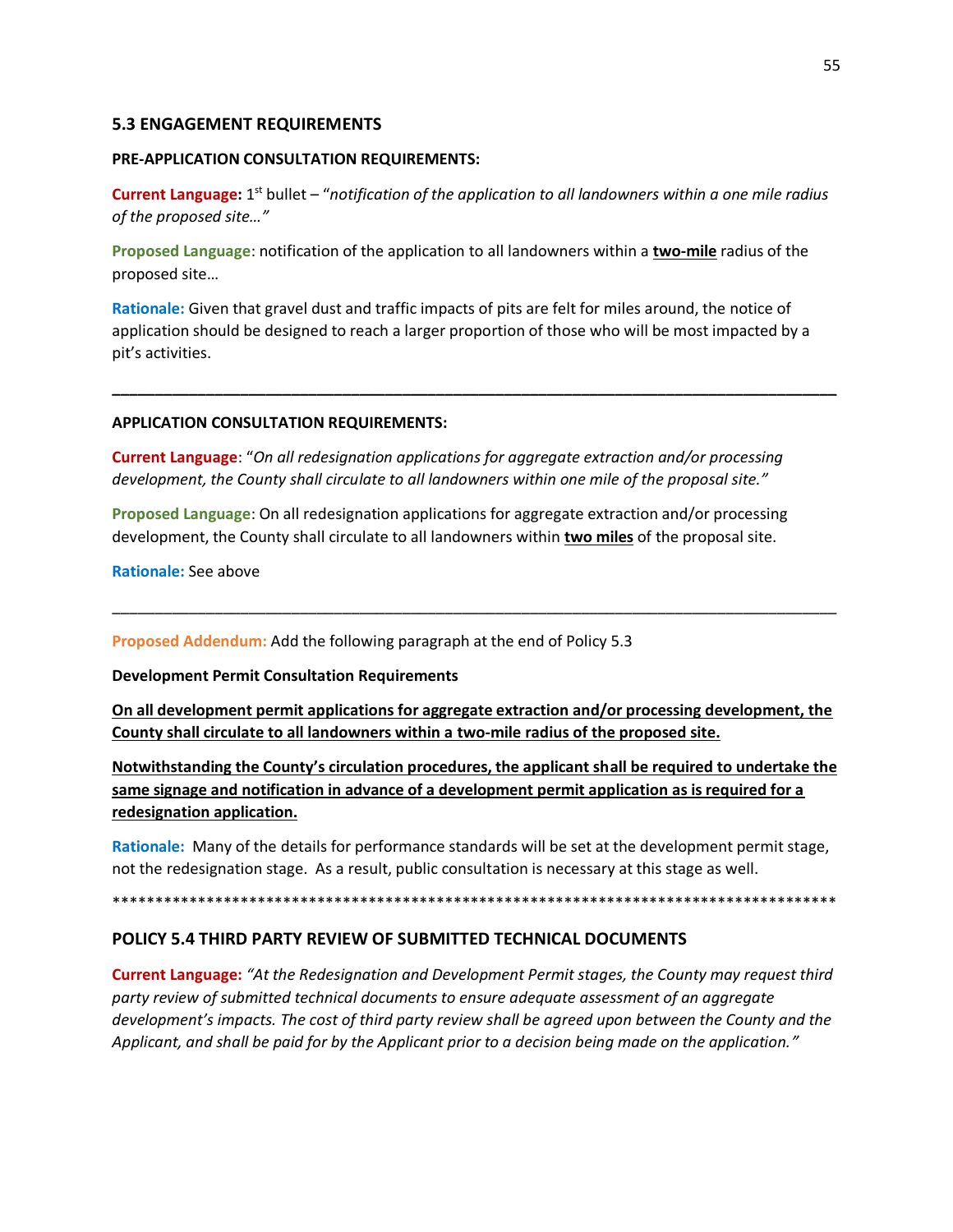## 5.3 ENGAGEMENT REQUIREMENTS

**PRE-APPLICATION CONSULTATION REQUIREMENTS:**

**Current Language:** 1st bullet – "*notification of the application to all landowners within a one mile radius of the proposed site…*"

**Proposed Language**: notification of the application to all landowners within a **two-mile** radius of the proposed site…

**Rationale:** Given that gravel dust and traffic impacts of pits are felt for miles around, the notice of application should be designed to reach a larger proportion of those who will be most impacted by a pit's activities.

---

**APPLICATION CONSULTATION REQUIREMENTS:**

**Current Language**: "*On all redesignation applications for aggregate extraction and/or processing development, the County shall circulate to all landowners within one mile of the proposal site.*"

**Proposed Language**: On all redesignation applications for aggregate extraction and/or processing development, the County shall circulate to all landowners within **two miles** of the proposal site.

**Rationale:** See above

---

**Proposed Addendum:** Add the following paragraph at the end of Policy 5.3

**Development Permit Consultation Requirements**

**On all development permit applications for aggregate extraction and/or processing development, the County shall circulate to all landowners within a two-mile radius of the proposed site.**

**Notwithstanding the County's circulation procedures, the applicant shall be required to undertake the same signage and notification in advance of a development permit application as is required for a redesignation application.**

**Rationale:** Many of the details for performance standards will be set at the development permit stage, not the redesignation stage. As a result, public consultation is necessary at this stage as well.

*****************************************************************************************

## POLICY 5.4 THIRD PARTY REVIEW OF SUBMITTED TECHNICAL DOCUMENTS

**Current Language:** *"At the Redesignation and Development Permit stages, the County may request third party review of submitted technical documents to ensure adequate assessment of an aggregate development's impacts. The cost of third party review shall be agreed upon between the County and the Applicant, and shall be paid for by the Applicant prior to a decision being made on the application."*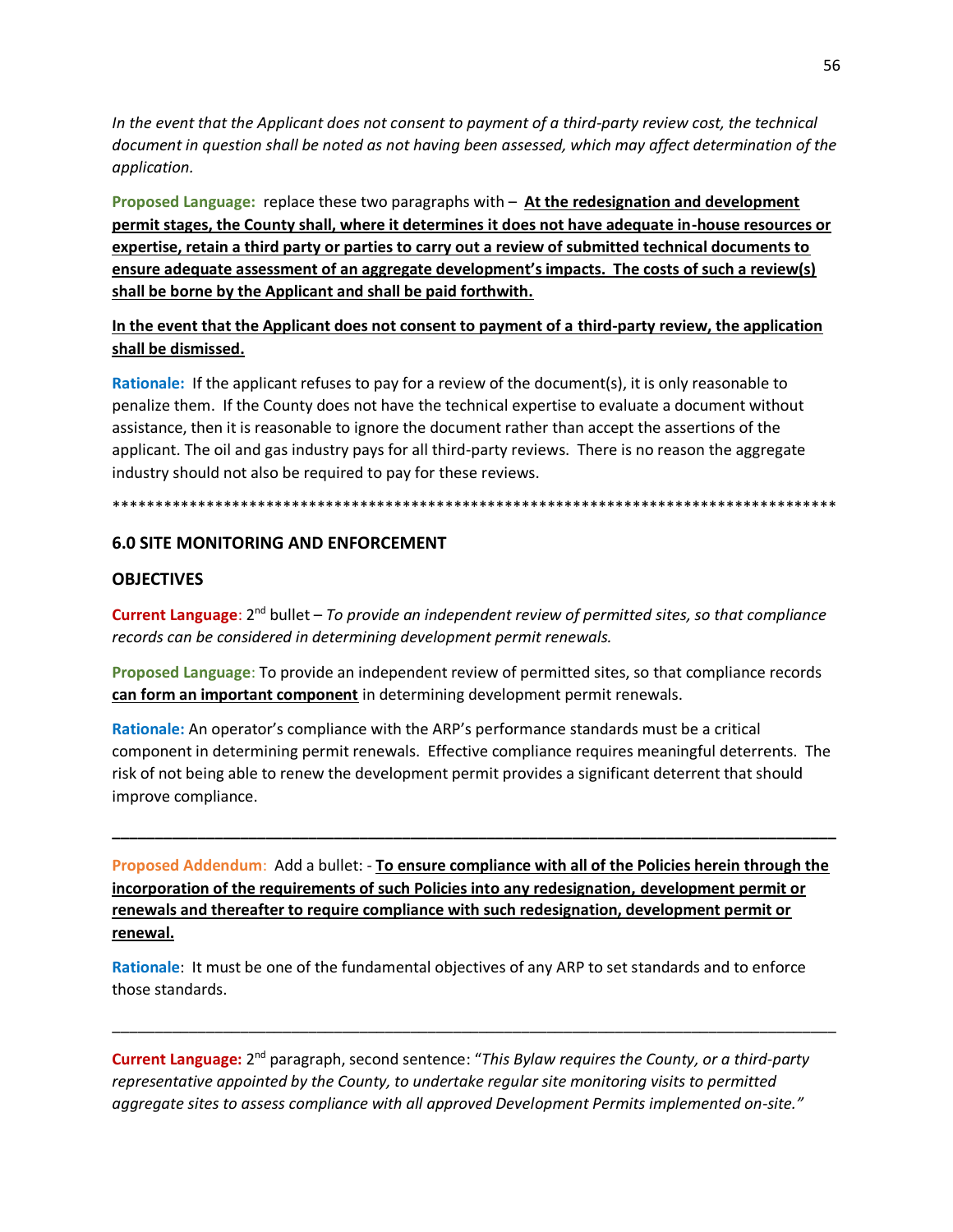*In the event that the Applicant does not consent to payment of a third-party review cost, the technical document in question shall be noted as not having been assessed, which may affect determination of the application.*

**Proposed Language:** replace these two paragraphs with – <u>**At the redesignation and development permit stages, the County shall, where it determines it does not have adequate in-house resources or expertise, retain a third party or parties to carry out a review of submitted technical documents to ensure adequate assessment of an aggregate development's impacts. The costs of such a review(s) shall be borne by the Applicant and shall be paid forthwith.**</u>

<u>**In the event that the Applicant does not consent to payment of a third-party review, the application shall be dismissed.**</u>

**Rationale:** If the applicant refuses to pay for a review of the document(s), it is only reasonable to penalize them. If the County does not have the technical expertise to evaluate a document without assistance, then it is reasonable to ignore the document rather than accept the assertions of the applicant. The oil and gas industry pays for all third-party reviews. There is no reason the aggregate industry should not also be required to pay for these reviews.

*****************************************************************************************

## 6.0 SITE MONITORING AND ENFORCEMENT

### OBJECTIVES

**Current Language**: 2nd bullet – *To provide an independent review of permitted sites, so that compliance records can be considered in determining development permit renewals.*

**Proposed Language**: To provide an independent review of permitted sites, so that compliance records <u>**can form an important component**</u> in determining development permit renewals.

**Rationale:** An operator's compliance with the ARP's performance standards must be a critical component in determining permit renewals. Effective compliance requires meaningful deterrents. The risk of not being able to renew the development permit provides a significant deterrent that should improve compliance.

---

**Proposed Addendum**: Add a bullet: - <u>**To ensure compliance with all of the Policies herein through the incorporation of the requirements of such Policies into any redesignation, development permit or renewals and thereafter to require compliance with such redesignation, development permit or renewal.**</u>

**Rationale**: It must be one of the fundamental objectives of any ARP to set standards and to enforce those standards.

---

**Current Language:** 2nd paragraph, second sentence: "*This Bylaw requires the County, or a third-party representative appointed by the County, to undertake regular site monitoring visits to permitted aggregate sites to assess compliance with all approved Development Permits implemented on-site.*"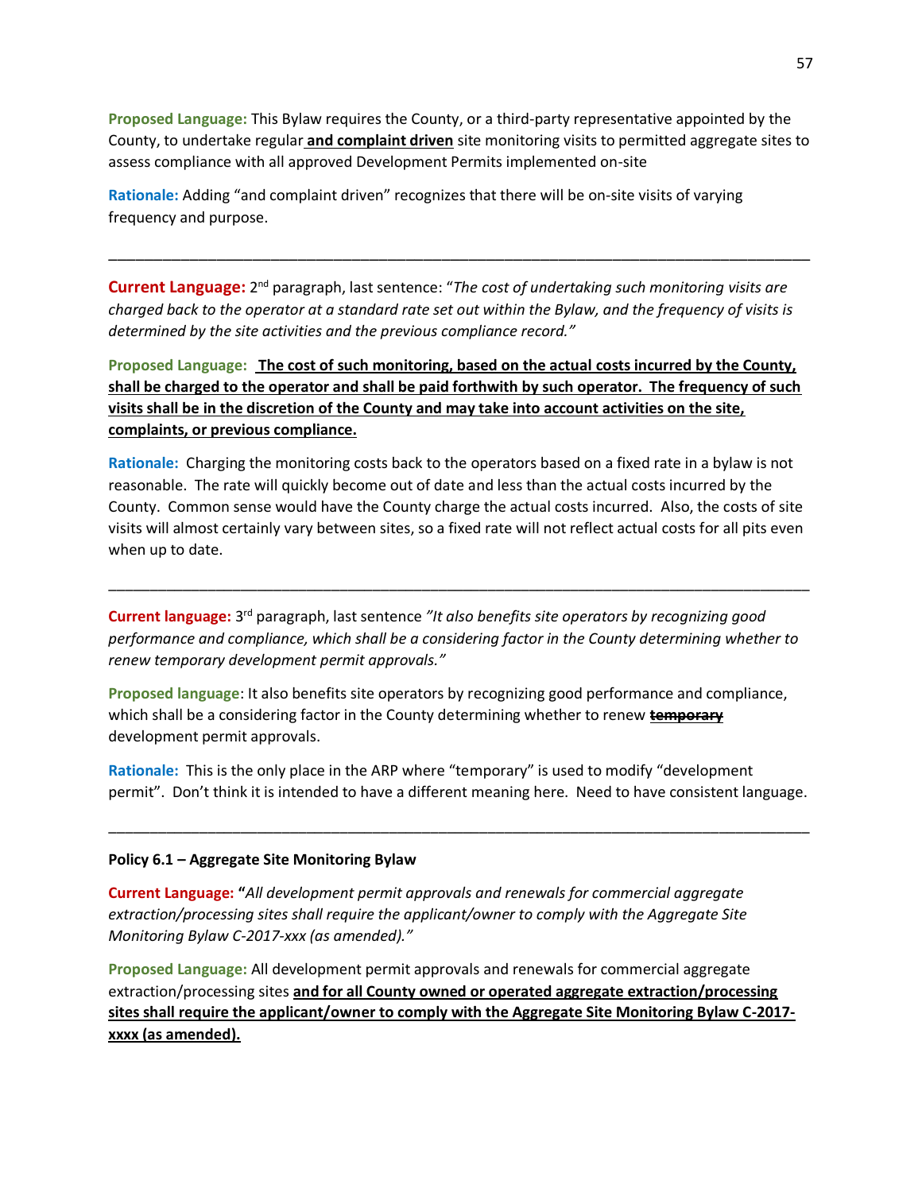**Proposed Language:** This Bylaw requires the County, or a third-party representative appointed by the County, to undertake regular **<u>and complaint driven</u>** site monitoring visits to permitted aggregate sites to assess compliance with all approved Development Permits implemented on-site

**Rationale:** Adding "and complaint driven" recognizes that there will be on-site visits of varying frequency and purpose.

---

**Current Language:** 2nd paragraph, last sentence: "*The cost of undertaking such monitoring visits are charged back to the operator at a standard rate set out within the Bylaw, and the frequency of visits is determined by the site activities and the previous compliance record.*"

**Proposed Language:** **<u>The cost of such monitoring, based on the actual costs incurred by the County, shall be charged to the operator and shall be paid forthwith by such operator. The frequency of such visits shall be in the discretion of the County and may take into account activities on the site, complaints, or previous compliance.</u>**

**Rationale:** Charging the monitoring costs back to the operators based on a fixed rate in a bylaw is not reasonable. The rate will quickly become out of date and less than the actual costs incurred by the County. Common sense would have the County charge the actual costs incurred. Also, the costs of site visits will almost certainly vary between sites, so a fixed rate will not reflect actual costs for all pits even when up to date.

---

**Current language:** 3rd paragraph, last sentence *"It also benefits site operators by recognizing good performance and compliance, which shall be a considering factor in the County determining whether to renew temporary development permit approvals."*

**Proposed language**: It also benefits site operators by recognizing good performance and compliance, which shall be a considering factor in the County determining whether to renew ~~**temporary**~~ development permit approvals.

**Rationale:** This is the only place in the ARP where "temporary" is used to modify "development permit". Don't think it is intended to have a different meaning here. Need to have consistent language.

---

**Policy 6.1 – Aggregate Site Monitoring Bylaw**

**Current Language:** "*All development permit approvals and renewals for commercial aggregate extraction/processing sites shall require the applicant/owner to comply with the Aggregate Site Monitoring Bylaw C-2017-xxx (as amended).*"

**Proposed Language:** All development permit approvals and renewals for commercial aggregate extraction/processing sites **<u>and for all County owned or operated aggregate extraction/processing sites shall require the applicant/owner to comply with the Aggregate Site Monitoring Bylaw C-2017-xxxx (as amended).</u>**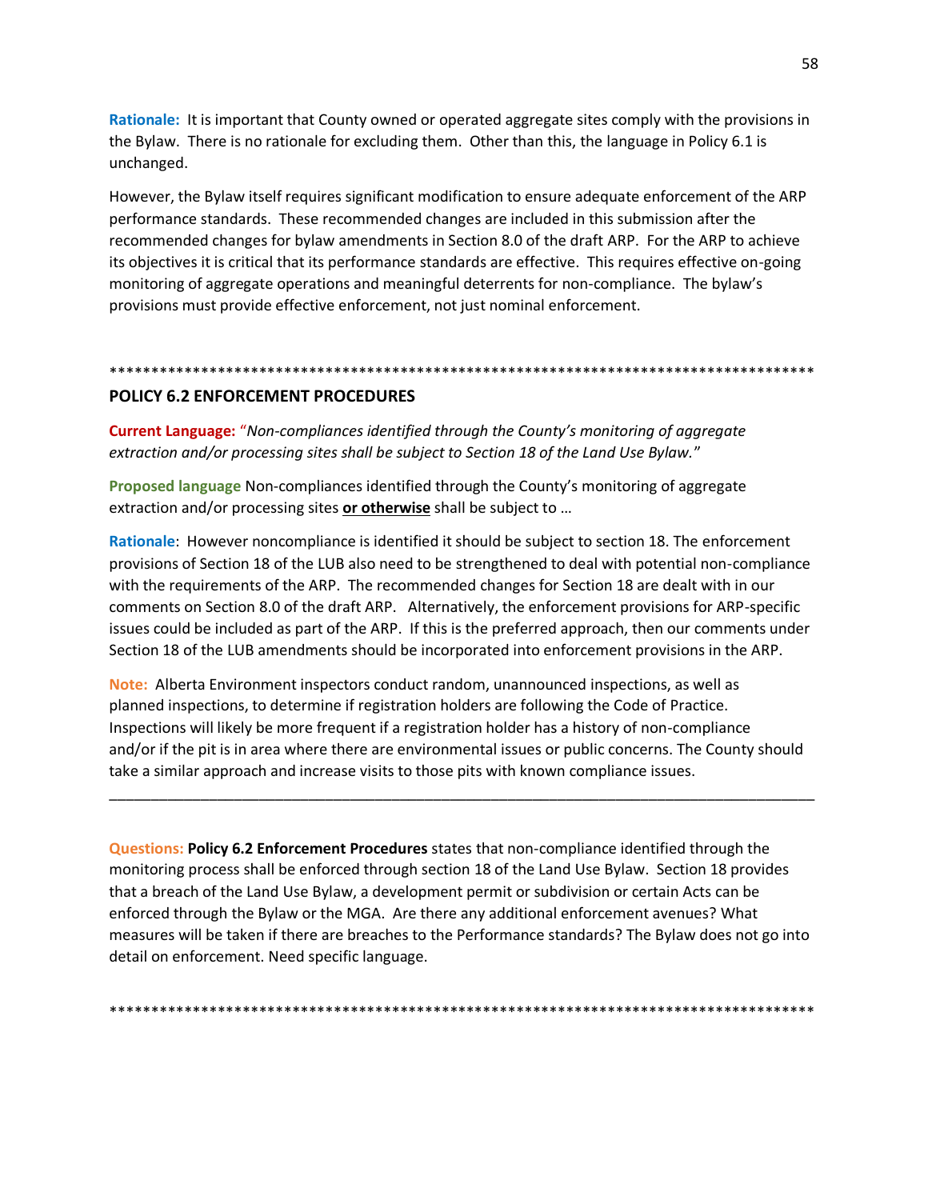**Rationale:** It is important that County owned or operated aggregate sites comply with the provisions in the Bylaw. There is no rationale for excluding them. Other than this, the language in Policy 6.1 is unchanged.

However, the Bylaw itself requires significant modification to ensure adequate enforcement of the ARP performance standards. These recommended changes are included in this submission after the recommended changes for bylaw amendments in Section 8.0 of the draft ARP. For the ARP to achieve its objectives it is critical that its performance standards are effective. This requires effective on-going monitoring of aggregate operations and meaningful deterrents for non-compliance. The bylaw's provisions must provide effective enforcement, not just nominal enforcement.

*************************************************************************************

## POLICY 6.2 ENFORCEMENT PROCEDURES

**Current Language:** "*Non-compliances identified through the County's monitoring of aggregate extraction and/or processing sites shall be subject to Section 18 of the Land Use Bylaw.*"

**Proposed language** Non-compliances identified through the County's monitoring of aggregate extraction and/or processing sites **or otherwise** shall be subject to …

**Rationale**: However noncompliance is identified it should be subject to section 18. The enforcement provisions of Section 18 of the LUB also need to be strengthened to deal with potential non-compliance with the requirements of the ARP. The recommended changes for Section 18 are dealt with in our comments on Section 8.0 of the draft ARP. Alternatively, the enforcement provisions for ARP-specific issues could be included as part of the ARP. If this is the preferred approach, then our comments under Section 18 of the LUB amendments should be incorporated into enforcement provisions in the ARP.

**Note:** Alberta Environment inspectors conduct random, unannounced inspections, as well as planned inspections, to determine if registration holders are following the Code of Practice. Inspections will likely be more frequent if a registration holder has a history of non-compliance and/or if the pit is in area where there are environmental issues or public concerns. The County should take a similar approach and increase visits to those pits with known compliance issues.

---

**Questions: Policy 6.2 Enforcement Procedures** states that non-compliance identified through the monitoring process shall be enforced through section 18 of the Land Use Bylaw. Section 18 provides that a breach of the Land Use Bylaw, a development permit or subdivision or certain Acts can be enforced through the Bylaw or the MGA. Are there any additional enforcement avenues? What measures will be taken if there are breaches to the Performance standards? The Bylaw does not go into detail on enforcement. Need specific language.

*************************************************************************************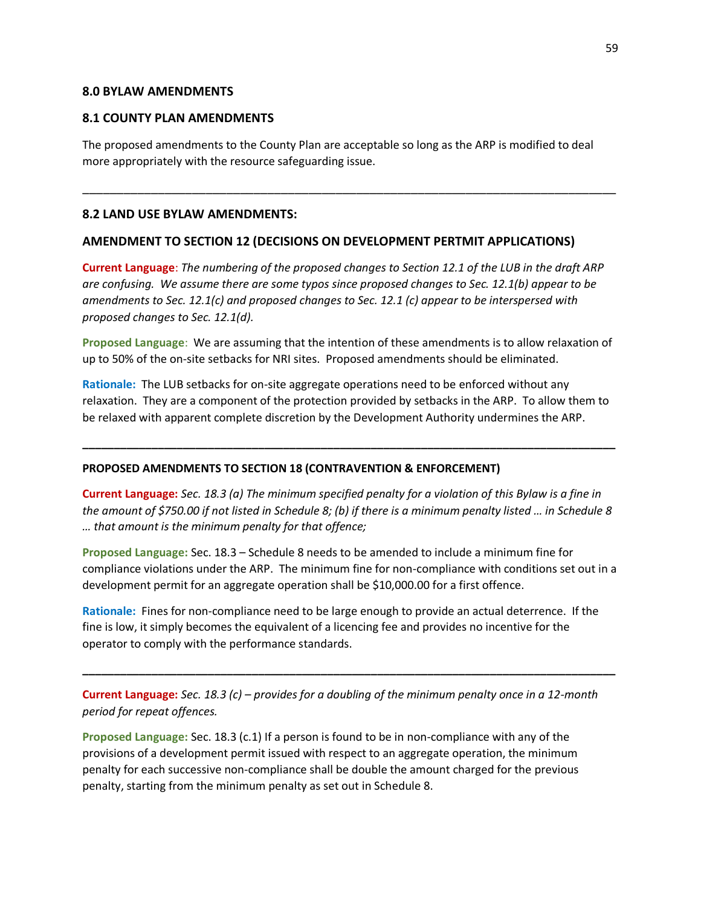## 8.0 BYLAW AMENDMENTS

### 8.1 COUNTY PLAN AMENDMENTS

The proposed amendments to the County Plan are acceptable so long as the ARP is modified to deal more appropriately with the resource safeguarding issue.

---

### 8.2 LAND USE BYLAW AMENDMENTS:

### AMENDMENT TO SECTION 12 (DECISIONS ON DEVELOPMENT PERTMIT APPLICATIONS)

**Current Language**: *The numbering of the proposed changes to Section 12.1 of the LUB in the draft ARP are confusing. We assume there are some typos since proposed changes to Sec. 12.1(b) appear to be amendments to Sec. 12.1(c) and proposed changes to Sec. 12.1 (c) appear to be interspersed with proposed changes to Sec. 12.1(d).*

**Proposed Language**: We are assuming that the intention of these amendments is to allow relaxation of up to 50% of the on-site setbacks for NRI sites. Proposed amendments should be eliminated.

**Rationale:** The LUB setbacks for on-site aggregate operations need to be enforced without any relaxation. They are a component of the protection provided by setbacks in the ARP. To allow them to be relaxed with apparent complete discretion by the Development Authority undermines the ARP.

---

#### PROPOSED AMENDMENTS TO SECTION 18 (CONTRAVENTION & ENFORCEMENT)

**Current Language:** *Sec. 18.3 (a) The minimum specified penalty for a violation of this Bylaw is a fine in the amount of $750.00 if not listed in Schedule 8; (b) if there is a minimum penalty listed … in Schedule 8 … that amount is the minimum penalty for that offence;*

**Proposed Language:** Sec. 18.3 – Schedule 8 needs to be amended to include a minimum fine for compliance violations under the ARP. The minimum fine for non-compliance with conditions set out in a development permit for an aggregate operation shall be $10,000.00 for a first offence.

**Rationale:** Fines for non-compliance need to be large enough to provide an actual deterrence. If the fine is low, it simply becomes the equivalent of a licencing fee and provides no incentive for the operator to comply with the performance standards.

---

**Current Language:** *Sec. 18.3 (c) – provides for a doubling of the minimum penalty once in a 12-month period for repeat offences.*

**Proposed Language:** Sec. 18.3 (c.1) If a person is found to be in non-compliance with any of the provisions of a development permit issued with respect to an aggregate operation, the minimum penalty for each successive non-compliance shall be double the amount charged for the previous penalty, starting from the minimum penalty as set out in Schedule 8.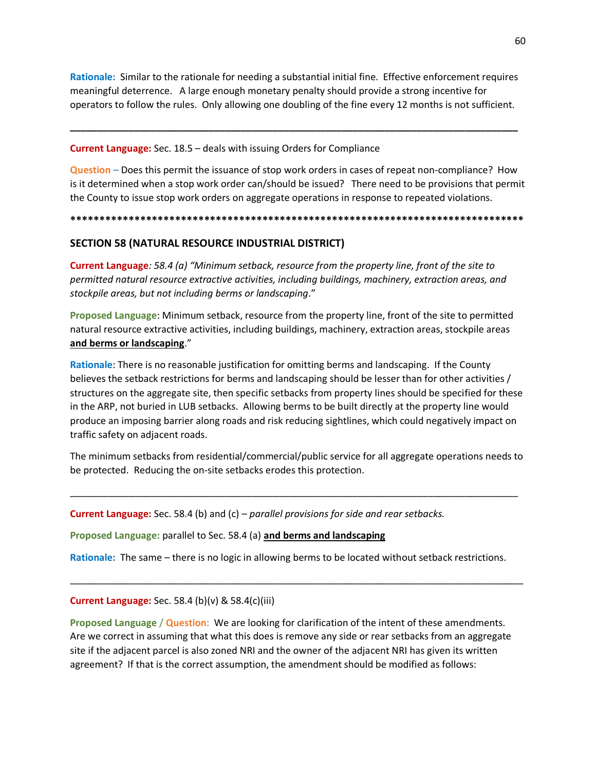**Rationale:** Similar to the rationale for needing a substantial initial fine. Effective enforcement requires meaningful deterrence. A large enough monetary penalty should provide a strong incentive for operators to follow the rules. Only allowing one doubling of the fine every 12 months is not sufficient.

---

**Current Language:** Sec. 18.5 – deals with issuing Orders for Compliance

**Question** – Does this permit the issuance of stop work orders in cases of repeat non-compliance? How is it determined when a stop work order can/should be issued? There need to be provisions that permit the County to issue stop work orders on aggregate operations in response to repeated violations.

*******************************************************************************

## SECTION 58 (NATURAL RESOURCE INDUSTRIAL DISTRICT)

**Current Language**: *58.4 (a) "Minimum setback, resource from the property line, front of the site to permitted natural resource extractive activities, including buildings, machinery, extraction areas, and stockpile areas, but not including berms or landscaping*."

**Proposed Language:** Minimum setback, resource from the property line, front of the site to permitted natural resource extractive activities, including buildings, machinery, extraction areas, stockpile areas **and berms or landscaping**."

**Rationale**: There is no reasonable justification for omitting berms and landscaping. If the County believes the setback restrictions for berms and landscaping should be lesser than for other activities / structures on the aggregate site, then specific setbacks from property lines should be specified for these in the ARP, not buried in LUB setbacks. Allowing berms to be built directly at the property line would produce an imposing barrier along roads and risk reducing sightlines, which could negatively impact on traffic safety on adjacent roads.

The minimum setbacks from residential/commercial/public service for all aggregate operations needs to be protected. Reducing the on-site setbacks erodes this protection.

---

**Current Language:** Sec. 58.4 (b) and (c) – *parallel provisions for side and rear setbacks.*

**Proposed Language:** parallel to Sec. 58.4 (a) **and berms and landscaping**

**Rationale:** The same – there is no logic in allowing berms to be located without setback restrictions.

---

**Current Language:** Sec. 58.4 (b)(v) & 58.4(c)(iii)

**Proposed Language / Question**: We are looking for clarification of the intent of these amendments. Are we correct in assuming that what this does is remove any side or rear setbacks from an aggregate site if the adjacent parcel is also zoned NRI and the owner of the adjacent NRI has given its written agreement? If that is the correct assumption, the amendment should be modified as follows: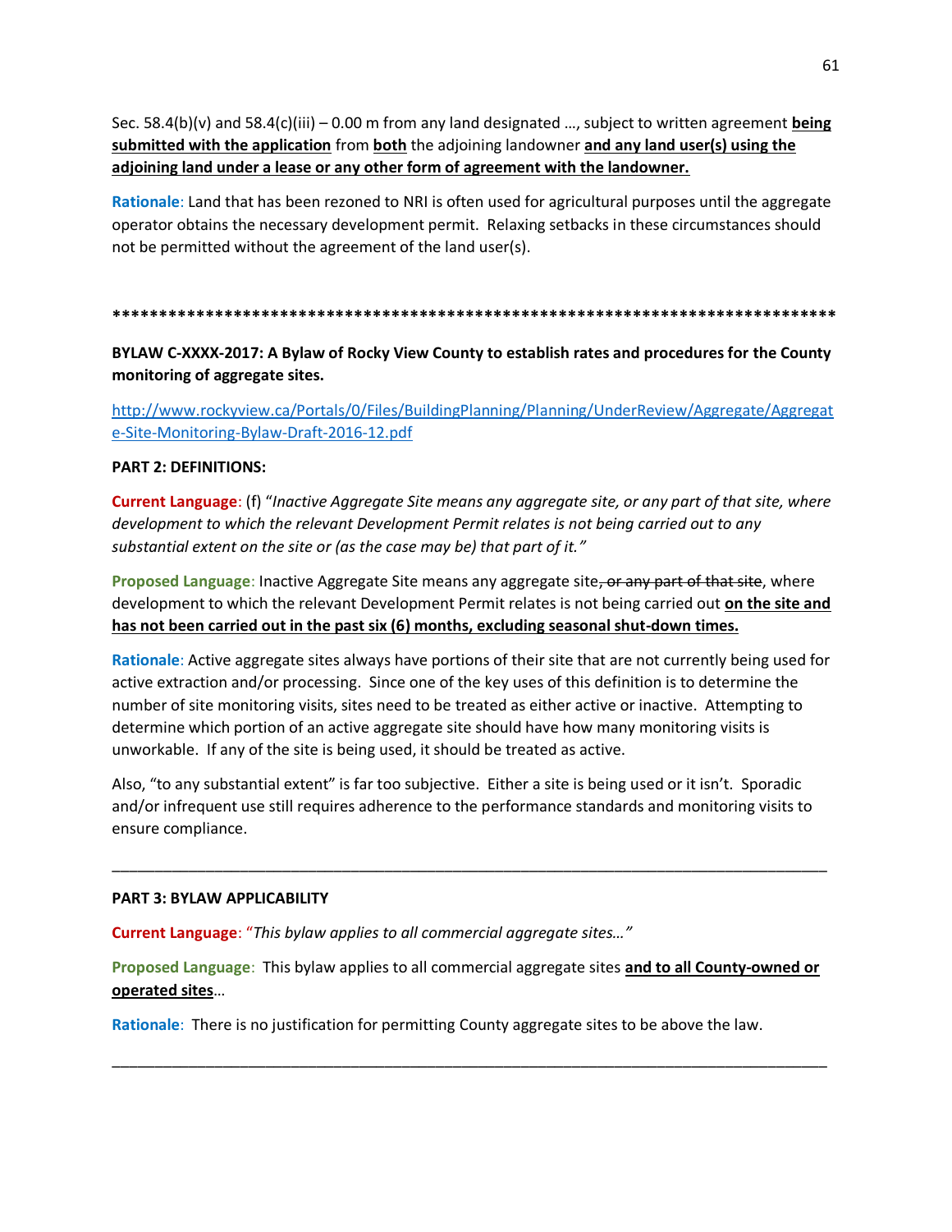Sec. 58.4(b)(v) and 58.4(c)(iii) – 0.00 m from any land designated …, subject to written agreement **<u>being submitted with the application</u>** from **<u>both</u>** the adjoining landowner **<u>and any land user(s) using the adjoining land under a lease or any other form of agreement with the landowner.</u>**

**Rationale**: Land that has been rezoned to NRI is often used for agricultural purposes until the aggregate operator obtains the necessary development permit. Relaxing setbacks in these circumstances should not be permitted without the agreement of the land user(s).

**********************************************************************************

**BYLAW C-XXXX-2017: A Bylaw of Rocky View County to establish rates and procedures for the County monitoring of aggregate sites.**

http://www.rockyview.ca/Portals/0/Files/BuildingPlanning/Planning/UnderReview/Aggregate/Aggregate-Site-Monitoring-Bylaw-Draft-2016-12.pdf

**PART 2: DEFINITIONS:**

**Current Language**: (f) "*Inactive Aggregate Site means any aggregate site, or any part of that site, where development to which the relevant Development Permit relates is not being carried out to any substantial extent on the site or (as the case may be) that part of it.*"

**Proposed Language**: Inactive Aggregate Site means any aggregate site~~, or any part of that site~~, where development to which the relevant Development Permit relates is not being carried out **<u>on the site and has not been carried out in the past six (6) months, excluding seasonal shut-down times.</u>**

**Rationale**: Active aggregate sites always have portions of their site that are not currently being used for active extraction and/or processing. Since one of the key uses of this definition is to determine the number of site monitoring visits, sites need to be treated as either active or inactive. Attempting to determine which portion of an active aggregate site should have how many monitoring visits is unworkable. If any of the site is being used, it should be treated as active.

Also, "to any substantial extent" is far too subjective. Either a site is being used or it isn't. Sporadic and/or infrequent use still requires adherence to the performance standards and monitoring visits to ensure compliance.

---

**PART 3: BYLAW APPLICABILITY**

**Current Language**: "*This bylaw applies to all commercial aggregate sites…*"

**Proposed Language**: This bylaw applies to all commercial aggregate sites **<u>and to all County-owned or operated sites</u>**…

**Rationale**: There is no justification for permitting County aggregate sites to be above the law.

---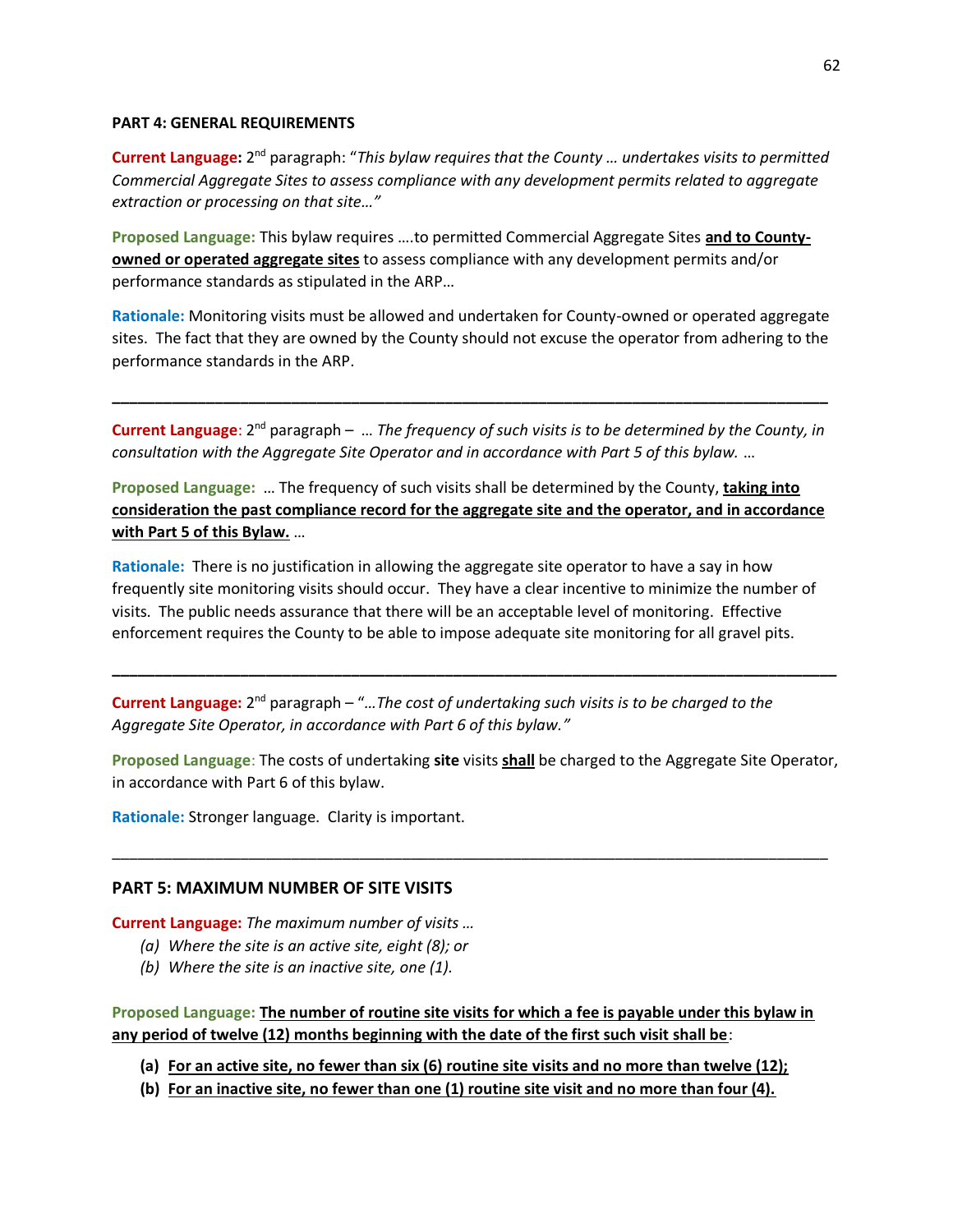**PART 4: GENERAL REQUIREMENTS**

**Current Language:** 2nd paragraph: "*This bylaw requires that the County … undertakes visits to permitted Commercial Aggregate Sites to assess compliance with any development permits related to aggregate extraction or processing on that site…"*

**Proposed Language:** This bylaw requires ….to permitted Commercial Aggregate Sites **<u>and to County-owned or operated aggregate sites</u>** to assess compliance with any development permits and/or performance standards as stipulated in the ARP…

**Rationale:** Monitoring visits must be allowed and undertaken for County-owned or operated aggregate sites. The fact that they are owned by the County should not excuse the operator from adhering to the performance standards in the ARP.

---

**Current Language**: 2nd paragraph – … *The frequency of such visits is to be determined by the County, in consultation with the Aggregate Site Operator and in accordance with Part 5 of this bylaw.* …

**Proposed Language:** … The frequency of such visits shall be determined by the County, **<u>taking into consideration the past compliance record for the aggregate site and the operator, and in accordance with Part 5 of this Bylaw.</u>** …

**Rationale:** There is no justification in allowing the aggregate site operator to have a say in how frequently site monitoring visits should occur. They have a clear incentive to minimize the number of visits. The public needs assurance that there will be an acceptable level of monitoring. Effective enforcement requires the County to be able to impose adequate site monitoring for all gravel pits.

---

**Current Language:** 2nd paragraph – "…*The cost of undertaking such visits is to be charged to the Aggregate Site Operator, in accordance with Part 6 of this bylaw."*

**Proposed Language**: The costs of undertaking **site** visits **<u>shall</u>** be charged to the Aggregate Site Operator, in accordance with Part 6 of this bylaw.

**Rationale:** Stronger language. Clarity is important.

---

### PART 5: MAXIMUM NUMBER OF SITE VISITS

**Current Language:** *The maximum number of visits …*

(a) *Where the site is an active site, eight (8); or*
(b) *Where the site is an inactive site, one (1).*

**Proposed Language:** **<u>The number of routine site visits for which a fee is payable under this bylaw in any period of twelve (12) months beginning with the date of the first such visit shall be</u>**:

**(a) <u>For an active site, no fewer than six (6) routine site visits and no more than twelve (12);</u>**
**(b) <u>For an inactive site, no fewer than one (1) routine site visit and no more than four (4).</u>**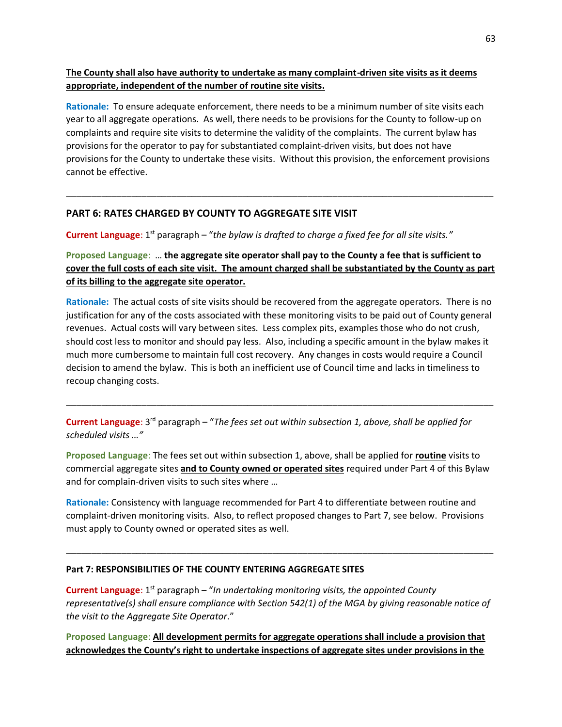**<u>The County shall also have authority to undertake as many complaint-driven site visits as it deems appropriate, independent of the number of routine site visits.</u>**

**Rationale:** To ensure adequate enforcement, there needs to be a minimum number of site visits each year to all aggregate operations. As well, there needs to be provisions for the County to follow-up on complaints and require site visits to determine the validity of the complaints. The current bylaw has provisions for the operator to pay for substantiated complaint-driven visits, but does not have provisions for the County to undertake these visits. Without this provision, the enforcement provisions cannot be effective.

---

## PART 6: RATES CHARGED BY COUNTY TO AGGREGATE SITE VISIT

**Current Language**: 1st paragraph – "*the bylaw is drafted to charge a fixed fee for all site visits.*"

**Proposed Language**: … **<u>the aggregate site operator shall pay to the County a fee that is sufficient to cover the full costs of each site visit. The amount charged shall be substantiated by the County as part of its billing to the aggregate site operator.</u>**

**Rationale:** The actual costs of site visits should be recovered from the aggregate operators. There is no justification for any of the costs associated with these monitoring visits to be paid out of County general revenues. Actual costs will vary between sites. Less complex pits, examples those who do not crush, should cost less to monitor and should pay less. Also, including a specific amount in the bylaw makes it much more cumbersome to maintain full cost recovery. Any changes in costs would require a Council decision to amend the bylaw. This is both an inefficient use of Council time and lacks in timeliness to recoup changing costs.

---

**Current Language**: 3rd paragraph – "*The fees set out within subsection 1, above, shall be applied for scheduled visits …*"

**Proposed Language**: The fees set out within subsection 1, above, shall be applied for **<u>routine</u>** visits to commercial aggregate sites **<u>and to County owned or operated sites</u>** required under Part 4 of this Bylaw and for complain-driven visits to such sites where …

**Rationale:** Consistency with language recommended for Part 4 to differentiate between routine and complaint-driven monitoring visits. Also, to reflect proposed changes to Part 7, see below. Provisions must apply to County owned or operated sites as well.

---

## Part 7: RESPONSIBILITIES OF THE COUNTY ENTERING AGGREGATE SITES

**Current Language**: 1st paragraph – "*In undertaking monitoring visits, the appointed County representative(s) shall ensure compliance with Section 542(1) of the MGA by giving reasonable notice of the visit to the Aggregate Site Operator*."

**Proposed Language**: **<u>All development permits for aggregate operations shall include a provision that acknowledges the County's right to undertake inspections of aggregate sites under provisions in the</u>**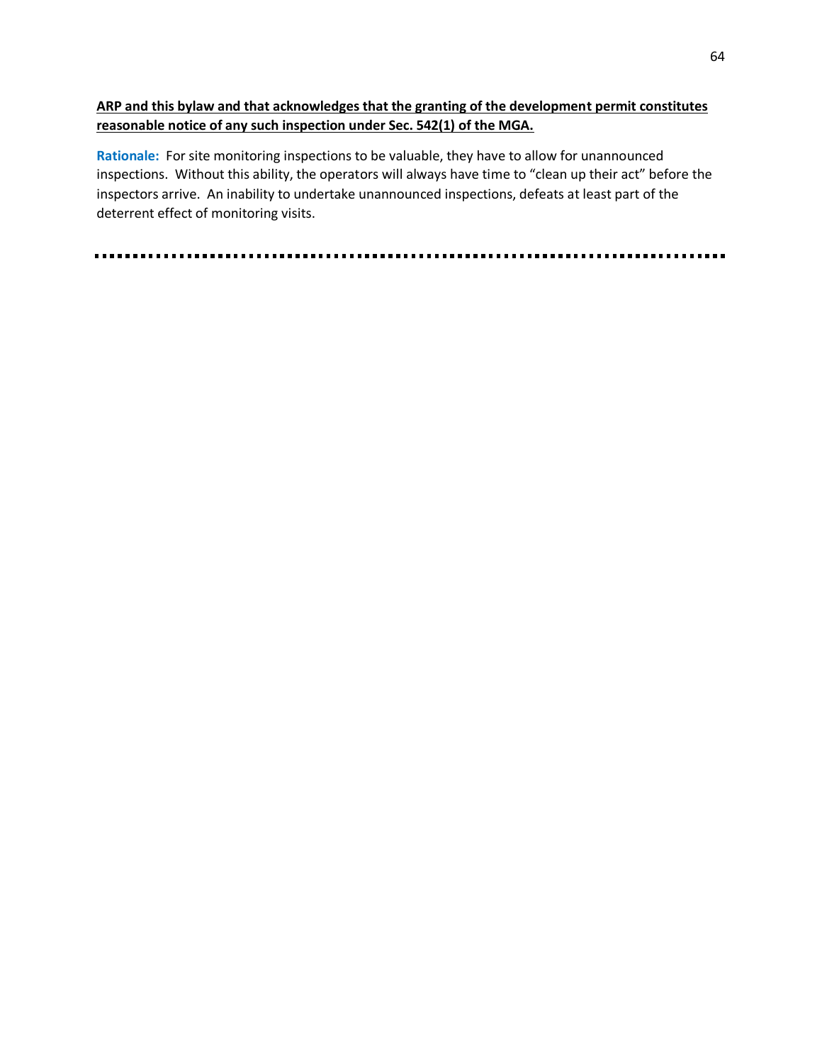**<u>ARP and this bylaw and that acknowledges that the granting of the development permit constitutes reasonable notice of any such inspection under Sec. 542(1) of the MGA.</u>**

**Rationale:** For site monitoring inspections to be valuable, they have to allow for unannounced inspections. Without this ability, the operators will always have time to "clean up their act" before the inspectors arrive. An inability to undertake unannounced inspections, defeats at least part of the deterrent effect of monitoring visits.

---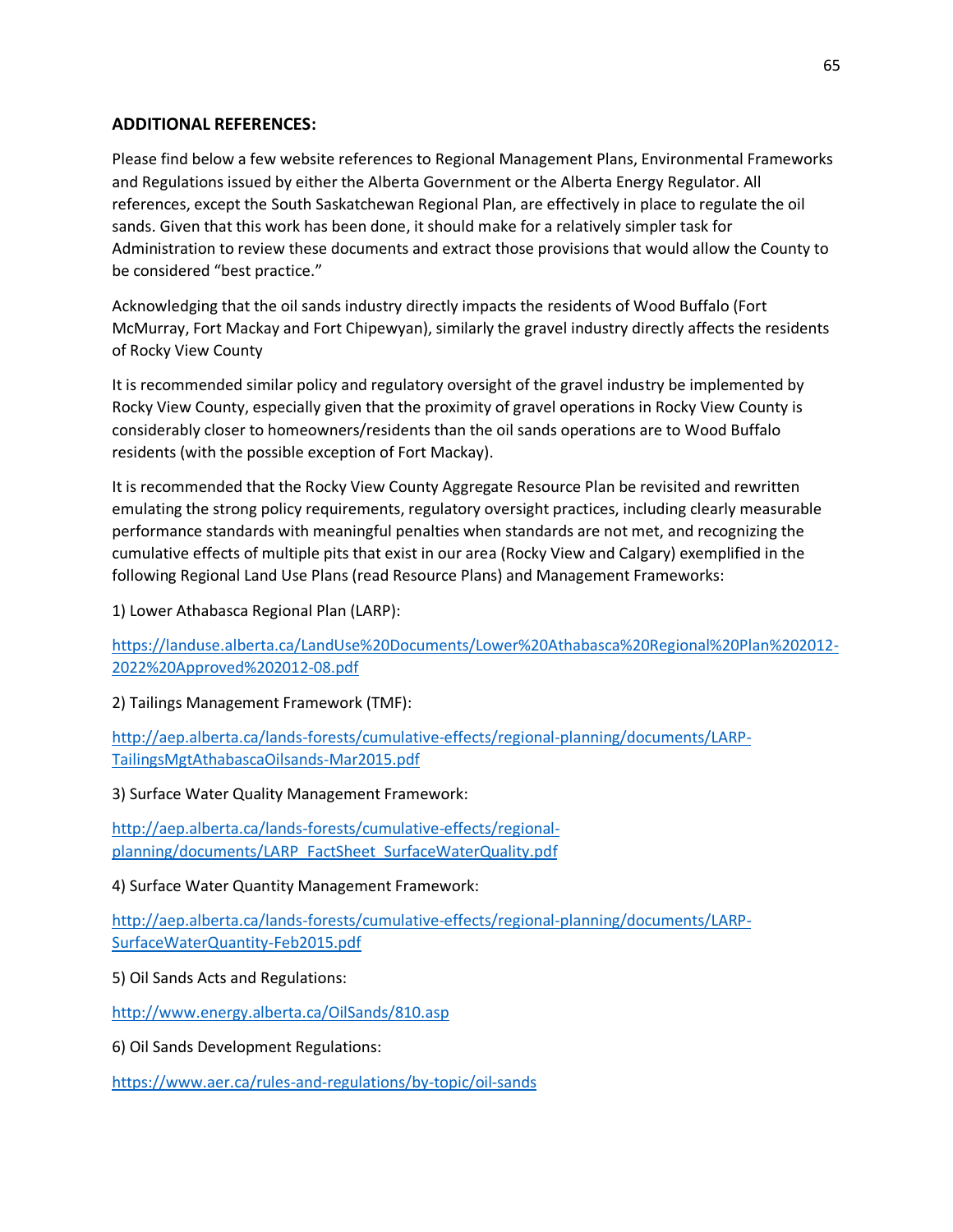**ADDITIONAL REFERENCES:**

Please find below a few website references to Regional Management Plans, Environmental Frameworks and Regulations issued by either the Alberta Government or the Alberta Energy Regulator. All references, except the South Saskatchewan Regional Plan, are effectively in place to regulate the oil sands. Given that this work has been done, it should make for a relatively simpler task for Administration to review these documents and extract those provisions that would allow the County to be considered "best practice."

Acknowledging that the oil sands industry directly impacts the residents of Wood Buffalo (Fort McMurray, Fort Mackay and Fort Chipewyan), similarly the gravel industry directly affects the residents of Rocky View County

It is recommended similar policy and regulatory oversight of the gravel industry be implemented by Rocky View County, especially given that the proximity of gravel operations in Rocky View County is considerably closer to homeowners/residents than the oil sands operations are to Wood Buffalo residents (with the possible exception of Fort Mackay).

It is recommended that the Rocky View County Aggregate Resource Plan be revisited and rewritten emulating the strong policy requirements, regulatory oversight practices, including clearly measurable performance standards with meaningful penalties when standards are not met, and recognizing the cumulative effects of multiple pits that exist in our area (Rocky View and Calgary) exemplified in the following Regional Land Use Plans (read Resource Plans) and Management Frameworks:

1) Lower Athabasca Regional Plan (LARP):

https://landuse.alberta.ca/LandUse%20Documents/Lower%20Athabasca%20Regional%20Plan%202012-2022%20Approved%202012-08.pdf

2) Tailings Management Framework (TMF):

http://aep.alberta.ca/lands-forests/cumulative-effects/regional-planning/documents/LARP-TailingsMgtAthabascaOilsands-Mar2015.pdf

3) Surface Water Quality Management Framework:

http://aep.alberta.ca/lands-forests/cumulative-effects/regional-planning/documents/LARP_FactSheet_SurfaceWaterQuality.pdf

4) Surface Water Quantity Management Framework:

http://aep.alberta.ca/lands-forests/cumulative-effects/regional-planning/documents/LARP-SurfaceWaterQuantity-Feb2015.pdf

5) Oil Sands Acts and Regulations:

http://www.energy.alberta.ca/OilSands/810.asp

6) Oil Sands Development Regulations:

https://www.aer.ca/rules-and-regulations/by-topic/oil-sands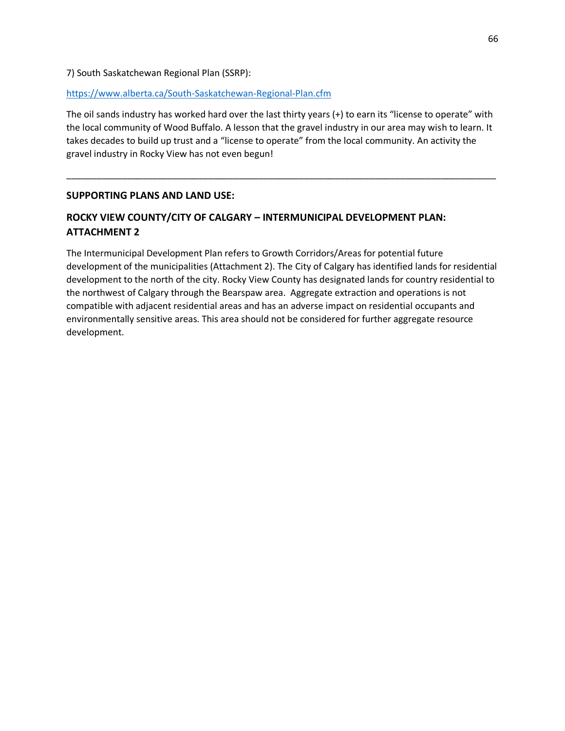7) South Saskatchewan Regional Plan (SSRP):

https://www.alberta.ca/South-Saskatchewan-Regional-Plan.cfm

The oil sands industry has worked hard over the last thirty years (+) to earn its "license to operate" with the local community of Wood Buffalo. A lesson that the gravel industry in our area may wish to learn. It takes decades to build up trust and a "license to operate" from the local community. An activity the gravel industry in Rocky View has not even begun!

---

**SUPPORTING PLANS AND LAND USE:**

**ROCKY VIEW COUNTY/CITY OF CALGARY – INTERMUNICIPAL DEVELOPMENT PLAN: ATTACHMENT 2**

The Intermunicipal Development Plan refers to Growth Corridors/Areas for potential future development of the municipalities (Attachment 2). The City of Calgary has identified lands for residential development to the north of the city. Rocky View County has designated lands for country residential to the northwest of Calgary through the Bearspaw area. Aggregate extraction and operations is not compatible with adjacent residential areas and has an adverse impact on residential occupants and environmentally sensitive areas. This area should not be considered for further aggregate resource development.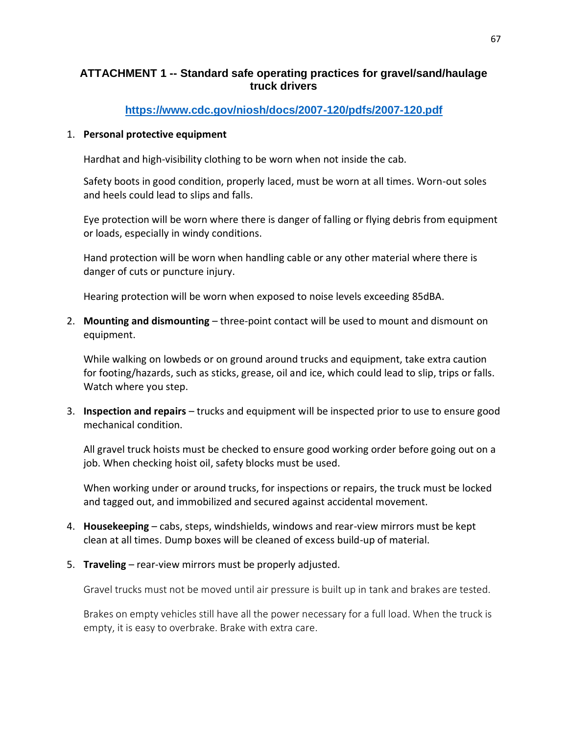## ATTACHMENT 1 -- Standard safe operating practices for gravel/sand/haulage truck drivers

**https://www.cdc.gov/niosh/docs/2007-120/pdfs/2007-120.pdf**

1. **Personal protective equipment**

   Hardhat and high-visibility clothing to be worn when not inside the cab.

   Safety boots in good condition, properly laced, must be worn at all times. Worn-out soles and heels could lead to slips and falls.

   Eye protection will be worn where there is danger of falling or flying debris from equipment or loads, especially in windy conditions.

   Hand protection will be worn when handling cable or any other material where there is danger of cuts or puncture injury.

   Hearing protection will be worn when exposed to noise levels exceeding 85dBA.

2. **Mounting and dismounting** – three-point contact will be used to mount and dismount on equipment.

   While walking on lowbeds or on ground around trucks and equipment, take extra caution for footing/hazards, such as sticks, grease, oil and ice, which could lead to slip, trips or falls. Watch where you step.

3. **Inspection and repairs** – trucks and equipment will be inspected prior to use to ensure good mechanical condition.

   All gravel truck hoists must be checked to ensure good working order before going out on a job. When checking hoist oil, safety blocks must be used.

   When working under or around trucks, for inspections or repairs, the truck must be locked and tagged out, and immobilized and secured against accidental movement.

4. **Housekeeping** – cabs, steps, windshields, windows and rear-view mirrors must be kept clean at all times. Dump boxes will be cleaned of excess build-up of material.

5. **Traveling** – rear-view mirrors must be properly adjusted.

   Gravel trucks must not be moved until air pressure is built up in tank and brakes are tested.

   Brakes on empty vehicles still have all the power necessary for a full load. When the truck is empty, it is easy to overbrake. Brake with extra care.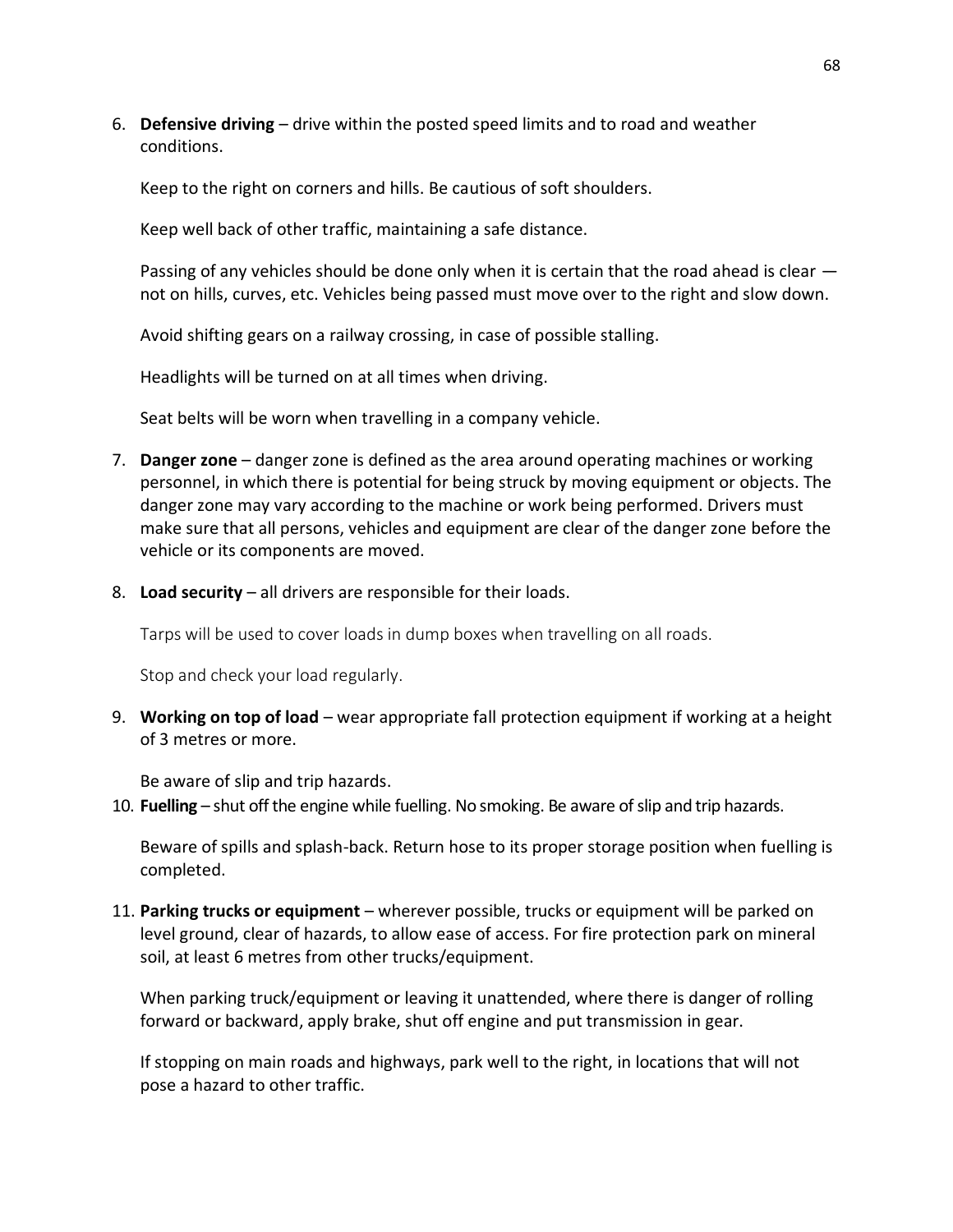6. **Defensive driving** – drive within the posted speed limits and to road and weather conditions.

   Keep to the right on corners and hills. Be cautious of soft shoulders.

   Keep well back of other traffic, maintaining a safe distance.

   Passing of any vehicles should be done only when it is certain that the road ahead is clear — not on hills, curves, etc. Vehicles being passed must move over to the right and slow down.

   Avoid shifting gears on a railway crossing, in case of possible stalling.

   Headlights will be turned on at all times when driving.

   Seat belts will be worn when travelling in a company vehicle.

7. **Danger zone** – danger zone is defined as the area around operating machines or working personnel, in which there is potential for being struck by moving equipment or objects. The danger zone may vary according to the machine or work being performed. Drivers must make sure that all persons, vehicles and equipment are clear of the danger zone before the vehicle or its components are moved.

8. **Load security** – all drivers are responsible for their loads.

   Tarps will be used to cover loads in dump boxes when travelling on all roads.

   Stop and check your load regularly.

9. **Working on top of load** – wear appropriate fall protection equipment if working at a height of 3 metres or more.

   Be aware of slip and trip hazards.

10. **Fuelling** – shut off the engine while fuelling. No smoking. Be aware of slip and trip hazards.

    Beware of spills and splash-back. Return hose to its proper storage position when fuelling is completed.

11. **Parking trucks or equipment** – wherever possible, trucks or equipment will be parked on level ground, clear of hazards, to allow ease of access. For fire protection park on mineral soil, at least 6 metres from other trucks/equipment.

    When parking truck/equipment or leaving it unattended, where there is danger of rolling forward or backward, apply brake, shut off engine and put transmission in gear.

    If stopping on main roads and highways, park well to the right, in locations that will not pose a hazard to other traffic.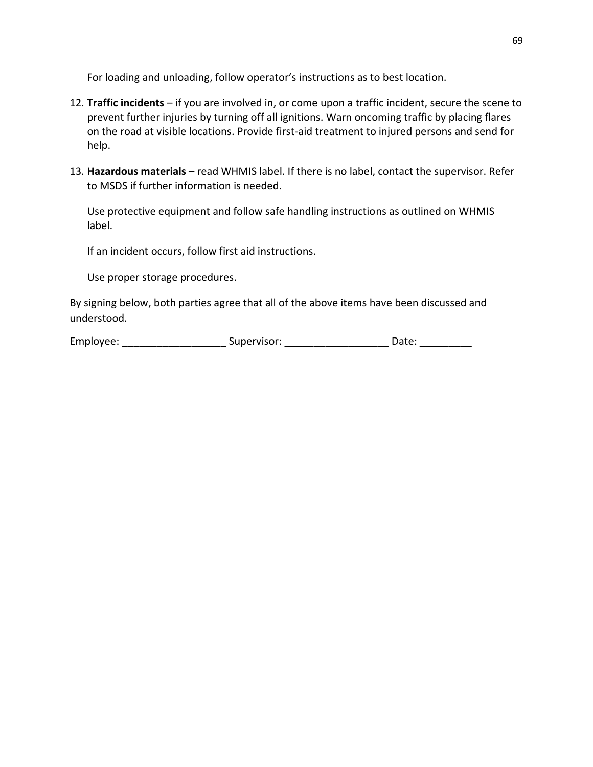For loading and unloading, follow operator's instructions as to best location.

12. **Traffic incidents** – if you are involved in, or come upon a traffic incident, secure the scene to prevent further injuries by turning off all ignitions. Warn oncoming traffic by placing flares on the road at visible locations. Provide first-aid treatment to injured persons and send for help.

13. **Hazardous materials** – read WHMIS label. If there is no label, contact the supervisor. Refer to MSDS if further information is needed.

    Use protective equipment and follow safe handling instructions as outlined on WHMIS label.

    If an incident occurs, follow first aid instructions.

    Use proper storage procedures.

By signing below, both parties agree that all of the above items have been discussed and understood.

Employee: __________________ Supervisor: __________________ Date: _________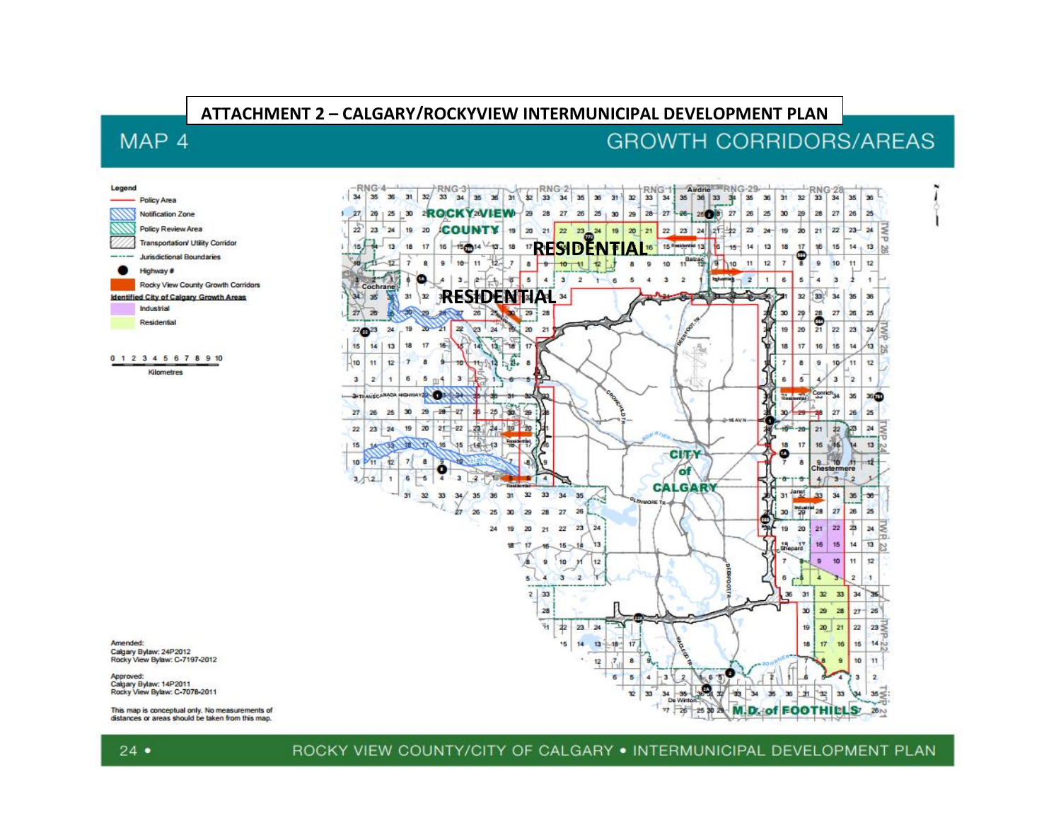# ATTACHMENT 2 – CALGARY/ROCKYVIEW INTERMUNICIPAL DEVELOPMENT PLAN

## MAP 4

## GROWTH CORRIDORS/AREAS

Legend

Policy Area

Notification Zone

Policy Review Area

Transportation/ Utility Corridor

Jurisdictional Boundaries

Highway #

Rocky View County Growth Corridors

Identified City of Calgary Growth Areas

Industrial

Residential

0 1 2 3 4 5 6 7 8 9 10

Kilometres

ROCKY VIEW COUNTY

RESIDENTIAL

RESIDENTIAL

CITY of CALGARY

M.D. of FOOTHILLS

Amended:
Calgary Bylaw: 24P2012
Rocky View Bylaw: C-7197-2012

Approved:
Calgary Bylaw: 14P2011
Rocky View Bylaw: C-7078-2011

This map is conceptual only. No measurements of distances or areas should be taken from this map.

ROCKY VIEW COUNTY/CITY OF CALGARY • INTERMUNICIPAL DEVELOPMENT PLAN